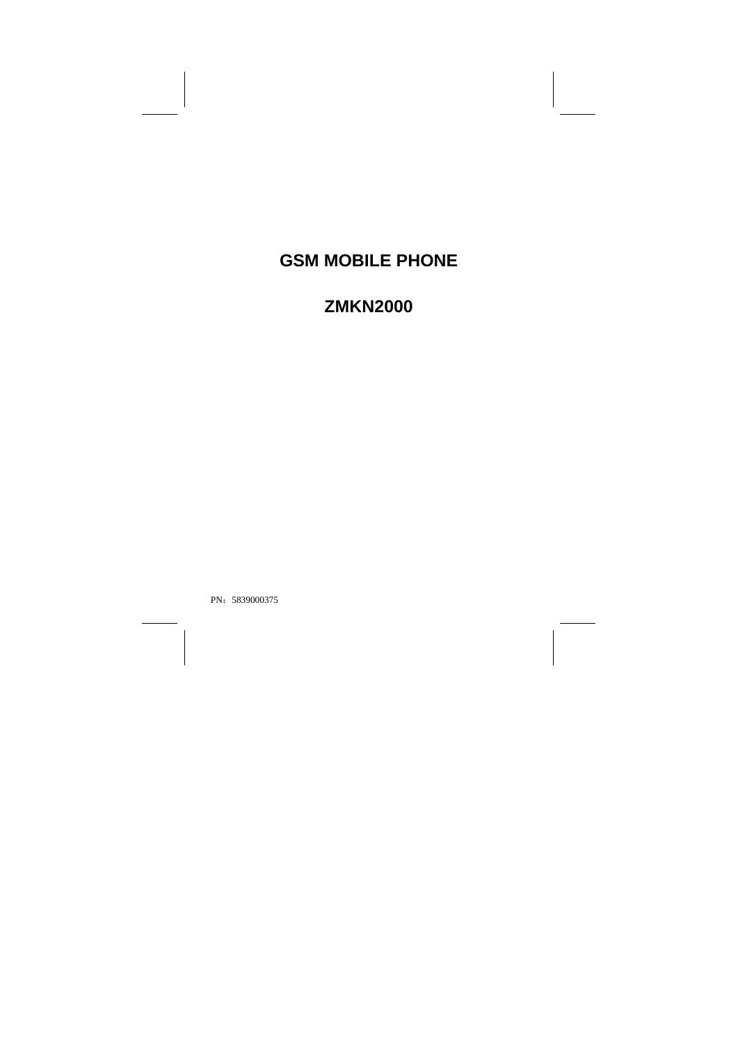# GSM MOBILE PHONE

# ZMKN2000

PN：5839000375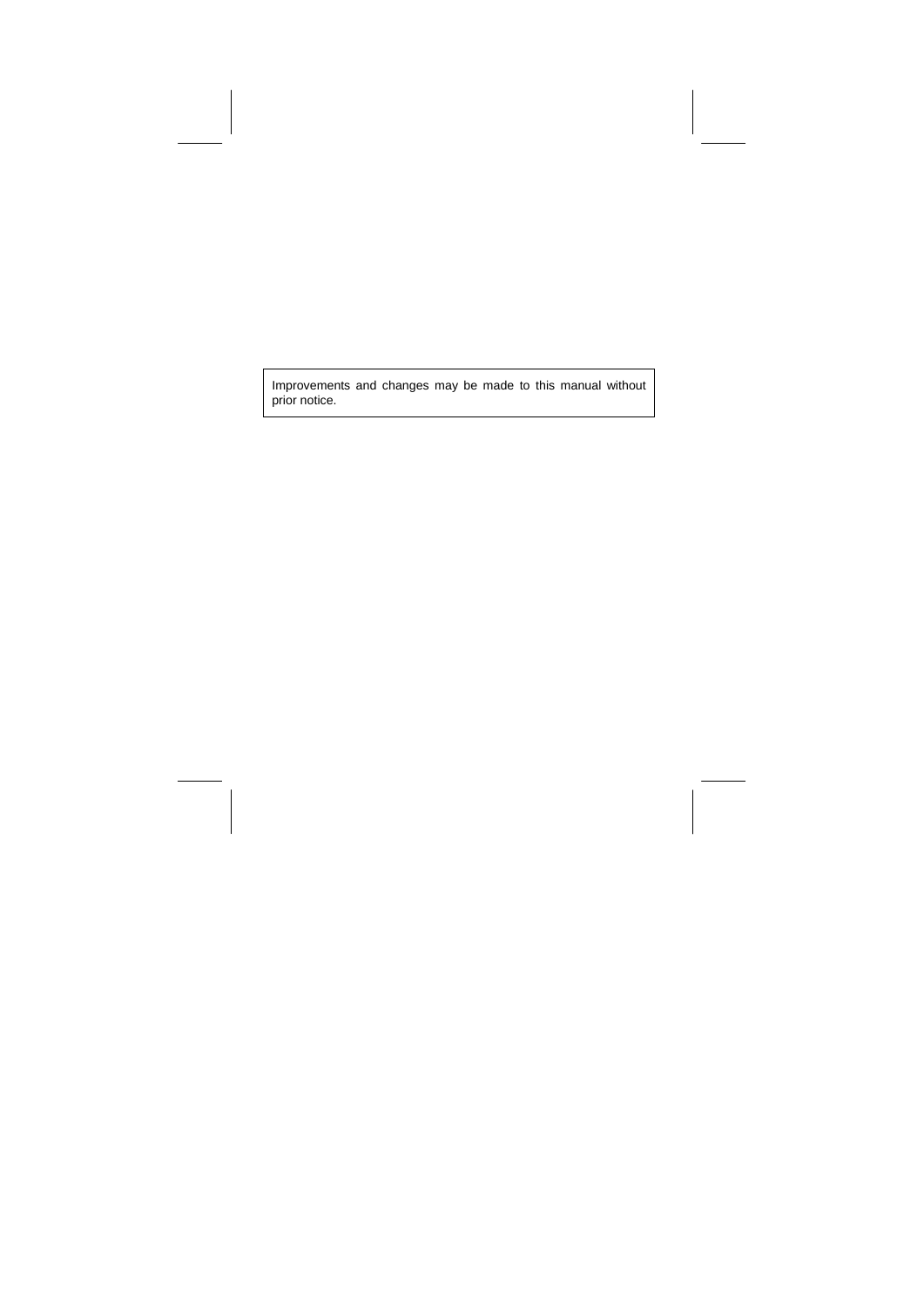Improvements and changes may be made to this manual without prior notice.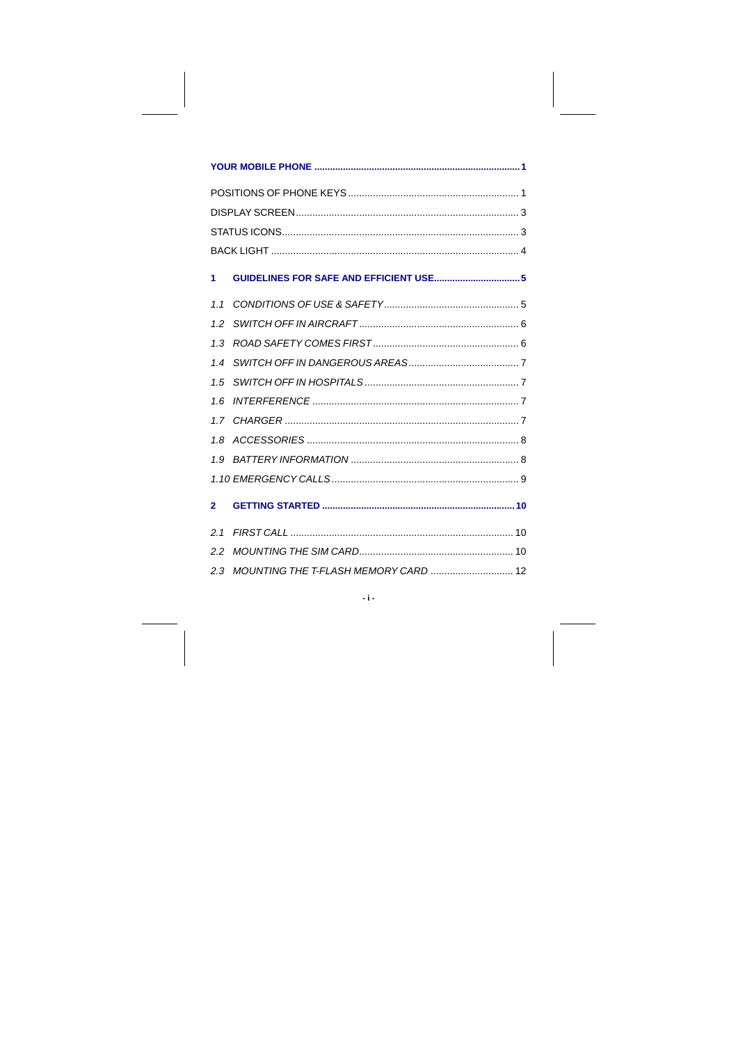**YOUR MOBILE PHONE ............................................................................ 1**

POSITIONS OF PHONE KEYS ............................................................ 1

DISPLAY SCREEN ................................................................................ 3

STATUS ICONS ..................................................................................... 3

BACK LIGHT ......................................................................................... 4

**1 GUIDELINES FOR SAFE AND EFFICIENT USE ................................ 5**

*1.1 CONDITIONS OF USE & SAFETY ................................................ 5*

*1.2 SWITCH OFF IN AIRCRAFT ......................................................... 6*

*1.3 ROAD SAFETY COMES FIRST .................................................... 6*

*1.4 SWITCH OFF IN DANGEROUS AREAS ....................................... 7*

*1.5 SWITCH OFF IN HOSPITALS ....................................................... 7*

*1.6 INTERFERENCE .......................................................................... 7*

*1.7 CHARGER .................................................................................... 7*

*1.8 ACCESSORIES ............................................................................ 8*

*1.9 BATTERY INFORMATION ............................................................ 8*

*1.10 EMERGENCY CALLS .................................................................. 9*

**2 GETTING STARTED ....................................................................... 10**

*2.1 FIRST CALL ............................................................................... 10*

*2.2 MOUNTING THE SIM CARD ....................................................... 10*

*2.3 MOUNTING THE T-FLASH MEMORY CARD ............................. 12*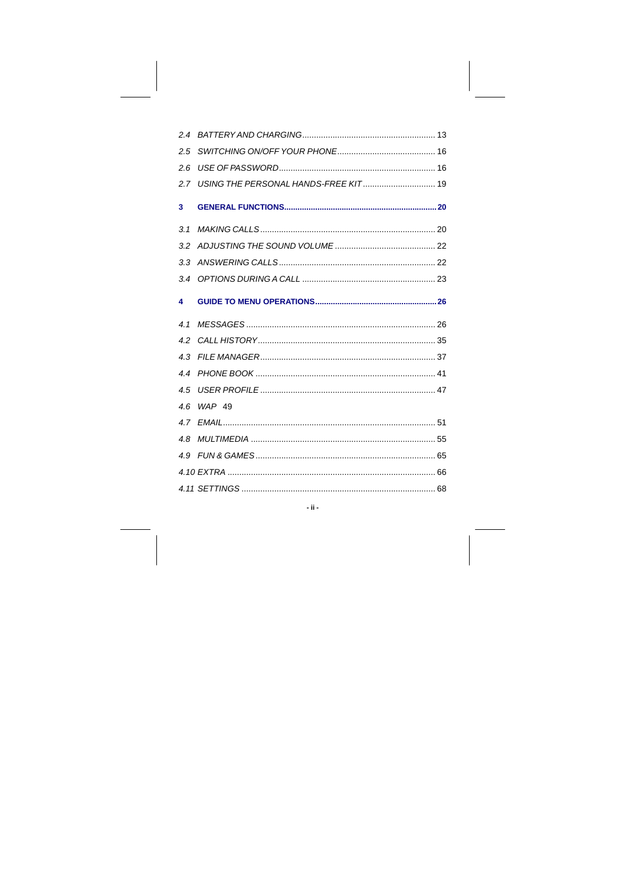*2.4 BATTERY AND CHARGING* ........................................................ 13

*2.5 SWITCHING ON/OFF YOUR PHONE* .......................................... 16

*2.6 USE OF PASSWORD* .................................................................. 16

*2.7 USING THE PERSONAL HANDS-FREE KIT* ............................... 19

**3 GENERAL FUNCTIONS** ................................................................... **20**

*3.1 MAKING CALLS* .......................................................................... 20

*3.2 ADJUSTING THE SOUND VOLUME* ........................................... 22

*3.3 ANSWERING CALLS* .................................................................. 22

*3.4 OPTIONS DURING A CALL* ........................................................ 23

**4 GUIDE TO MENU OPERATIONS** ...................................................... **26**

*4.1 MESSAGES* ................................................................................ 26

*4.2 CALL HISTORY* ........................................................................... 35

*4.3 FILE MANAGER* .......................................................................... 37

*4.4 PHONE BOOK* ............................................................................ 41

*4.5 USER PROFILE* .......................................................................... 47

*4.6 WAP* 49

*4.7 EMAIL* ......................................................................................... 51

*4.8 MULTIMEDIA* .............................................................................. 55

*4.9 FUN & GAMES* ............................................................................ 65

*4.10 EXTRA* ....................................................................................... 66

*4.11 SETTINGS* .................................................................................. 68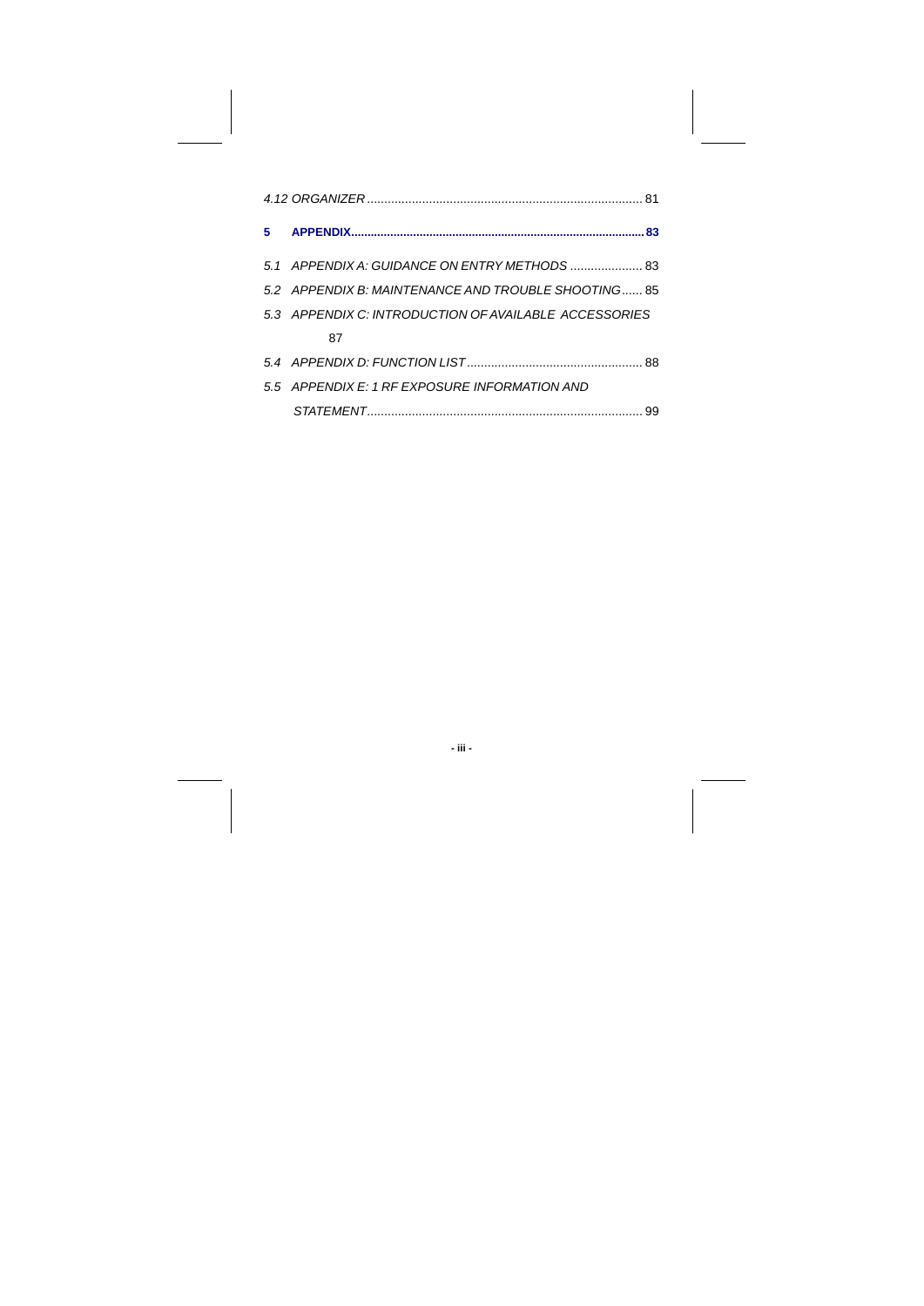*4.12 ORGANIZER* ................................................................................ 81

**5 APPENDIX........................................................................................ 83**

*5.1 APPENDIX A: GUIDANCE ON ENTRY METHODS* ..................... 83

*5.2 APPENDIX B: MAINTENANCE AND TROUBLE SHOOTING*...... 85

*5.3 APPENDIX C: INTRODUCTION OF AVAILABLE ACCESSORIES* 87

*5.4 APPENDIX D: FUNCTION LIST* .................................................. 88

*5.5 APPENDIX E: 1 RF EXPOSURE INFORMATION AND STATEMENT*............................................................................... 99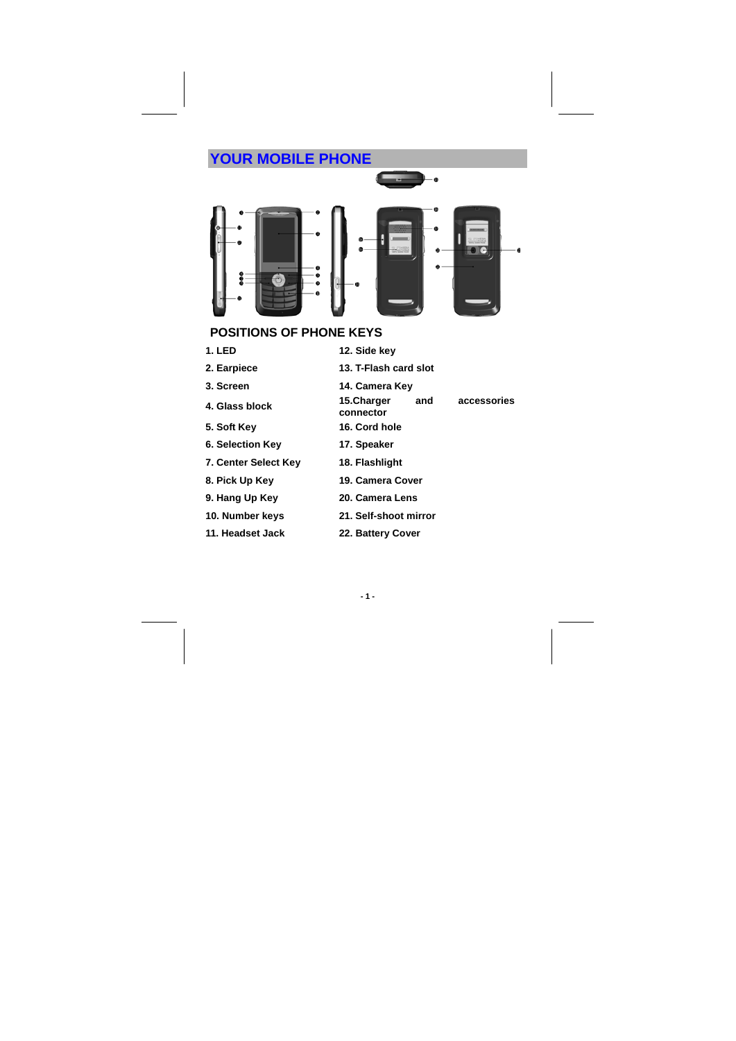# YOUR MOBILE PHONE

## POSITIONS OF PHONE KEYS

1. LED
2. Earpiece
3. Screen
4. Glass block
5. Soft Key
6. Selection Key
7. Center Select Key
8. Pick Up Key
9. Hang Up Key
10. Number keys
11. Headset Jack
12. Side key
13. T-Flash card slot
14. Camera Key
15. Charger and accessories connector
16. Cord hole
17. Speaker
18. Flashlight
19. Camera Cover
20. Camera Lens
21. Self-shoot mirror
22. Battery Cover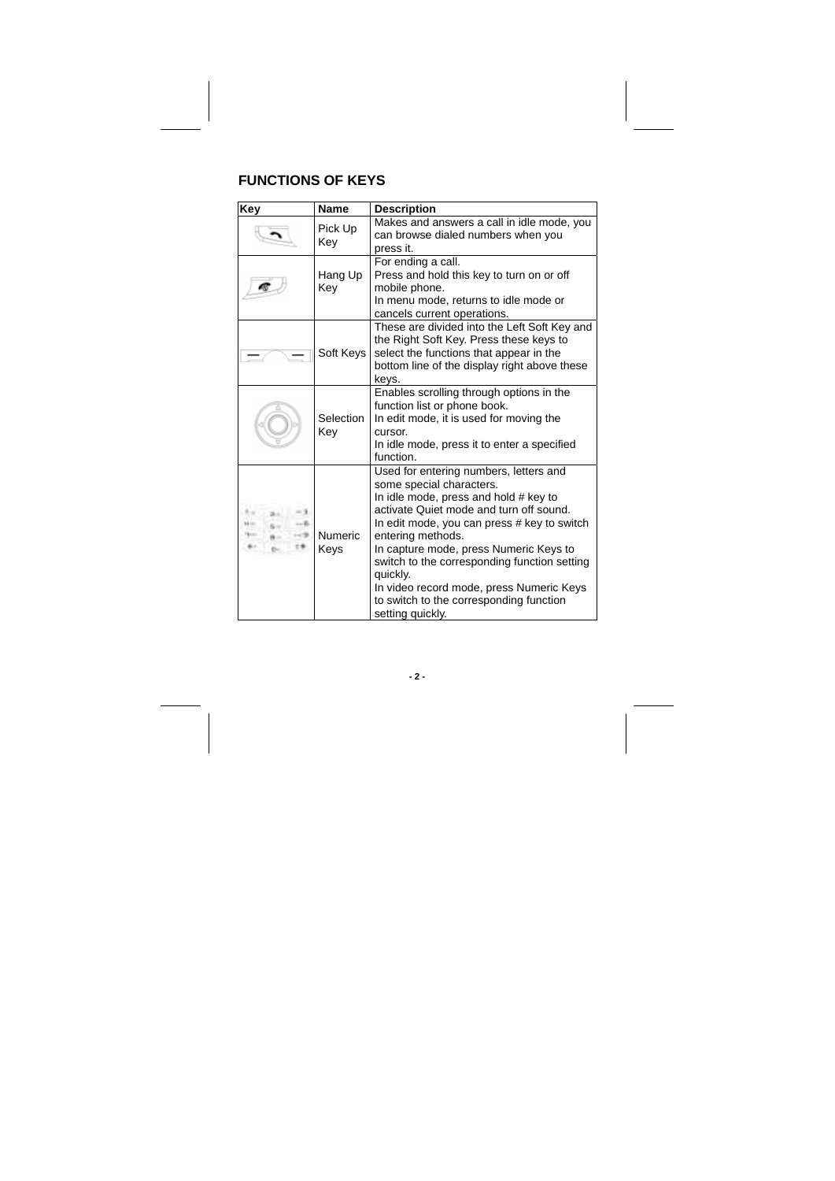## FUNCTIONS OF KEYS

| Key | Name | Description |
|---|---|---|
| | Pick Up Key | Makes and answers a call in idle mode, you can browse dialed numbers when you press it. |
| | Hang Up Key | For ending a call.<br>Press and hold this key to turn on or off mobile phone.<br>In menu mode, returns to idle mode or cancels current operations. |
| | Soft Keys | These are divided into the Left Soft Key and the Right Soft Key. Press these keys to select the functions that appear in the bottom line of the display right above these keys. |
| | Selection Key | Enables scrolling through options in the function list or phone book.<br>In edit mode, it is used for moving the cursor.<br>In idle mode, press it to enter a specified function. |
| | Numeric Keys | Used for entering numbers, letters and some special characters.<br>In idle mode, press and hold # key to activate Quiet mode and turn off sound.<br>In edit mode, you can press # key to switch entering methods.<br>In capture mode, press Numeric Keys to switch to the corresponding function setting quickly.<br>In video record mode, press Numeric Keys to switch to the corresponding function setting quickly. |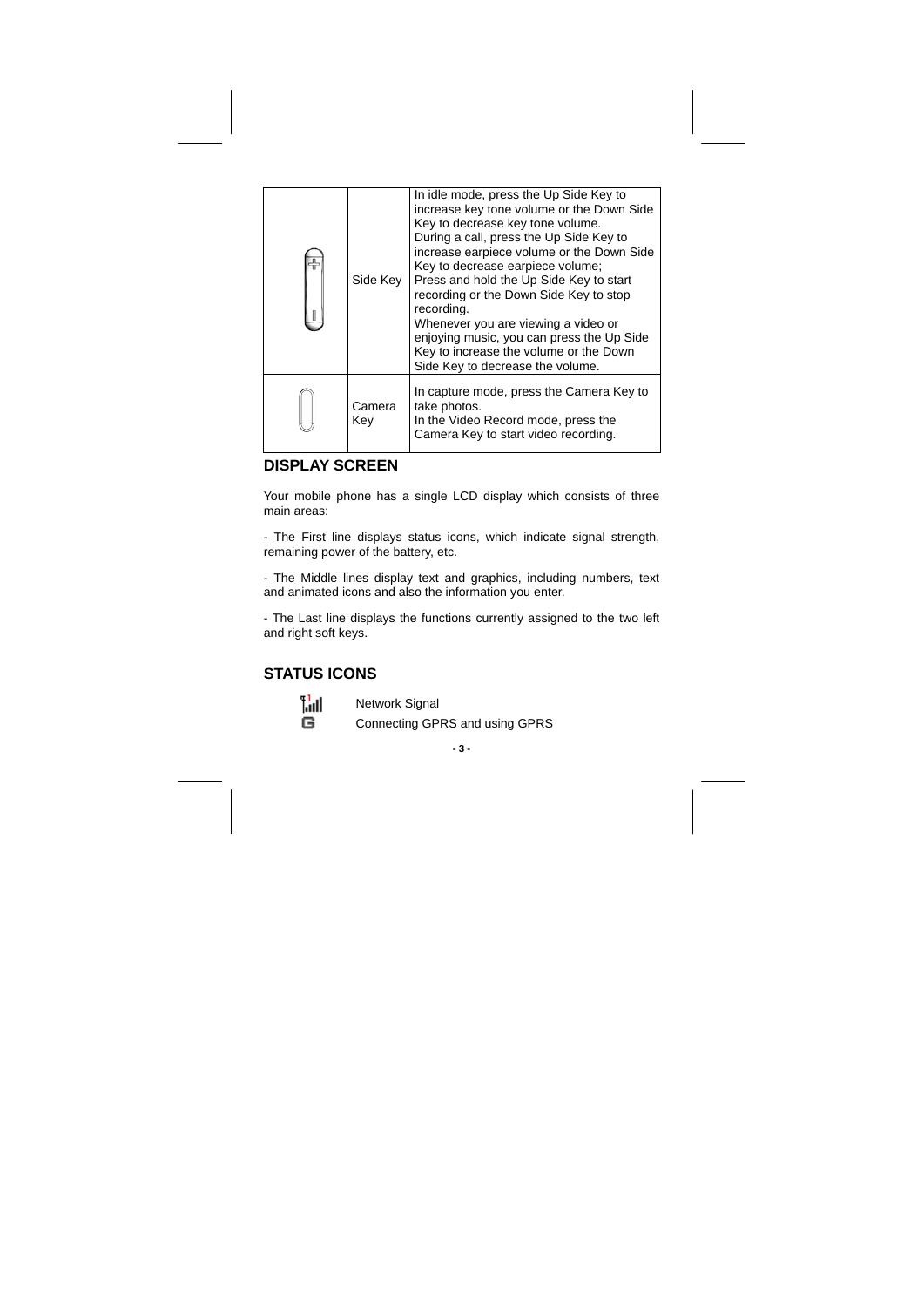|  | Side Key | In idle mode, press the Up Side Key to increase key tone volume or the Down Side Key to decrease key tone volume.<br>During a call, press the Up Side Key to increase earpiece volume or the Down Side Key to decrease earpiece volume;<br>Press and hold the Up Side Key to start recording or the Down Side Key to stop recording.<br>Whenever you are viewing a video or enjoying music, you can press the Up Side Key to increase the volume or the Down Side Key to decrease the volume. |
|---|---|---|
|  | Camera Key | In capture mode, press the Camera Key to take photos.<br>In the Video Record mode, press the Camera Key to start video recording. |

## DISPLAY SCREEN

Your mobile phone has a single LCD display which consists of three main areas:

- The First line displays status icons, which indicate signal strength, remaining power of the battery, etc.

- The Middle lines display text and graphics, including numbers, text and animated icons and also the information you enter.

- The Last line displays the functions currently assigned to the two left and right soft keys.

## STATUS ICONS

Network Signal

Connecting GPRS and using GPRS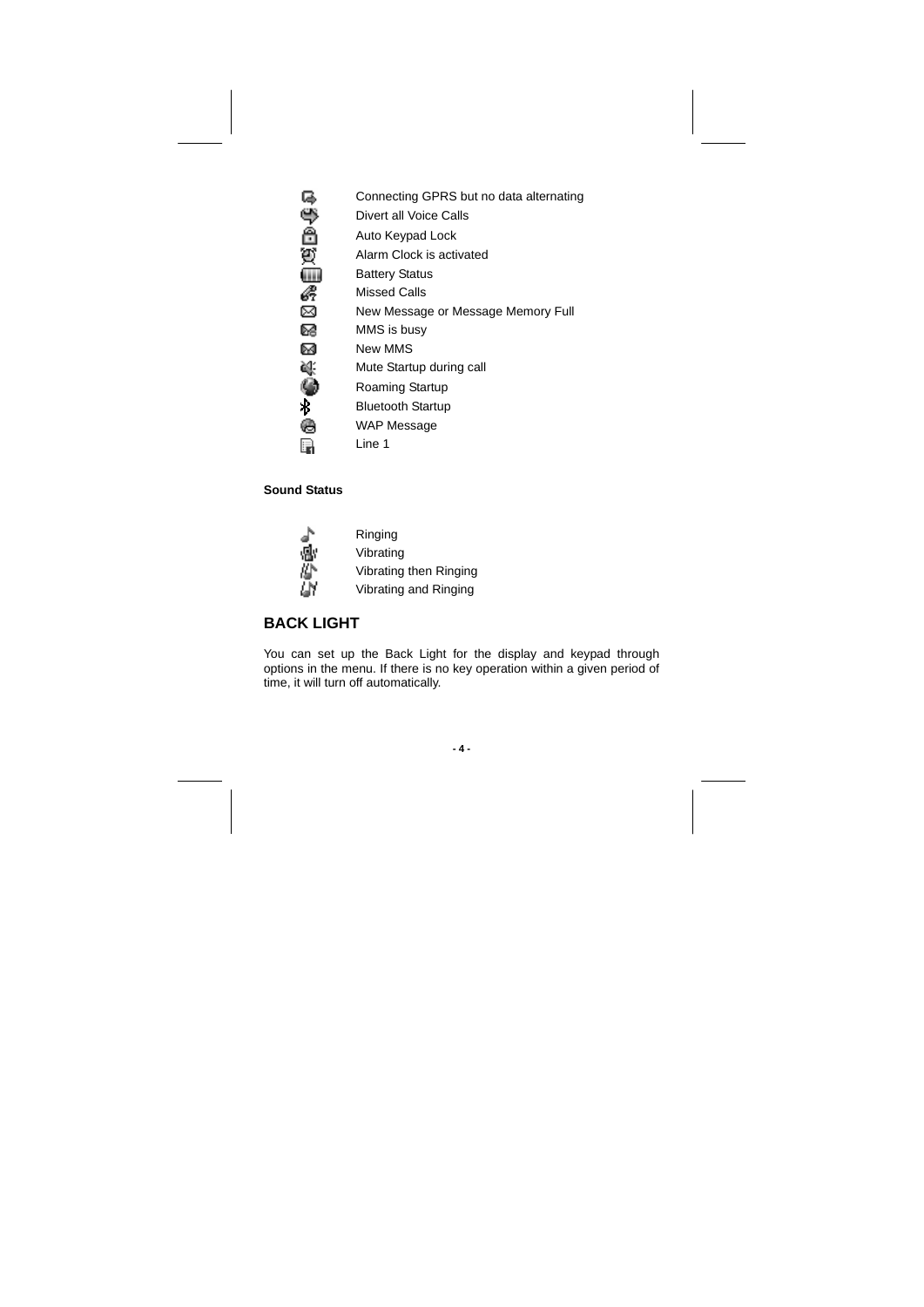| | |
|---|---|
| | Connecting GPRS but no data alternating |
| | Divert all Voice Calls |
| | Auto Keypad Lock |
| | Alarm Clock is activated |
| | Battery Status |
| | Missed Calls |
| | New Message or Message Memory Full |
| | MMS is busy |
| | New MMS |
| | Mute Startup during call |
| | Roaming Startup |
| | Bluetooth Startup |
| | WAP Message |
| | Line 1 |

**Sound Status**

| | |
|---|---|
| | Ringing |
| | Vibrating |
| | Vibrating then Ringing |
| | Vibrating and Ringing |

## BACK LIGHT

You can set up the Back Light for the display and keypad through options in the menu. If there is no key operation within a given period of time, it will turn off automatically.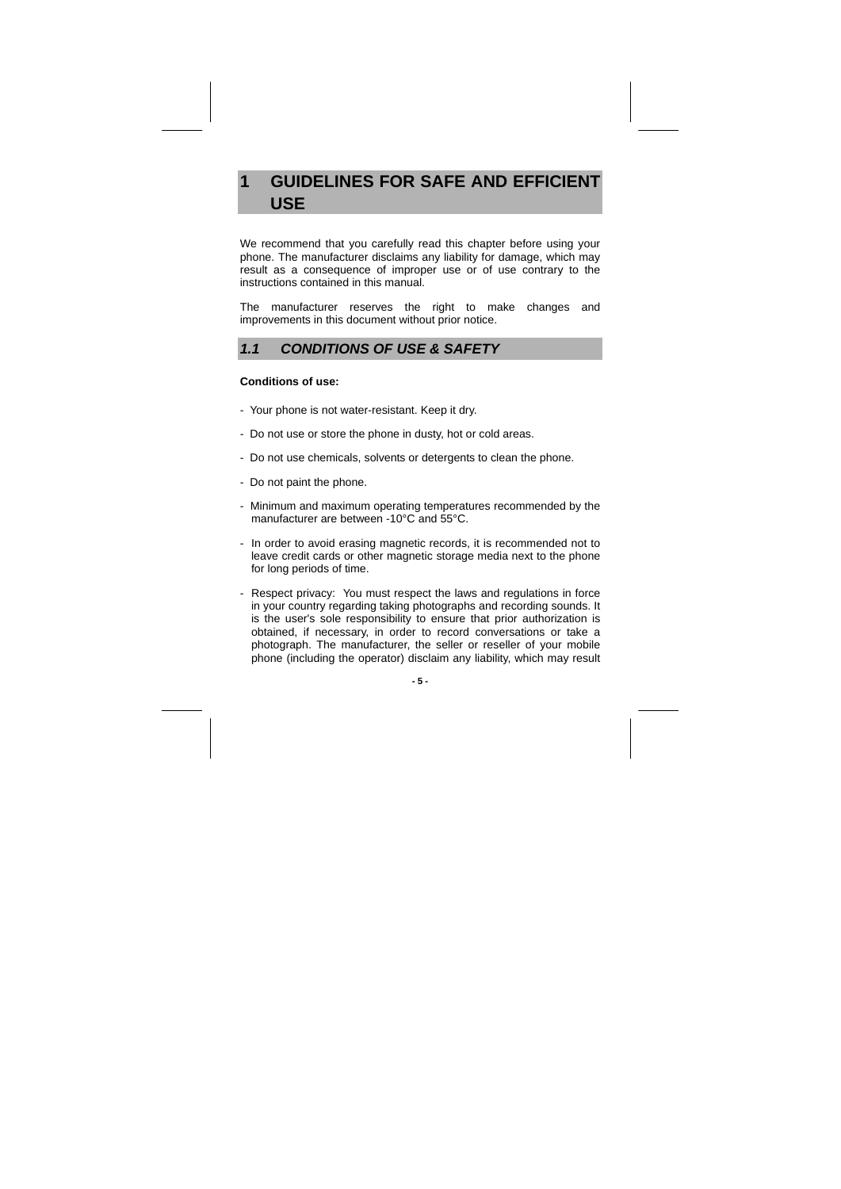# 1 GUIDELINES FOR SAFE AND EFFICIENT USE

We recommend that you carefully read this chapter before using your phone. The manufacturer disclaims any liability for damage, which may result as a consequence of improper use or of use contrary to the instructions contained in this manual.

The manufacturer reserves the right to make changes and improvements in this document without prior notice.

## *1.1 CONDITIONS OF USE & SAFETY*

**Conditions of use:**

- Your phone is not water-resistant. Keep it dry.
- Do not use or store the phone in dusty, hot or cold areas.
- Do not use chemicals, solvents or detergents to clean the phone.
- Do not paint the phone.
- Minimum and maximum operating temperatures recommended by the manufacturer are between -10°C and 55°C.
- In order to avoid erasing magnetic records, it is recommended not to leave credit cards or other magnetic storage media next to the phone for long periods of time.
- Respect privacy: You must respect the laws and regulations in force in your country regarding taking photographs and recording sounds. It is the user's sole responsibility to ensure that prior authorization is obtained, if necessary, in order to record conversations or take a photograph. The manufacturer, the seller or reseller of your mobile phone (including the operator) disclaim any liability, which may result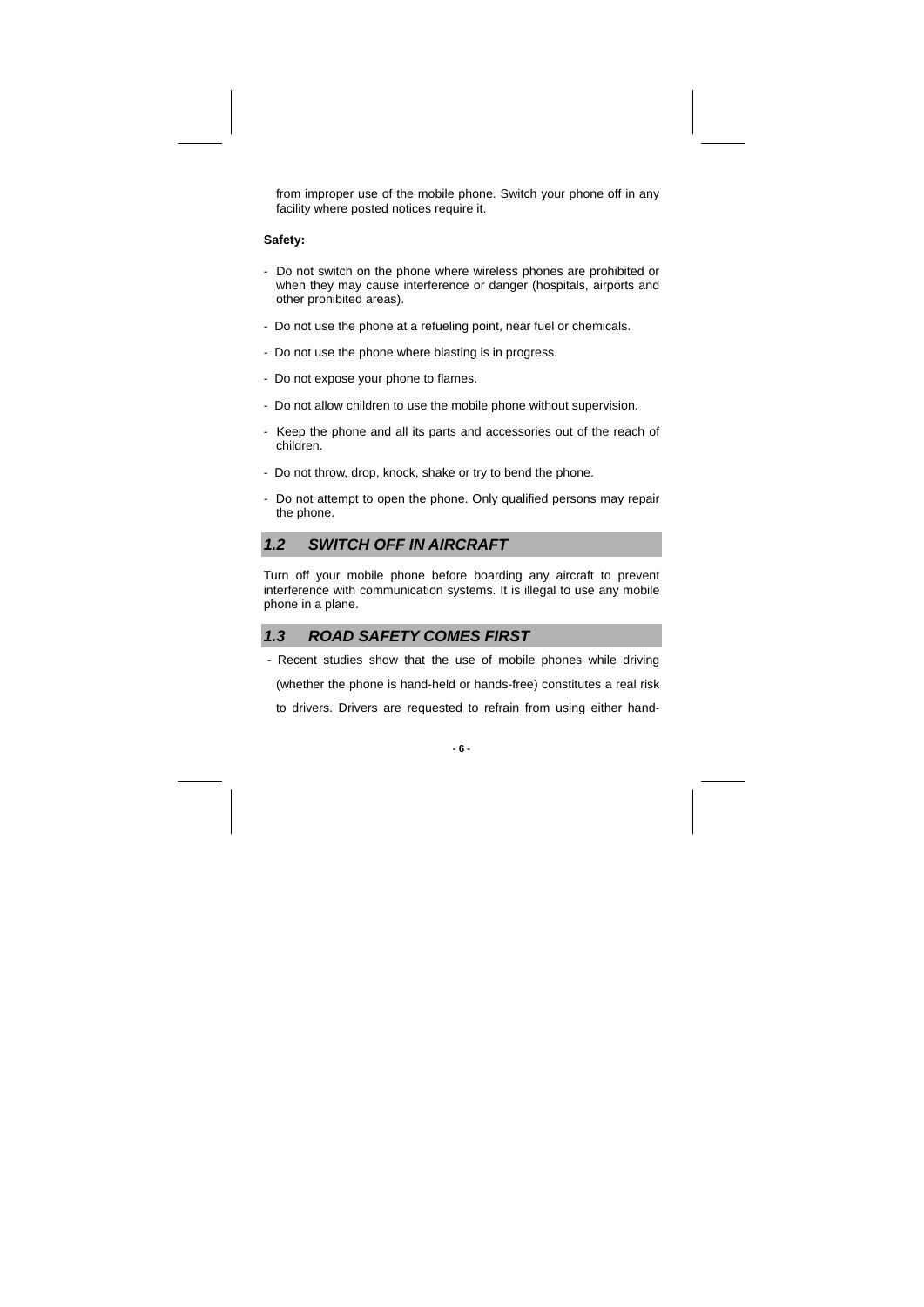from improper use of the mobile phone. Switch your phone off in any facility where posted notices require it.

**Safety:**

- Do not switch on the phone where wireless phones are prohibited or when they may cause interference or danger (hospitals, airports and other prohibited areas).
- Do not use the phone at a refueling point, near fuel or chemicals.
- Do not use the phone where blasting is in progress.
- Do not expose your phone to flames.
- Do not allow children to use the mobile phone without supervision.
- Keep the phone and all its parts and accessories out of the reach of children.
- Do not throw, drop, knock, shake or try to bend the phone.
- Do not attempt to open the phone. Only qualified persons may repair the phone.

## *1.2 SWITCH OFF IN AIRCRAFT*

Turn off your mobile phone before boarding any aircraft to prevent interference with communication systems. It is illegal to use any mobile phone in a plane.

## *1.3 ROAD SAFETY COMES FIRST*

- Recent studies show that the use of mobile phones while driving (whether the phone is hand-held or hands-free) constitutes a real risk to drivers. Drivers are requested to refrain from using either hand-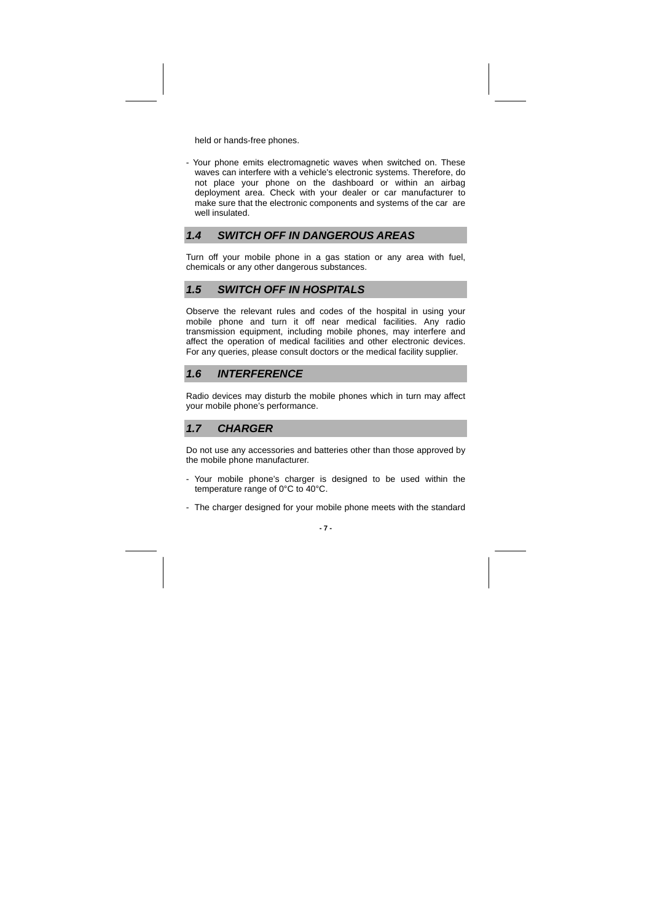held or hands-free phones.

- Your phone emits electromagnetic waves when switched on. These waves can interfere with a vehicle's electronic systems. Therefore, do not place your phone on the dashboard or within an airbag deployment area. Check with your dealer or car manufacturer to make sure that the electronic components and systems of the car are well insulated.

## 1.4 SWITCH OFF IN DANGEROUS AREAS

Turn off your mobile phone in a gas station or any area with fuel, chemicals or any other dangerous substances.

## 1.5 SWITCH OFF IN HOSPITALS

Observe the relevant rules and codes of the hospital in using your mobile phone and turn it off near medical facilities. Any radio transmission equipment, including mobile phones, may interfere and affect the operation of medical facilities and other electronic devices. For any queries, please consult doctors or the medical facility supplier.

## 1.6 INTERFERENCE

Radio devices may disturb the mobile phones which in turn may affect your mobile phone's performance.

## 1.7 CHARGER

Do not use any accessories and batteries other than those approved by the mobile phone manufacturer.

- Your mobile phone's charger is designed to be used within the temperature range of 0°C to 40°C.

- The charger designed for your mobile phone meets with the standard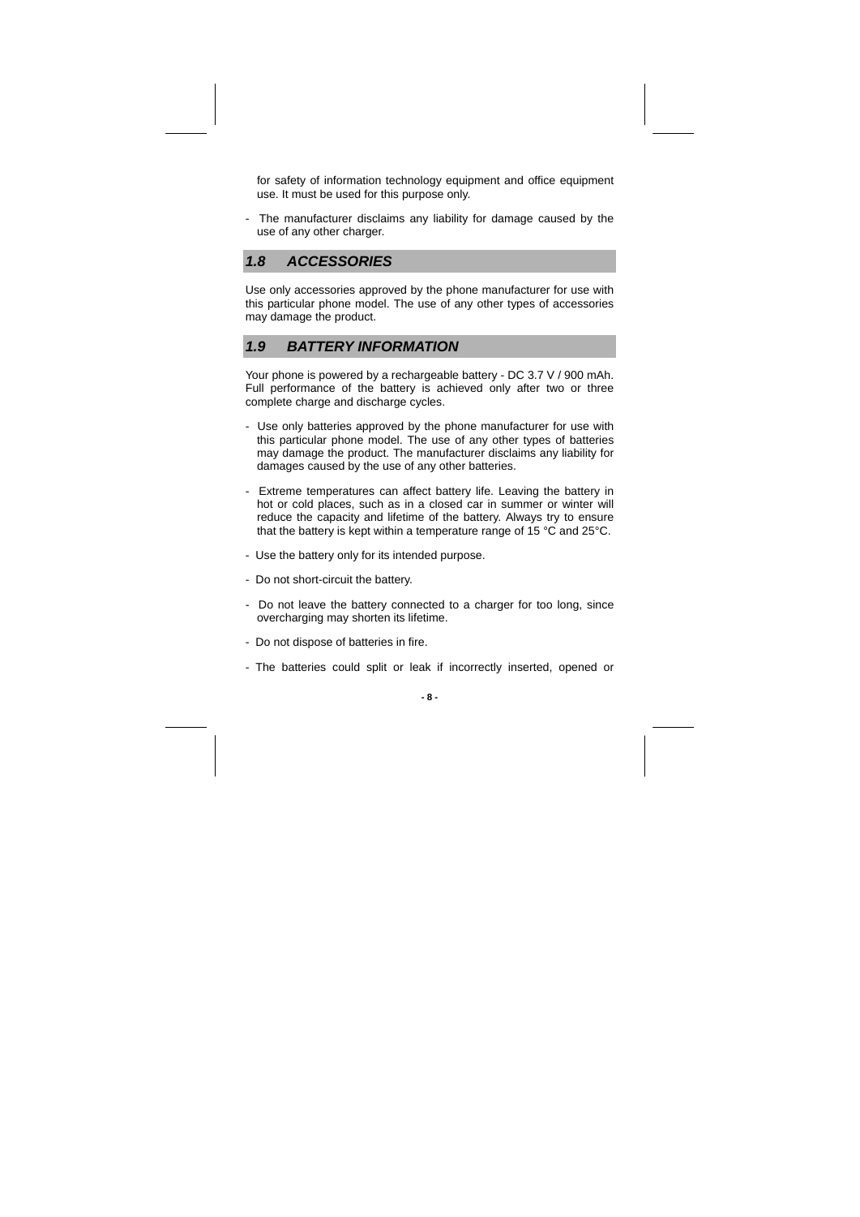for safety of information technology equipment and office equipment use. It must be used for this purpose only.

- The manufacturer disclaims any liability for damage caused by the use of any other charger.

## *1.8 ACCESSORIES*

Use only accessories approved by the phone manufacturer for use with this particular phone model. The use of any other types of accessories may damage the product.

## *1.9 BATTERY INFORMATION*

Your phone is powered by a rechargeable battery - DC 3.7 V / 900 mAh. Full performance of the battery is achieved only after two or three complete charge and discharge cycles.

- Use only batteries approved by the phone manufacturer for use with this particular phone model. The use of any other types of batteries may damage the product. The manufacturer disclaims any liability for damages caused by the use of any other batteries.

- Extreme temperatures can affect battery life. Leaving the battery in hot or cold places, such as in a closed car in summer or winter will reduce the capacity and lifetime of the battery. Always try to ensure that the battery is kept within a temperature range of 15 °C and 25°C.

- Use the battery only for its intended purpose.

- Do not short-circuit the battery.

- Do not leave the battery connected to a charger for too long, since overcharging may shorten its lifetime.

- Do not dispose of batteries in fire.

- The batteries could split or leak if incorrectly inserted, opened or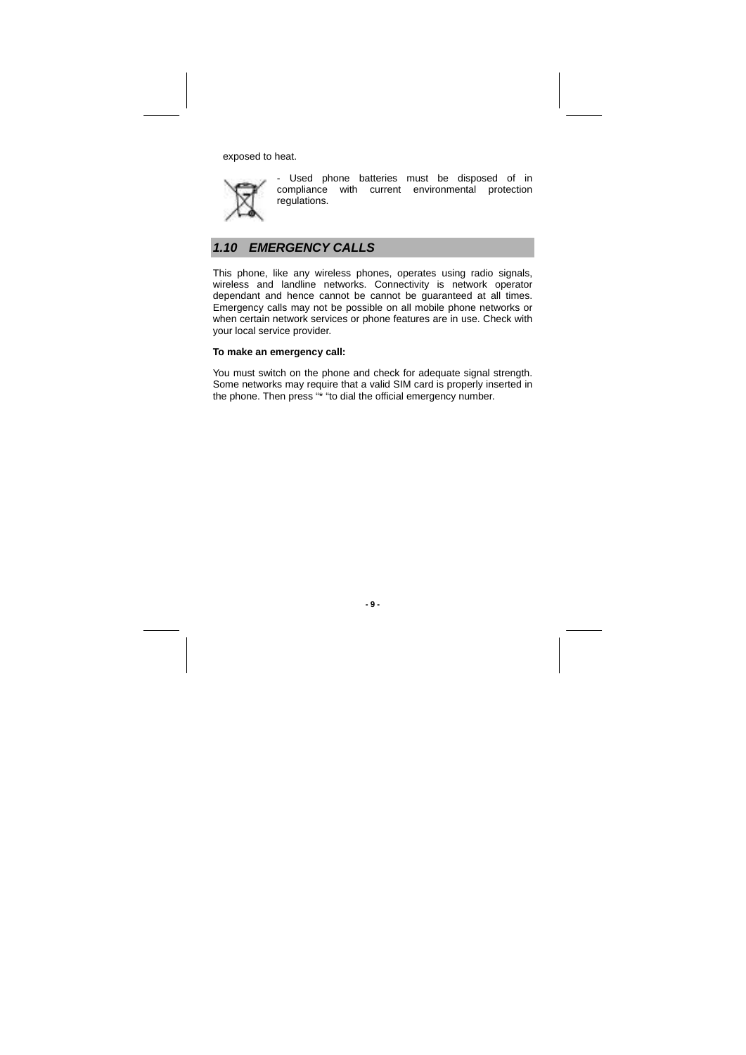exposed to heat.

- Used phone batteries must be disposed of in compliance with current environmental protection regulations.

## *1.10 EMERGENCY CALLS*

This phone, like any wireless phones, operates using radio signals, wireless and landline networks. Connectivity is network operator dependant and hence cannot be cannot be guaranteed at all times. Emergency calls may not be possible on all mobile phone networks or when certain network services or phone features are in use. Check with your local service provider.

**To make an emergency call:**

You must switch on the phone and check for adequate signal strength. Some networks may require that a valid SIM card is properly inserted in the phone. Then press "* "to dial the official emergency number.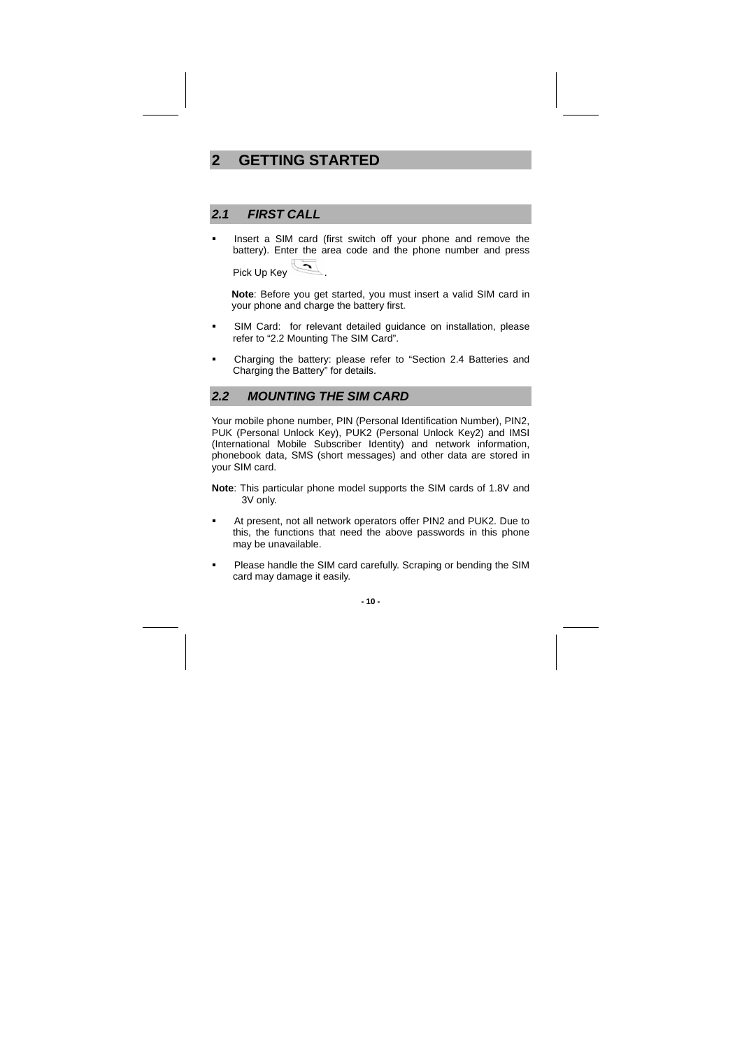# 2 GETTING STARTED

## 2.1 FIRST CALL

- Insert a SIM card (first switch off your phone and remove the battery). Enter the area code and the phone number and press Pick Up Key .

  **Note**: Before you get started, you must insert a valid SIM card in your phone and charge the battery first.

- SIM Card: for relevant detailed guidance on installation, please refer to "2.2 Mounting The SIM Card".
- Charging the battery: please refer to "Section 2.4 Batteries and Charging the Battery" for details.

## 2.2 MOUNTING THE SIM CARD

Your mobile phone number, PIN (Personal Identification Number), PIN2, PUK (Personal Unlock Key), PUK2 (Personal Unlock Key2) and IMSI (International Mobile Subscriber Identity) and network information, phonebook data, SMS (short messages) and other data are stored in your SIM card.

**Note**: This particular phone model supports the SIM cards of 1.8V and 3V only.

- At present, not all network operators offer PIN2 and PUK2. Due to this, the functions that need the above passwords in this phone may be unavailable.
- Please handle the SIM card carefully. Scraping or bending the SIM card may damage it easily.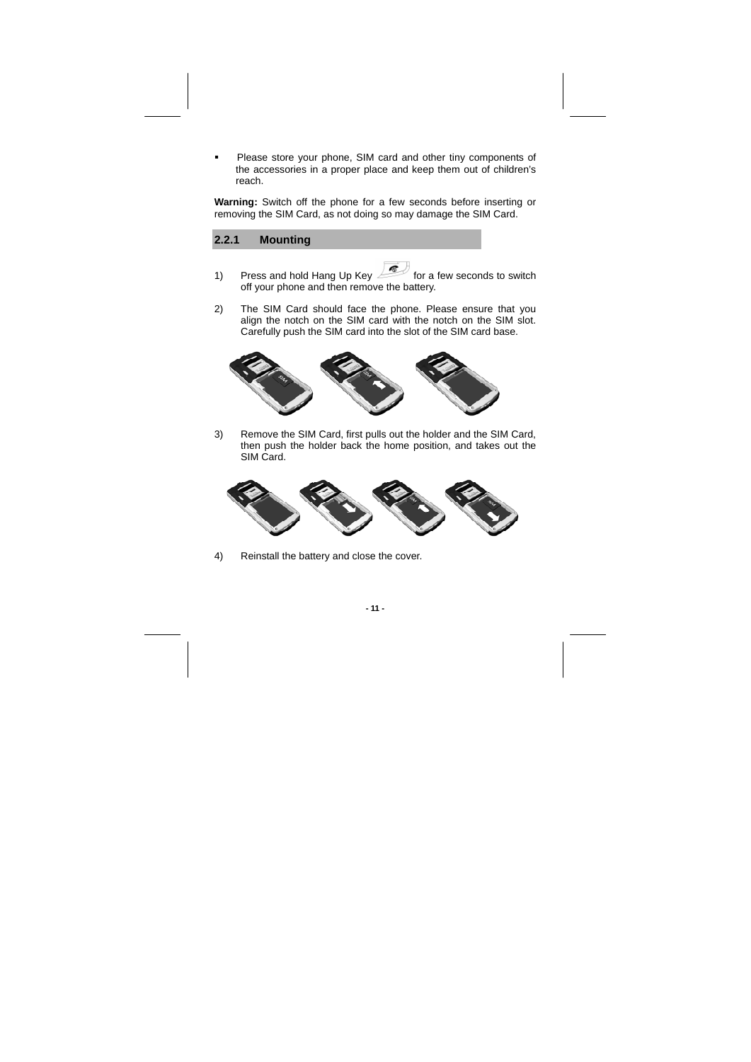- Please store your phone, SIM card and other tiny components of the accessories in a proper place and keep them out of children's reach.

**Warning:** Switch off the phone for a few seconds before inserting or removing the SIM Card, as not doing so may damage the SIM Card.

### 2.2.1 Mounting

1) Press and hold Hang Up Key for a few seconds to switch off your phone and then remove the battery.

2) The SIM Card should face the phone. Please ensure that you align the notch on the SIM card with the notch on the SIM slot. Carefully push the SIM card into the slot of the SIM card base.

3) Remove the SIM Card, first pulls out the holder and the SIM Card, then push the holder back the home position, and takes out the SIM Card.

4) Reinstall the battery and close the cover.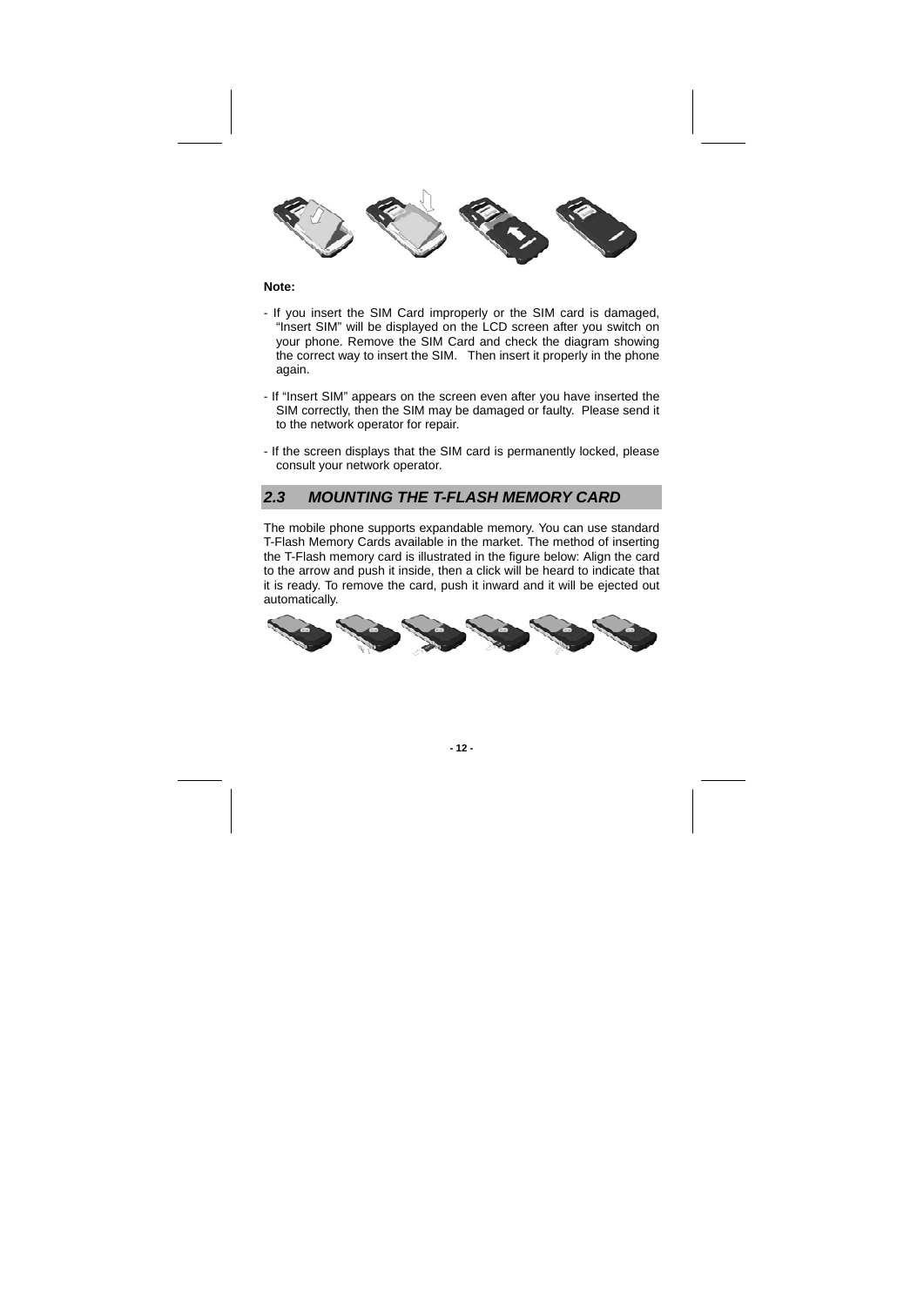**Note:**

- If you insert the SIM Card improperly or the SIM card is damaged, “Insert SIM” will be displayed on the LCD screen after you switch on your phone. Remove the SIM Card and check the diagram showing the correct way to insert the SIM. Then insert it properly in the phone again.

- If “Insert SIM” appears on the screen even after you have inserted the SIM correctly, then the SIM may be damaged or faulty. Please send it to the network operator for repair.

- If the screen displays that the SIM card is permanently locked, please consult your network operator.

## 2.3 MOUNTING THE T-FLASH MEMORY CARD

The mobile phone supports expandable memory. You can use standard T-Flash Memory Cards available in the market. The method of inserting the T-Flash memory card is illustrated in the figure below: Align the card to the arrow and push it inside, then a click will be heard to indicate that it is ready. To remove the card, push it inward and it will be ejected out automatically.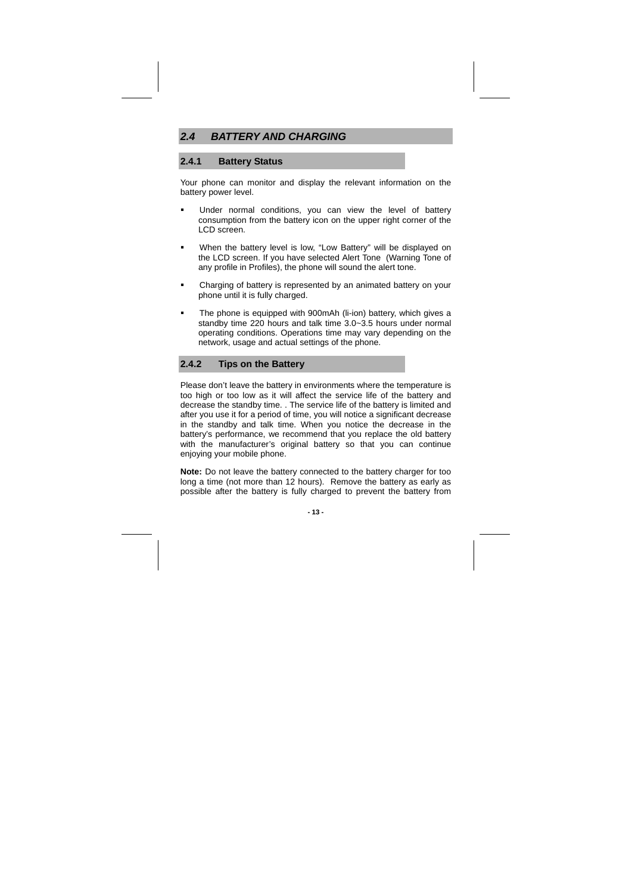## 2.4 BATTERY AND CHARGING

### 2.4.1 Battery Status

Your phone can monitor and display the relevant information on the battery power level.

- Under normal conditions, you can view the level of battery consumption from the battery icon on the upper right corner of the LCD screen.
- When the battery level is low, "Low Battery" will be displayed on the LCD screen. If you have selected Alert Tone (Warning Tone of any profile in Profiles), the phone will sound the alert tone.
- Charging of battery is represented by an animated battery on your phone until it is fully charged.
- The phone is equipped with 900mAh (li-ion) battery, which gives a standby time 220 hours and talk time 3.0~3.5 hours under normal operating conditions. Operations time may vary depending on the network, usage and actual settings of the phone.

### 2.4.2 Tips on the Battery

Please don't leave the battery in environments where the temperature is too high or too low as it will affect the service life of the battery and decrease the standby time. . The service life of the battery is limited and after you use it for a period of time, you will notice a significant decrease in the standby and talk time. When you notice the decrease in the battery's performance, we recommend that you replace the old battery with the manufacturer's original battery so that you can continue enjoying your mobile phone.

**Note:** Do not leave the battery connected to the battery charger for too long a time (not more than 12 hours). Remove the battery as early as possible after the battery is fully charged to prevent the battery from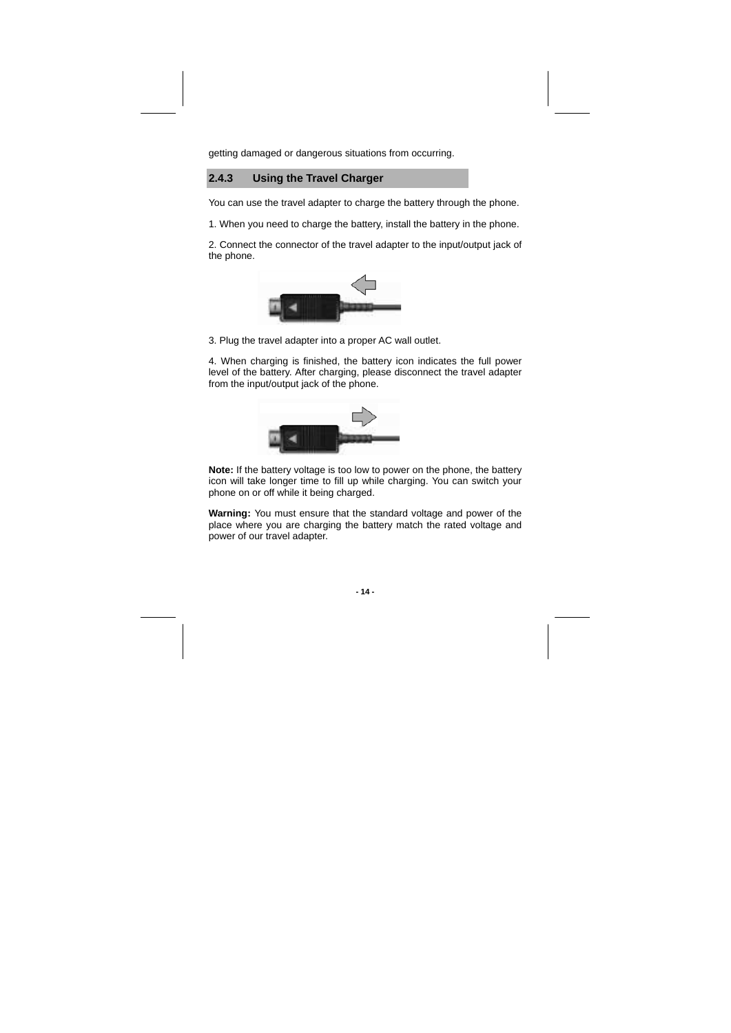getting damaged or dangerous situations from occurring.

### 2.4.3 Using the Travel Charger

You can use the travel adapter to charge the battery through the phone.

1. When you need to charge the battery, install the battery in the phone.

2. Connect the connector of the travel adapter to the input/output jack of the phone.

3. Plug the travel adapter into a proper AC wall outlet.

4. When charging is finished, the battery icon indicates the full power level of the battery. After charging, please disconnect the travel adapter from the input/output jack of the phone.

**Note:** If the battery voltage is too low to power on the phone, the battery icon will take longer time to fill up while charging. You can switch your phone on or off while it being charged.

**Warning:** You must ensure that the standard voltage and power of the place where you are charging the battery match the rated voltage and power of our travel adapter.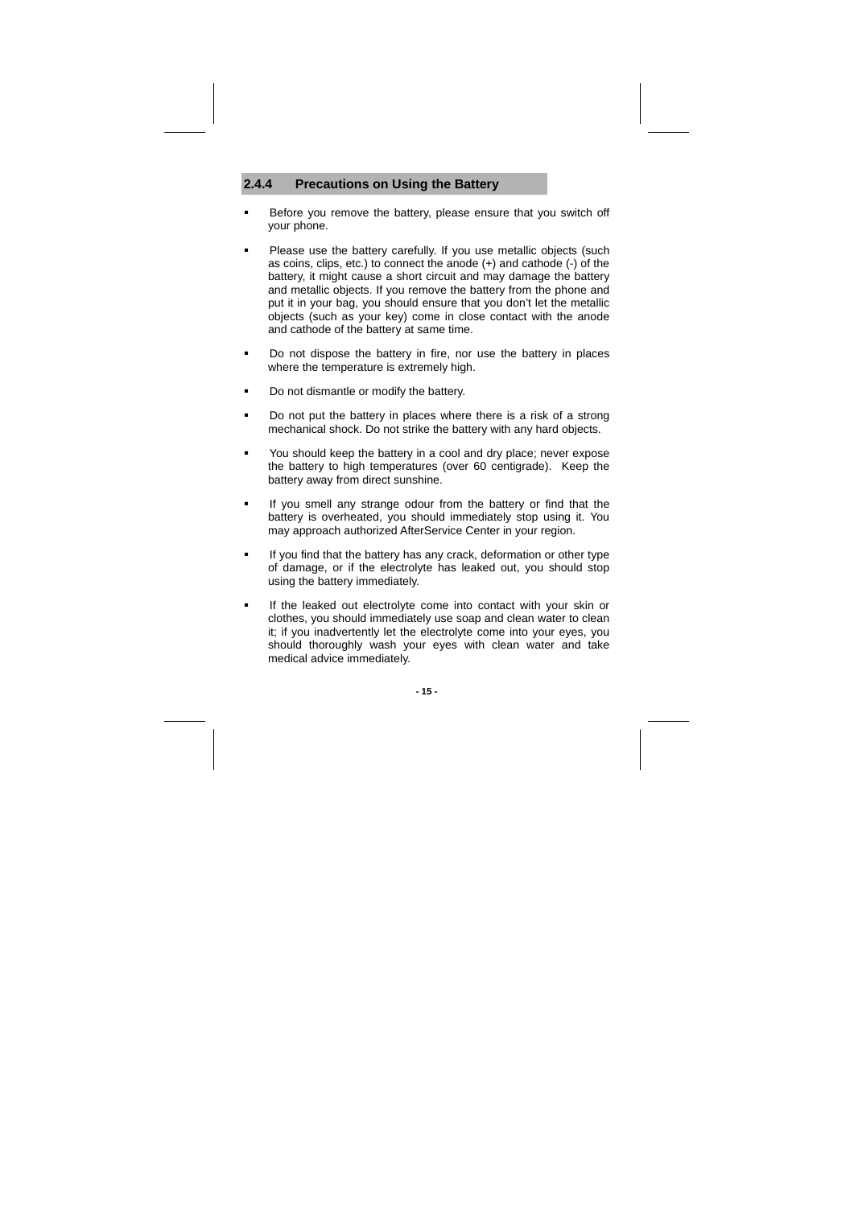### 2.4.4 Precautions on Using the Battery

- Before you remove the battery, please ensure that you switch off your phone.
- Please use the battery carefully. If you use metallic objects (such as coins, clips, etc.) to connect the anode (+) and cathode (-) of the battery, it might cause a short circuit and may damage the battery and metallic objects. If you remove the battery from the phone and put it in your bag, you should ensure that you don't let the metallic objects (such as your key) come in close contact with the anode and cathode of the battery at same time.
- Do not dispose the battery in fire, nor use the battery in places where the temperature is extremely high.
- Do not dismantle or modify the battery.
- Do not put the battery in places where there is a risk of a strong mechanical shock. Do not strike the battery with any hard objects.
- You should keep the battery in a cool and dry place; never expose the battery to high temperatures (over 60 centigrade). Keep the battery away from direct sunshine.
- If you smell any strange odour from the battery or find that the battery is overheated, you should immediately stop using it. You may approach authorized AfterService Center in your region.
- If you find that the battery has any crack, deformation or other type of damage, or if the electrolyte has leaked out, you should stop using the battery immediately.
- If the leaked out electrolyte come into contact with your skin or clothes, you should immediately use soap and clean water to clean it; if you inadvertently let the electrolyte come into your eyes, you should thoroughly wash your eyes with clean water and take medical advice immediately.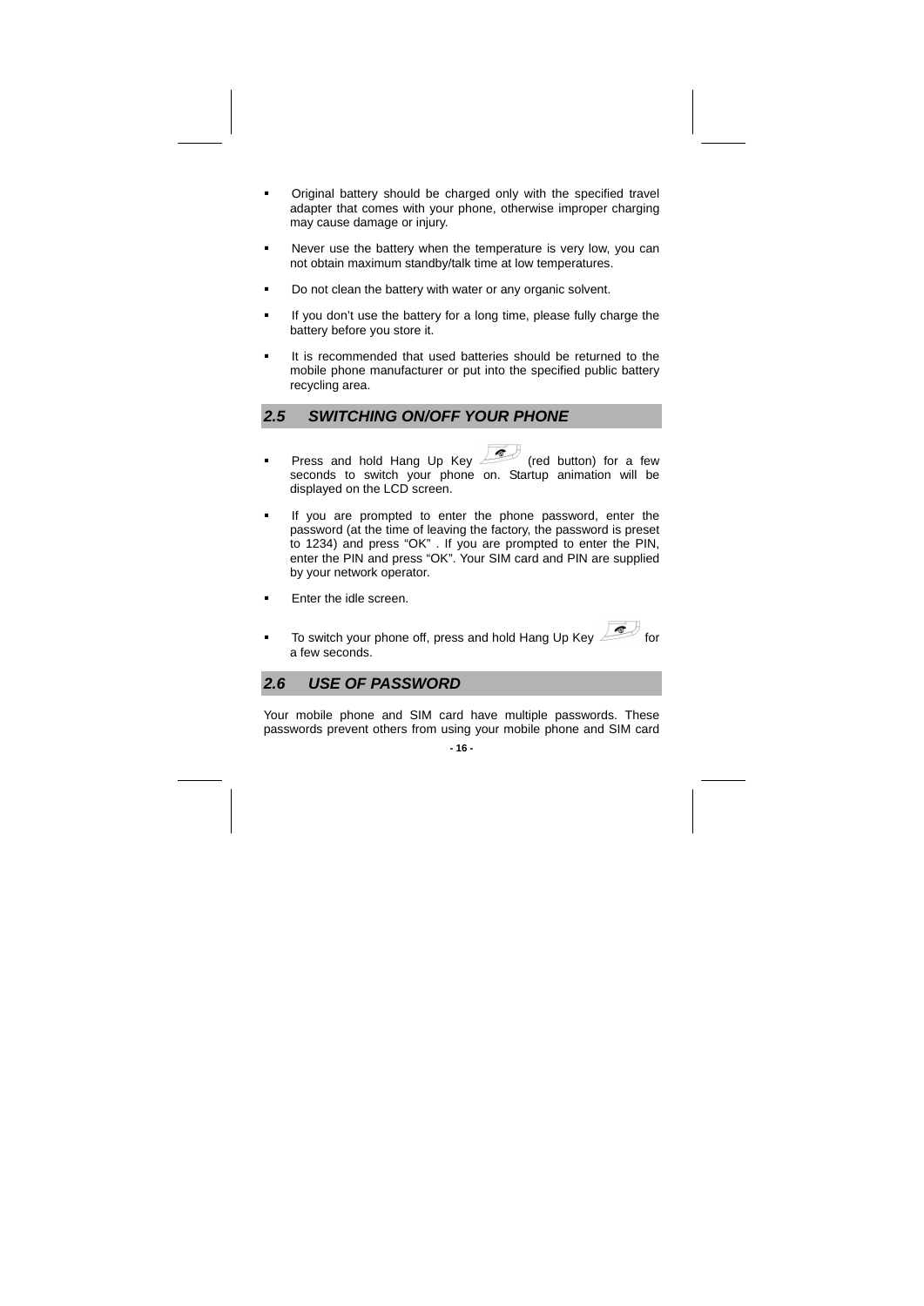- Original battery should be charged only with the specified travel adapter that comes with your phone, otherwise improper charging may cause damage or injury.
- Never use the battery when the temperature is very low, you can not obtain maximum standby/talk time at low temperatures.
- Do not clean the battery with water or any organic solvent.
- If you don't use the battery for a long time, please fully charge the battery before you store it.
- It is recommended that used batteries should be returned to the mobile phone manufacturer or put into the specified public battery recycling area.

## *2.5 SWITCHING ON/OFF YOUR PHONE*

- Press and hold Hang Up Key (red button) for a few seconds to switch your phone on. Startup animation will be displayed on the LCD screen.
- If you are prompted to enter the phone password, enter the password (at the time of leaving the factory, the password is preset to 1234) and press "OK" . If you are prompted to enter the PIN, enter the PIN and press "OK". Your SIM card and PIN are supplied by your network operator.
- Enter the idle screen.
- To switch your phone off, press and hold Hang Up Key for a few seconds.

## *2.6 USE OF PASSWORD*

Your mobile phone and SIM card have multiple passwords. These passwords prevent others from using your mobile phone and SIM card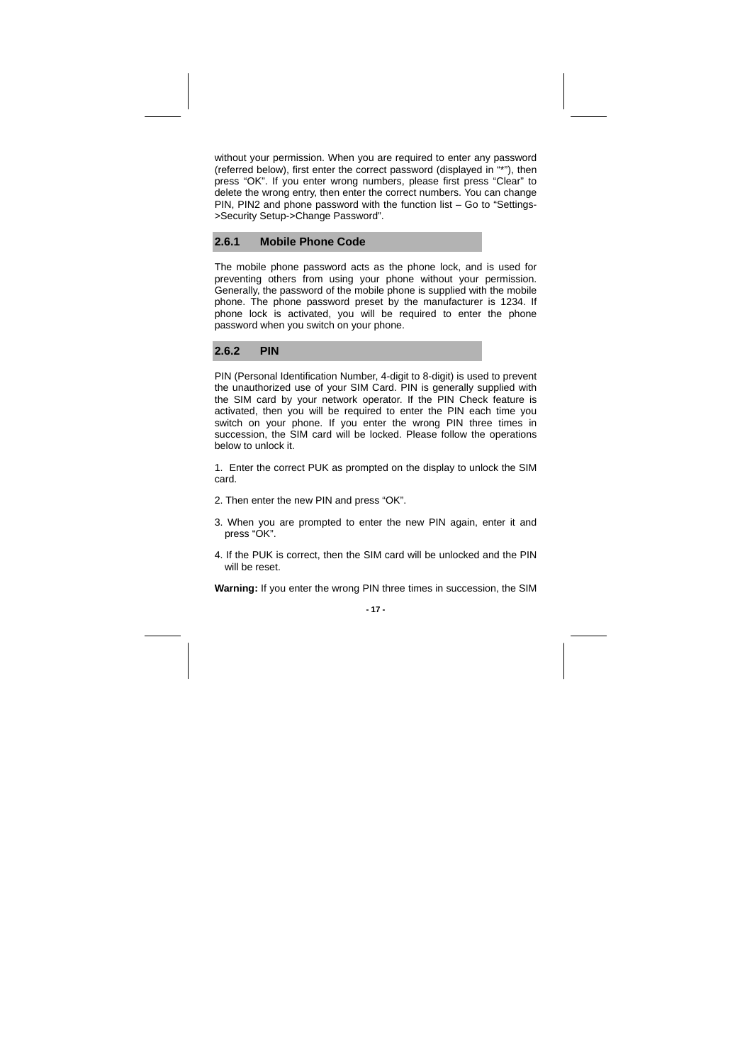without your permission. When you are required to enter any password (referred below), first enter the correct password (displayed in "*"), then press "OK". If you enter wrong numbers, please first press "Clear" to delete the wrong entry, then enter the correct numbers. You can change PIN, PIN2 and phone password with the function list – Go to "Settings->Security Setup->Change Password".

### 2.6.1 Mobile Phone Code

The mobile phone password acts as the phone lock, and is used for preventing others from using your phone without your permission. Generally, the password of the mobile phone is supplied with the mobile phone. The phone password preset by the manufacturer is 1234. If phone lock is activated, you will be required to enter the phone password when you switch on your phone.

### 2.6.2 PIN

PIN (Personal Identification Number, 4-digit to 8-digit) is used to prevent the unauthorized use of your SIM Card. PIN is generally supplied with the SIM card by your network operator. If the PIN Check feature is activated, then you will be required to enter the PIN each time you switch on your phone. If you enter the wrong PIN three times in succession, the SIM card will be locked. Please follow the operations below to unlock it.

1. Enter the correct PUK as prompted on the display to unlock the SIM card.

2. Then enter the new PIN and press "OK".

3. When you are prompted to enter the new PIN again, enter it and press "OK".

4. If the PUK is correct, then the SIM card will be unlocked and the PIN will be reset.

**Warning:** If you enter the wrong PIN three times in succession, the SIM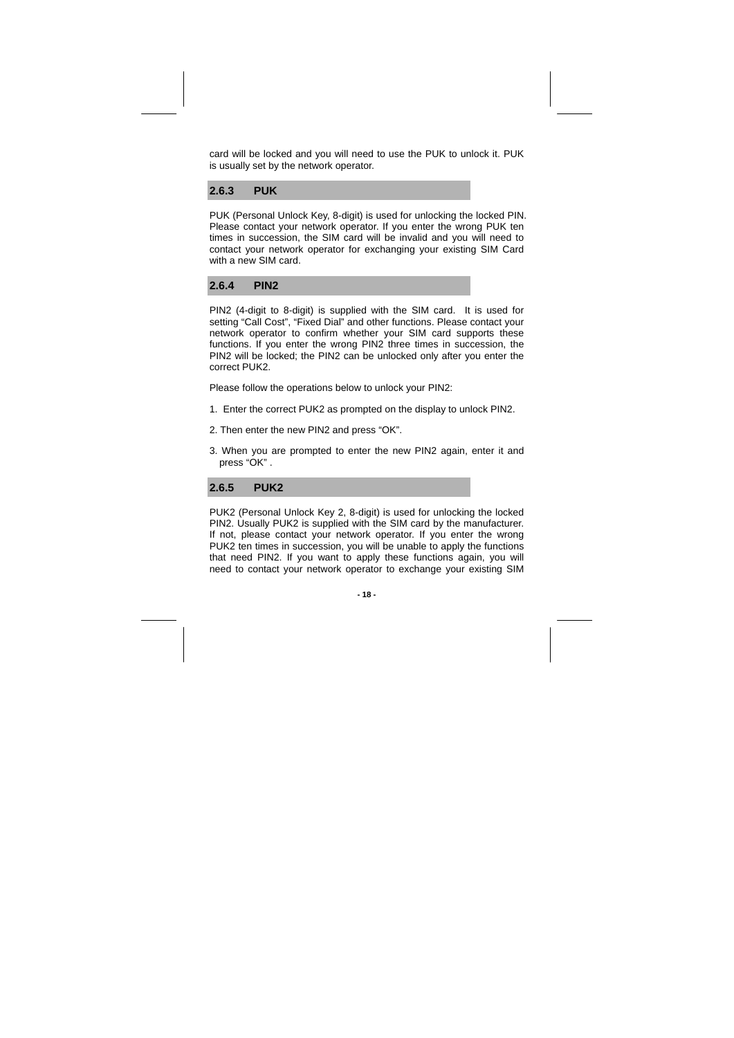card will be locked and you will need to use the PUK to unlock it. PUK is usually set by the network operator.

### 2.6.3 PUK

PUK (Personal Unlock Key, 8-digit) is used for unlocking the locked PIN. Please contact your network operator. If you enter the wrong PUK ten times in succession, the SIM card will be invalid and you will need to contact your network operator for exchanging your existing SIM Card with a new SIM card.

### 2.6.4 PIN2

PIN2 (4-digit to 8-digit) is supplied with the SIM card. It is used for setting "Call Cost", "Fixed Dial" and other functions. Please contact your network operator to confirm whether your SIM card supports these functions. If you enter the wrong PIN2 three times in succession, the PIN2 will be locked; the PIN2 can be unlocked only after you enter the correct PUK2.

Please follow the operations below to unlock your PIN2:

1. Enter the correct PUK2 as prompted on the display to unlock PIN2.
2. Then enter the new PIN2 and press "OK".
3. When you are prompted to enter the new PIN2 again, enter it and press "OK" .

### 2.6.5 PUK2

PUK2 (Personal Unlock Key 2, 8-digit) is used for unlocking the locked PIN2. Usually PUK2 is supplied with the SIM card by the manufacturer. If not, please contact your network operator. If you enter the wrong PUK2 ten times in succession, you will be unable to apply the functions that need PIN2. If you want to apply these functions again, you will need to contact your network operator to exchange your existing SIM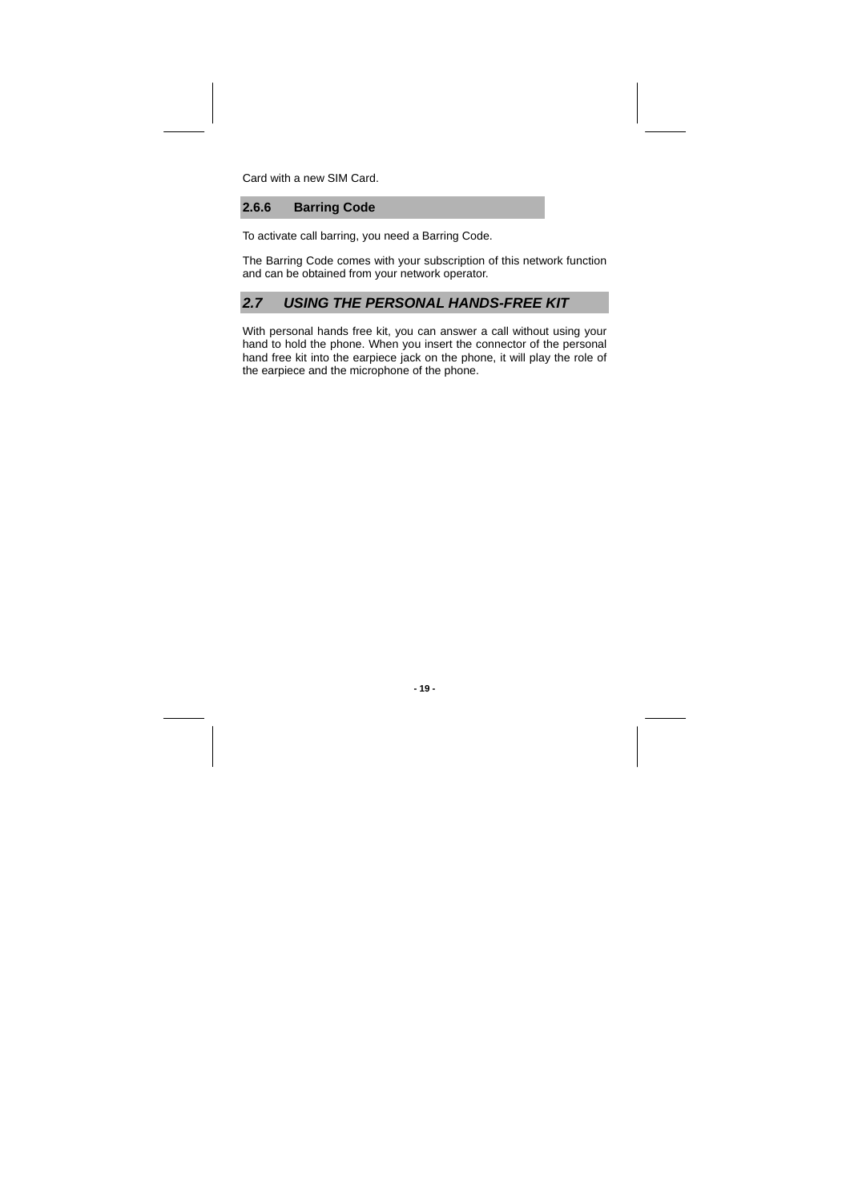Card with a new SIM Card.

### 2.6.6 Barring Code

To activate call barring, you need a Barring Code.

The Barring Code comes with your subscription of this network function and can be obtained from your network operator.

## *2.7 USING THE PERSONAL HANDS-FREE KIT*

With personal hands free kit, you can answer a call without using your hand to hold the phone. When you insert the connector of the personal hand free kit into the earpiece jack on the phone, it will play the role of the earpiece and the microphone of the phone.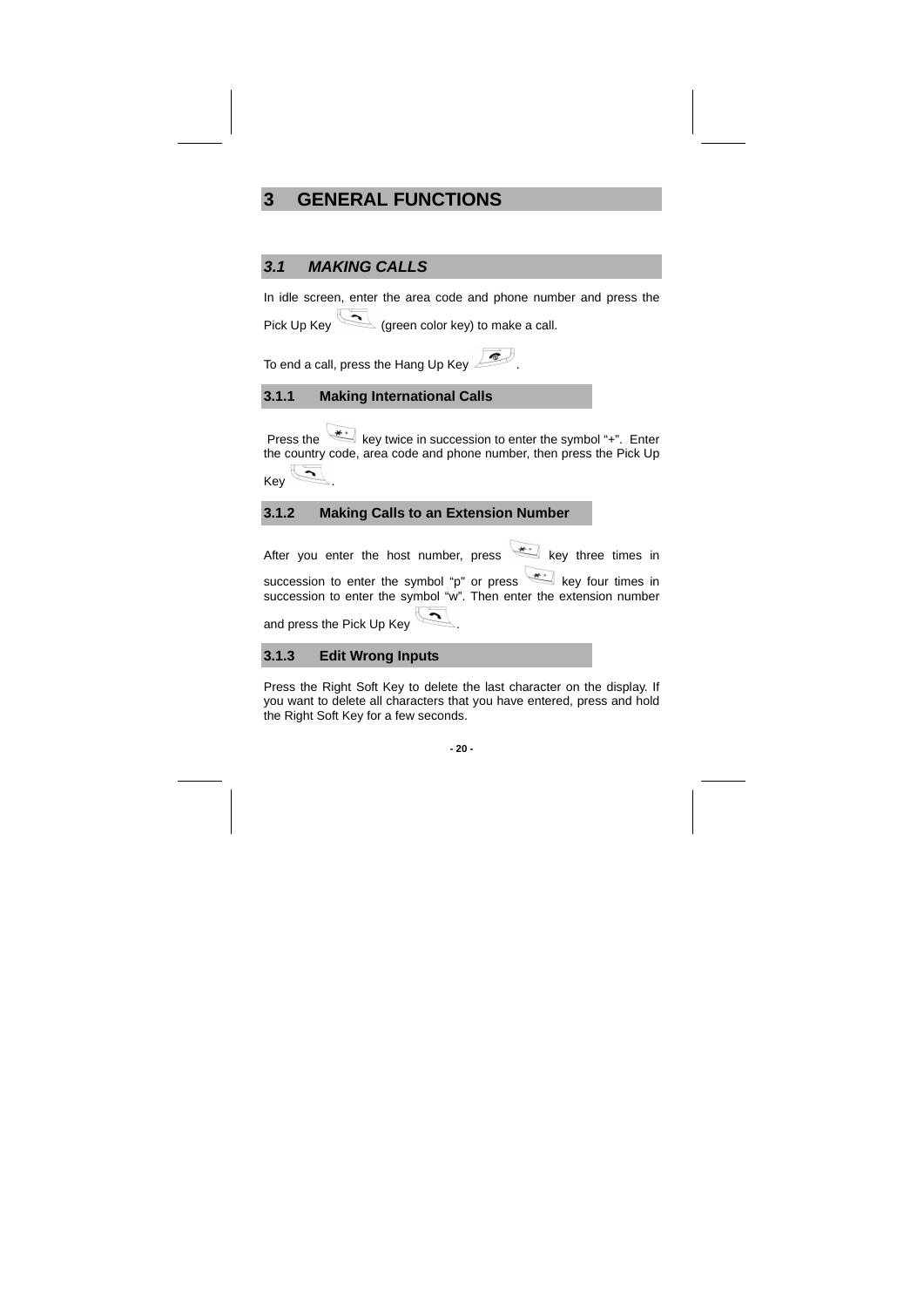# 3 GENERAL FUNCTIONS

## *3.1 MAKING CALLS*

In idle screen, enter the area code and phone number and press the Pick Up Key (green color key) to make a call.

To end a call, press the Hang Up Key .

### 3.1.1 Making International Calls

Press the key twice in succession to enter the symbol "+". Enter the country code, area code and phone number, then press the Pick Up Key .

### 3.1.2 Making Calls to an Extension Number

After you enter the host number, press key three times in succession to enter the symbol "p" or press key four times in succession to enter the symbol "w". Then enter the extension number and press the Pick Up Key .

### 3.1.3 Edit Wrong Inputs

Press the Right Soft Key to delete the last character on the display. If you want to delete all characters that you have entered, press and hold the Right Soft Key for a few seconds.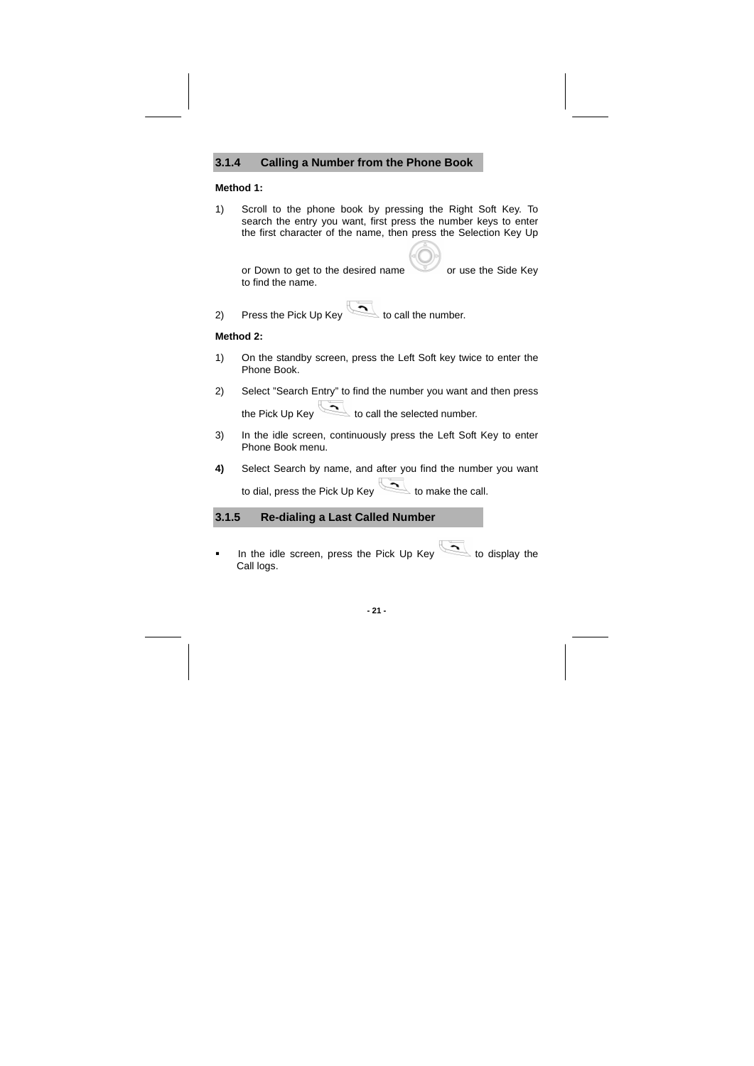### 3.1.4 Calling a Number from the Phone Book

**Method 1:**

1) Scroll to the phone book by pressing the Right Soft Key. To search the entry you want, first press the number keys to enter the first character of the name, then press the Selection Key Up or Down to get to the desired name or use the Side Key to find the name.

2) Press the Pick Up Key to call the number.

**Method 2:**

1) On the standby screen, press the Left Soft key twice to enter the Phone Book.

2) Select "Search Entry" to find the number you want and then press the Pick Up Key to call the selected number.

3) In the idle screen, continuously press the Left Soft Key to enter Phone Book menu.

**4)** Select Search by name, and after you find the number you want to dial, press the Pick Up Key to make the call.

### 3.1.5 Re-dialing a Last Called Number

- In the idle screen, press the Pick Up Key to display the Call logs.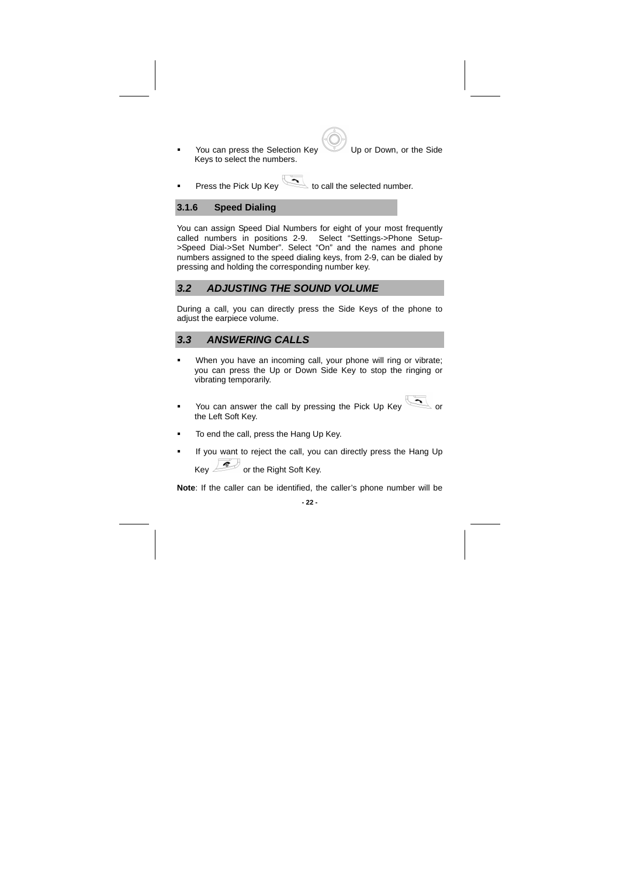- You can press the Selection Key Up or Down, or the Side Keys to select the numbers.
- Press the Pick Up Key to call the selected number.

### 3.1.6 Speed Dialing

You can assign Speed Dial Numbers for eight of your most frequently called numbers in positions 2-9. Select "Settings->Phone Setup->Speed Dial->Set Number". Select "On" and the names and phone numbers assigned to the speed dialing keys, from 2-9, can be dialed by pressing and holding the corresponding number key.

## *3.2 ADJUSTING THE SOUND VOLUME*

During a call, you can directly press the Side Keys of the phone to adjust the earpiece volume.

## *3.3 ANSWERING CALLS*

- When you have an incoming call, your phone will ring or vibrate; you can press the Up or Down Side Key to stop the ringing or vibrating temporarily.
- You can answer the call by pressing the Pick Up Key or the Left Soft Key.
- To end the call, press the Hang Up Key.
- If you want to reject the call, you can directly press the Hang Up Key or the Right Soft Key.

**Note**: If the caller can be identified, the caller's phone number will be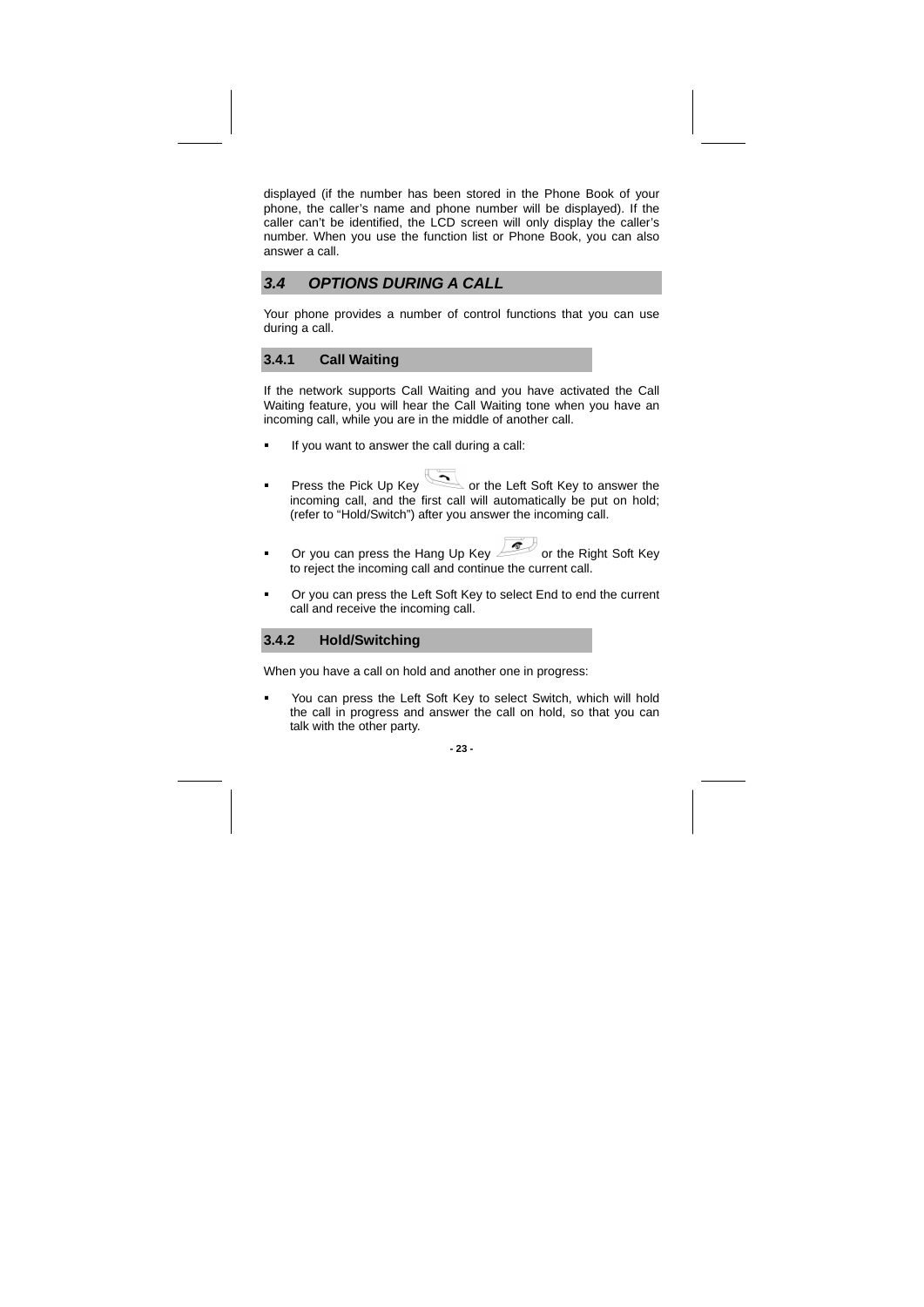displayed (if the number has been stored in the Phone Book of your phone, the caller's name and phone number will be displayed). If the caller can't be identified, the LCD screen will only display the caller's number. When you use the function list or Phone Book, you can also answer a call.

## *3.4 OPTIONS DURING A CALL*

Your phone provides a number of control functions that you can use during a call.

### 3.4.1 Call Waiting

If the network supports Call Waiting and you have activated the Call Waiting feature, you will hear the Call Waiting tone when you have an incoming call, while you are in the middle of another call.

- If you want to answer the call during a call:
- Press the Pick Up Key or the Left Soft Key to answer the incoming call, and the first call will automatically be put on hold; (refer to "Hold/Switch") after you answer the incoming call.
- Or you can press the Hang Up Key or the Right Soft Key to reject the incoming call and continue the current call.
- Or you can press the Left Soft Key to select End to end the current call and receive the incoming call.

### 3.4.2 Hold/Switching

When you have a call on hold and another one in progress:

- You can press the Left Soft Key to select Switch, which will hold the call in progress and answer the call on hold, so that you can talk with the other party.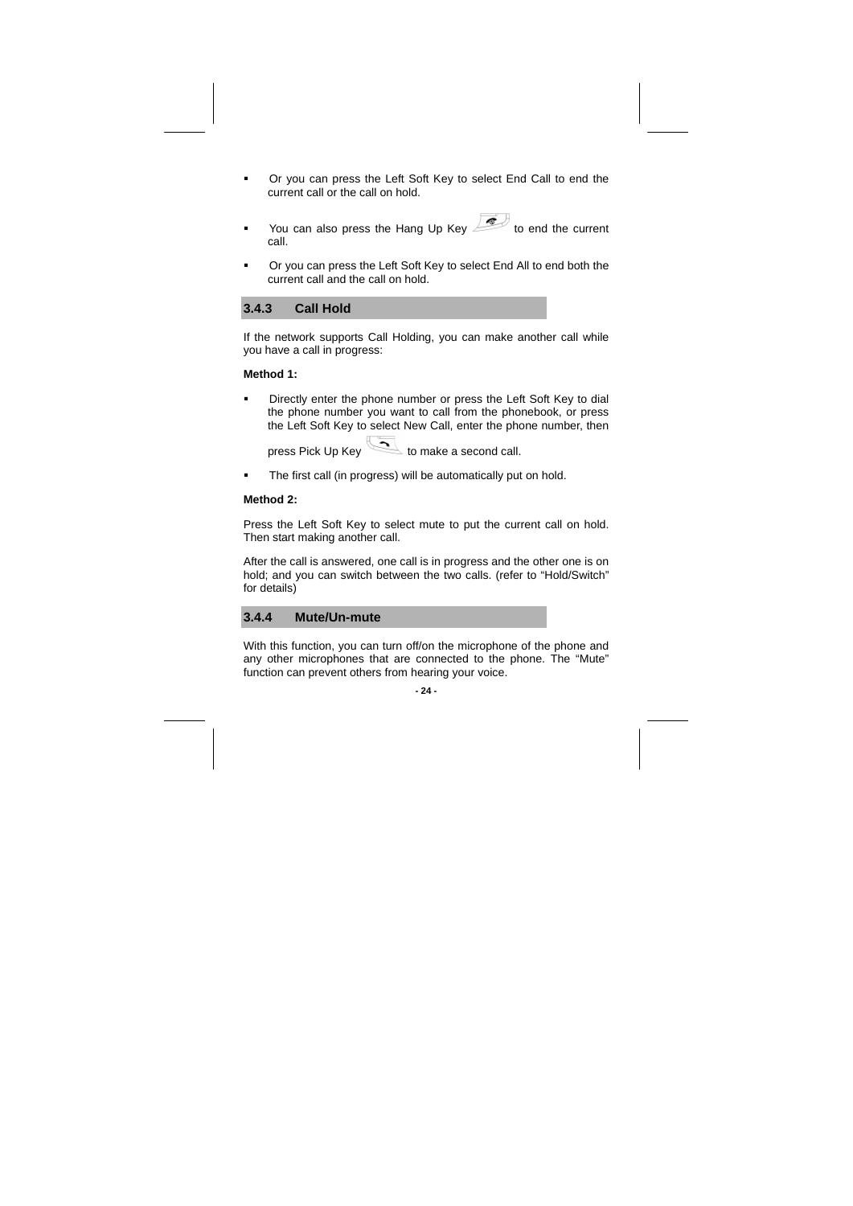- Or you can press the Left Soft Key to select End Call to end the current call or the call on hold.
- You can also press the Hang Up Key to end the current call.
- Or you can press the Left Soft Key to select End All to end both the current call and the call on hold.

### 3.4.3 Call Hold

If the network supports Call Holding, you can make another call while you have a call in progress:

**Method 1:**

- Directly enter the phone number or press the Left Soft Key to dial the phone number you want to call from the phonebook, or press the Left Soft Key to select New Call, enter the phone number, then press Pick Up Key to make a second call.
- The first call (in progress) will be automatically put on hold.

**Method 2:**

Press the Left Soft Key to select mute to put the current call on hold. Then start making another call.

After the call is answered, one call is in progress and the other one is on hold; and you can switch between the two calls. (refer to “Hold/Switch” for details)

### 3.4.4 Mute/Un-mute

With this function, you can turn off/on the microphone of the phone and any other microphones that are connected to the phone. The “Mute” function can prevent others from hearing your voice.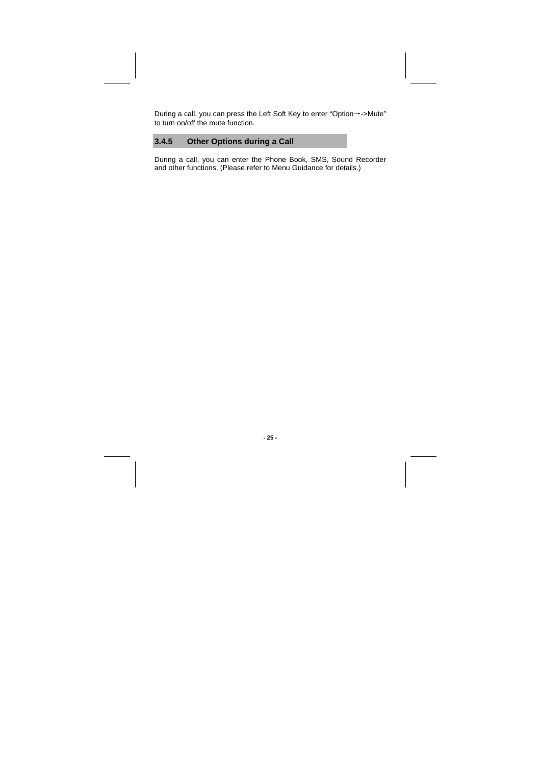During a call, you can press the Left Soft Key to enter “Option→->Mute” to turn on/off the mute function.

### 3.4.5 Other Options during a Call

During a call, you can enter the Phone Book, SMS, Sound Recorder and other functions. (Please refer to Menu Guidance for details.)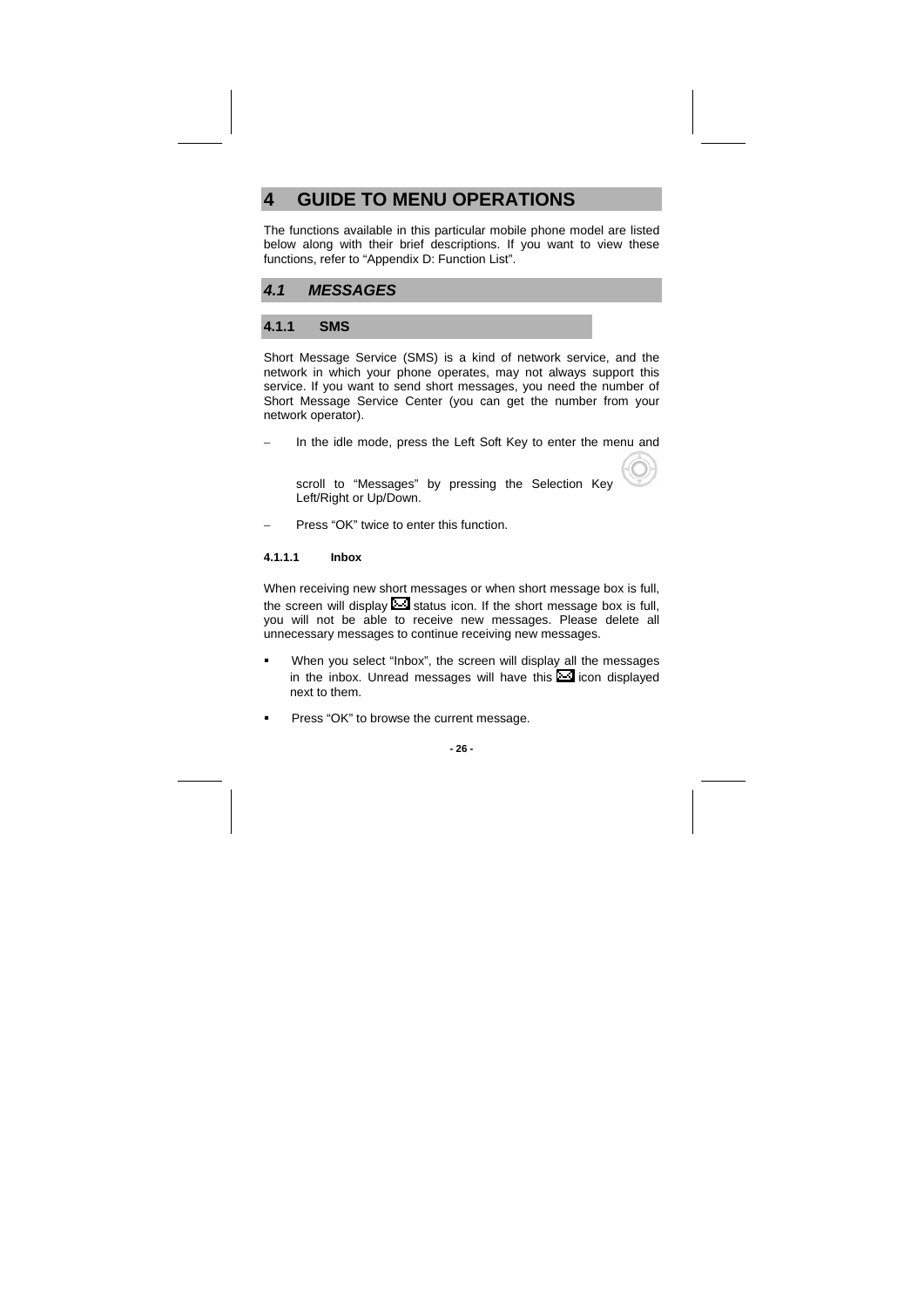# 4 GUIDE TO MENU OPERATIONS

The functions available in this particular mobile phone model are listed below along with their brief descriptions. If you want to view these functions, refer to “Appendix D: Function List”.

## *4.1 MESSAGES*

### 4.1.1 SMS

Short Message Service (SMS) is a kind of network service, and the network in which your phone operates, may not always support this service. If you want to send short messages, you need the number of Short Message Service Center (you can get the number from your network operator).

– In the idle mode, press the Left Soft Key to enter the menu and scroll to “Messages” by pressing the Selection Key Left/Right or Up/Down.

– Press “OK” twice to enter this function.

#### 4.1.1.1 Inbox

When receiving new short messages or when short message box is full, the screen will display status icon. If the short message box is full, you will not be able to receive new messages. Please delete all unnecessary messages to continue receiving new messages.

- When you select “Inbox”, the screen will display all the messages in the inbox. Unread messages will have this icon displayed next to them.
- Press “OK” to browse the current message.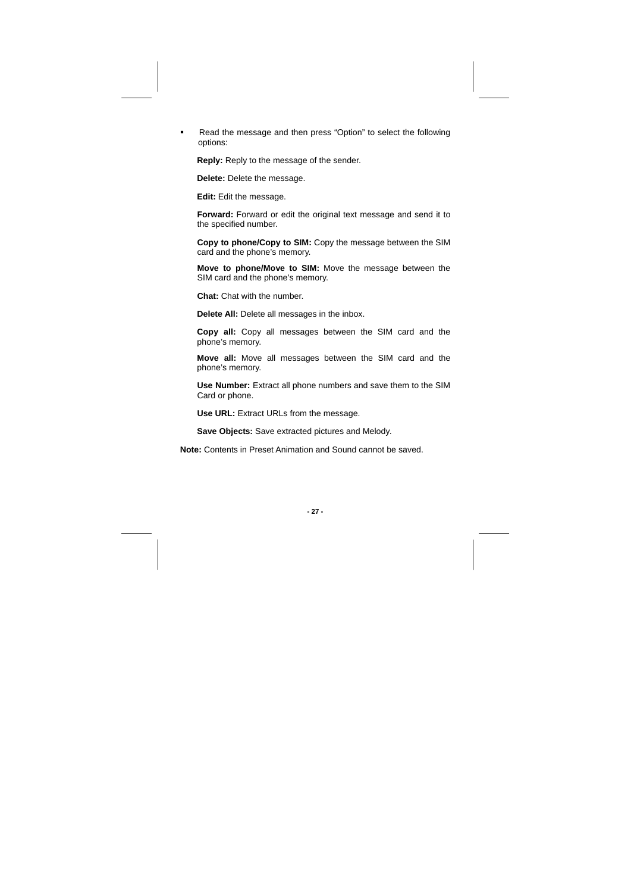- Read the message and then press “Option” to select the following options:

  **Reply:** Reply to the message of the sender.

  **Delete:** Delete the message.

  **Edit:** Edit the message.

  **Forward:** Forward or edit the original text message and send it to the specified number.

  **Copy to phone/Copy to SIM:** Copy the message between the SIM card and the phone’s memory.

  **Move to phone/Move to SIM:** Move the message between the SIM card and the phone’s memory.

  **Chat:** Chat with the number.

  **Delete All:** Delete all messages in the inbox.

  **Copy all:** Copy all messages between the SIM card and the phone’s memory.

  **Move all:** Move all messages between the SIM card and the phone’s memory.

  **Use Number:** Extract all phone numbers and save them to the SIM Card or phone.

  **Use URL:** Extract URLs from the message.

  **Save Objects:** Save extracted pictures and Melody.

**Note:** Contents in Preset Animation and Sound cannot be saved.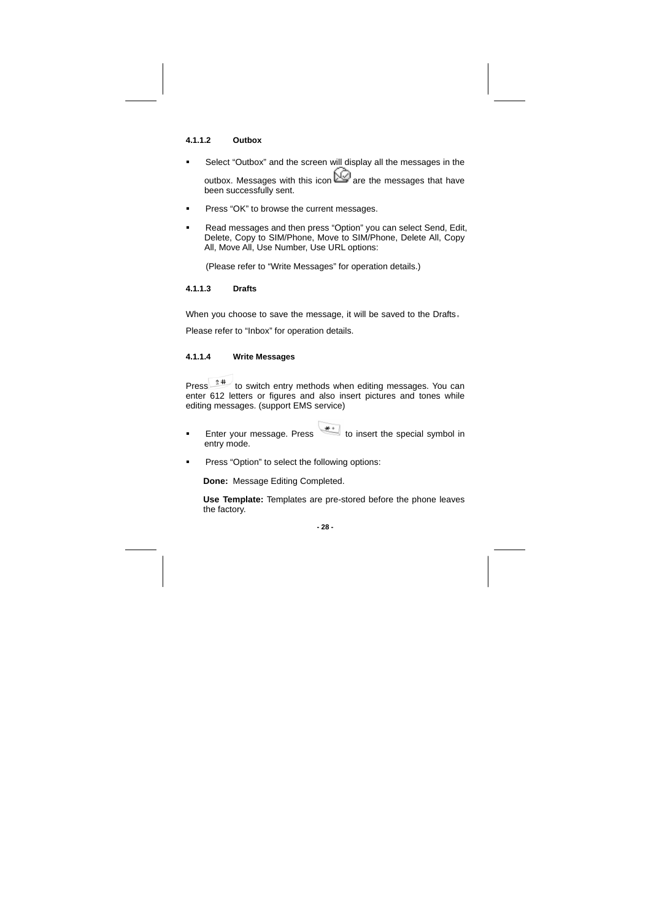#### 4.1.1.2 Outbox

- Select "Outbox" and the screen will display all the messages in the outbox. Messages with this icon are the messages that have been successfully sent.
- Press "OK" to browse the current messages.
- Read messages and then press "Option" you can select Send, Edit, Delete, Copy to SIM/Phone, Move to SIM/Phone, Delete All, Copy All, Move All, Use Number, Use URL options:

  (Please refer to "Write Messages" for operation details.)

#### 4.1.1.3 Drafts

When you choose to save the message, it will be saved to the Drafts。

Please refer to "Inbox" for operation details.

#### 4.1.1.4 Write Messages

Press to switch entry methods when editing messages. You can enter 612 letters or figures and also insert pictures and tones while editing messages. (support EMS service)

- Enter your message. Press to insert the special symbol in entry mode.
- Press "Option" to select the following options:

  **Done:** Message Editing Completed.

  **Use Template:** Templates are pre-stored before the phone leaves the factory.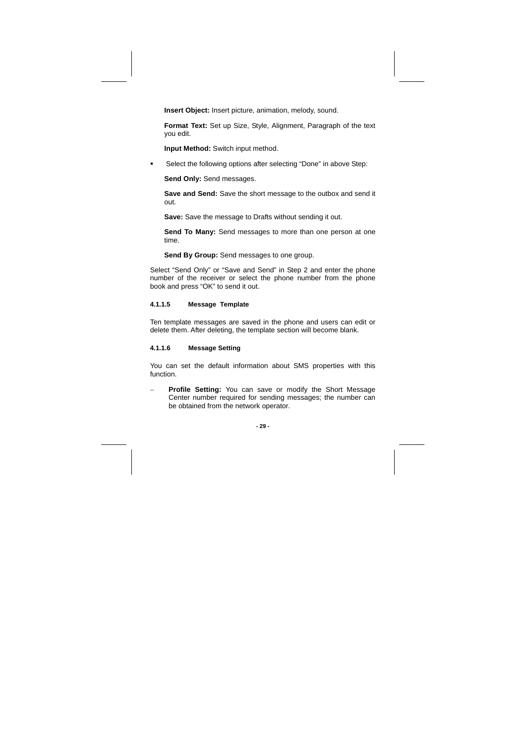**Insert Object:** Insert picture, animation, melody, sound.

**Format Text:** Set up Size, Style, Alignment, Paragraph of the text you edit.

**Input Method:** Switch input method.

- Select the following options after selecting “Done” in above Step:

  **Send Only:** Send messages.

  **Save and Send:** Save the short message to the outbox and send it out.

  **Save:** Save the message to Drafts without sending it out.

  **Send To Many:** Send messages to more than one person at one time.

  **Send By Group:** Send messages to one group.

Select “Send Only” or “Save and Send” in Step 2 and enter the phone number of the receiver or select the phone number from the phone book and press “OK” to send it out.

#### 4.1.1.5 Message Template

Ten template messages are saved in the phone and users can edit or delete them. After deleting, the template section will become blank.

#### 4.1.1.6 Message Setting

You can set the default information about SMS properties with this function.

- **Profile Setting:** You can save or modify the Short Message Center number required for sending messages; the number can be obtained from the network operator.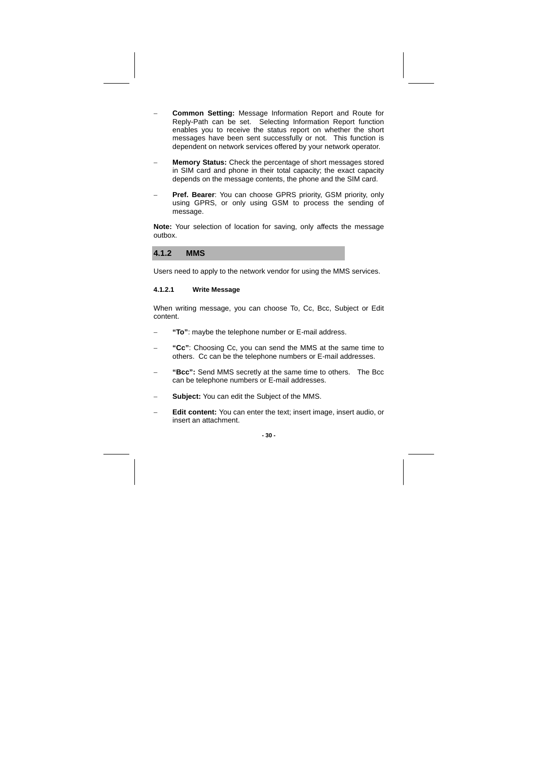- **Common Setting:** Message Information Report and Route for Reply-Path can be set. Selecting Information Report function enables you to receive the status report on whether the short messages have been sent successfully or not. This function is dependent on network services offered by your network operator.

- **Memory Status:** Check the percentage of short messages stored in SIM card and phone in their total capacity; the exact capacity depends on the message contents, the phone and the SIM card.

- **Pref. Bearer**: You can choose GPRS priority, GSM priority, only using GPRS, or only using GSM to process the sending of message.

**Note:** Your selection of location for saving, only affects the message outbox.

### 4.1.2 MMS

Users need to apply to the network vendor for using the MMS services.

#### 4.1.2.1 Write Message

When writing message, you can choose To, Cc, Bcc, Subject or Edit content.

- **"To"**: maybe the telephone number or E-mail address.

- **"Cc"**: Choosing Cc, you can send the MMS at the same time to others. Cc can be the telephone numbers or E-mail addresses.

- **"Bcc":** Send MMS secretly at the same time to others. The Bcc can be telephone numbers or E-mail addresses.

- **Subject:** You can edit the Subject of the MMS.

- **Edit content:** You can enter the text; insert image, insert audio, or insert an attachment.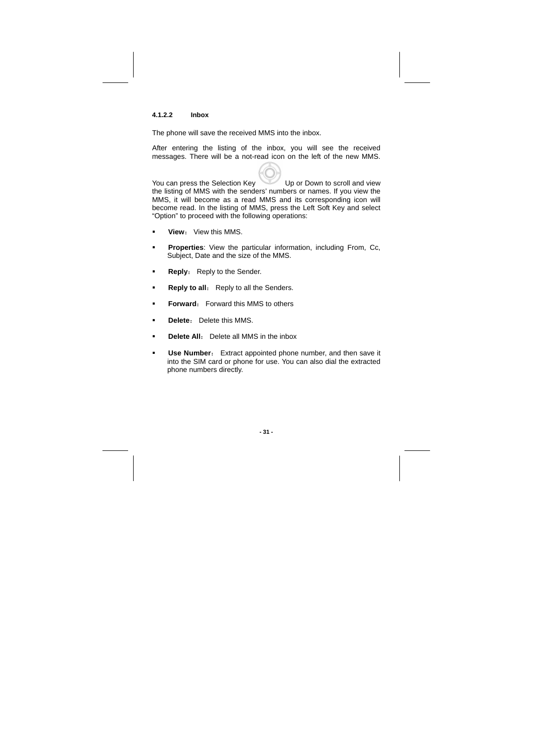#### 4.1.2.2 Inbox

The phone will save the received MMS into the inbox.

After entering the listing of the inbox, you will see the received messages. There will be a not-read icon on the left of the new MMS.

You can press the Selection Key Up or Down to scroll and view the listing of MMS with the senders' numbers or names. If you view the MMS, it will become as a read MMS and its corresponding icon will become read. In the listing of MMS, press the Left Soft Key and select "Option" to proceed with the following operations:

- **View**： View this MMS.
- **Properties**: View the particular information, including From, Cc, Subject, Date and the size of the MMS.
- **Reply**： Reply to the Sender.
- **Reply to all**： Reply to all the Senders.
- **Forward**： Forward this MMS to others
- **Delete**： Delete this MMS.
- **Delete All**： Delete all MMS in the inbox
- **Use Number**： Extract appointed phone number, and then save it into the SIM card or phone for use. You can also dial the extracted phone numbers directly.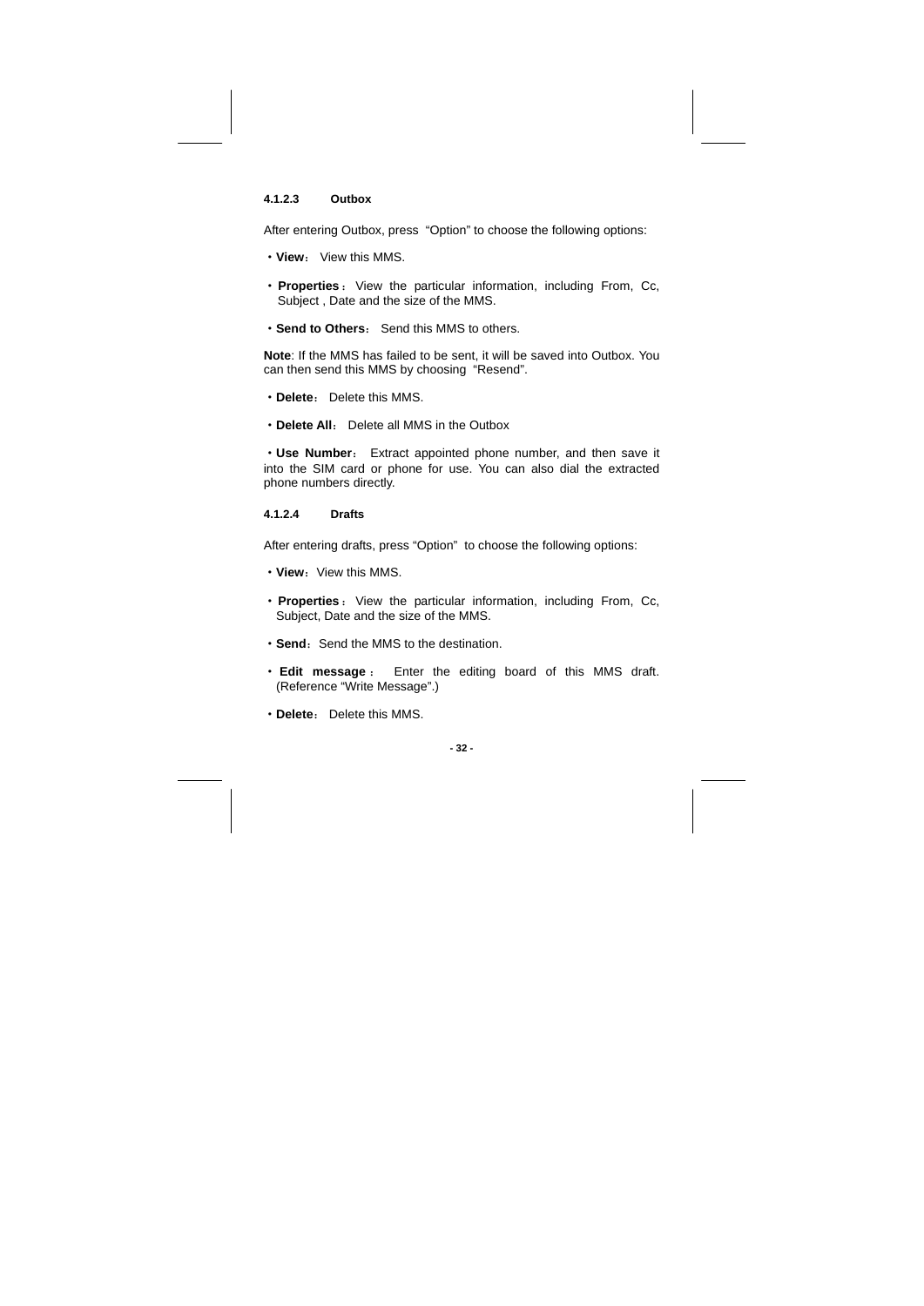#### 4.1.2.3 Outbox

After entering Outbox, press “Option” to choose the following options:

- **View**： View this MMS.
- **Properties**： View the particular information, including From, Cc, Subject , Date and the size of the MMS.
- **Send to Others**： Send this MMS to others.

**Note**: If the MMS has failed to be sent, it will be saved into Outbox. You can then send this MMS by choosing “Resend”.

- **Delete**： Delete this MMS.
- **Delete All**： Delete all MMS in the Outbox
- **Use Number**： Extract appointed phone number, and then save it into the SIM card or phone for use. You can also dial the extracted phone numbers directly.

#### 4.1.2.4 Drafts

After entering drafts, press “Option” to choose the following options:

- **View**：View this MMS.
- **Properties**： View the particular information, including From, Cc, Subject, Date and the size of the MMS.
- **Send**：Send the MMS to the destination.
- **Edit message**： Enter the editing board of this MMS draft. (Reference “Write Message”.)
- **Delete**： Delete this MMS.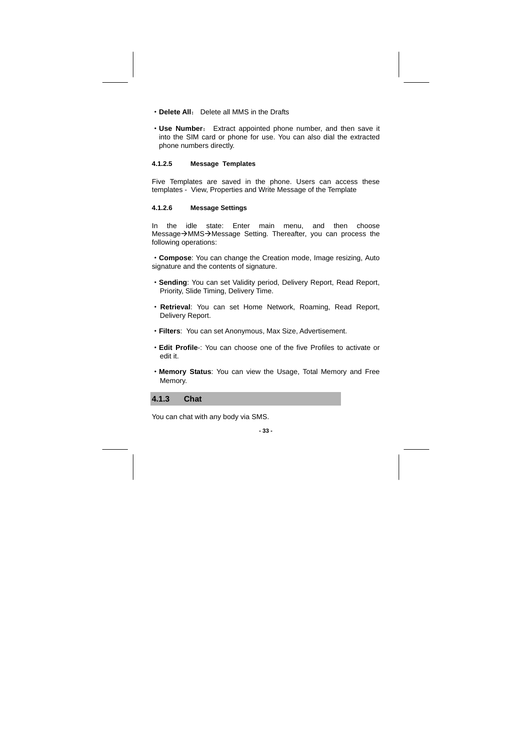- **Delete All**： Delete all MMS in the Drafts
- **Use Number**： Extract appointed phone number, and then save it into the SIM card or phone for use. You can also dial the extracted phone numbers directly.

#### 4.1.2.5 Message Templates

Five Templates are saved in the phone. Users can access these templates - View, Properties and Write Message of the Template

#### 4.1.2.6 Message Settings

In the idle state: Enter main menu, and then choose Message→MMS→Message Setting. Thereafter, you can process the following operations:

- **Compose**: You can change the Creation mode, Image resizing, Auto signature and the contents of signature.
- **Sending**: You can set Validity period, Delivery Report, Read Report, Priority, Slide Timing, Delivery Time.
- **Retrieval**: You can set Home Network, Roaming, Read Report, Delivery Report.
- **Filters**: You can set Anonymous, Max Size, Advertisement.
- **Edit Profile**-: You can choose one of the five Profiles to activate or edit it.
- **Memory Status**: You can view the Usage, Total Memory and Free Memory.

### 4.1.3 Chat

You can chat with any body via SMS.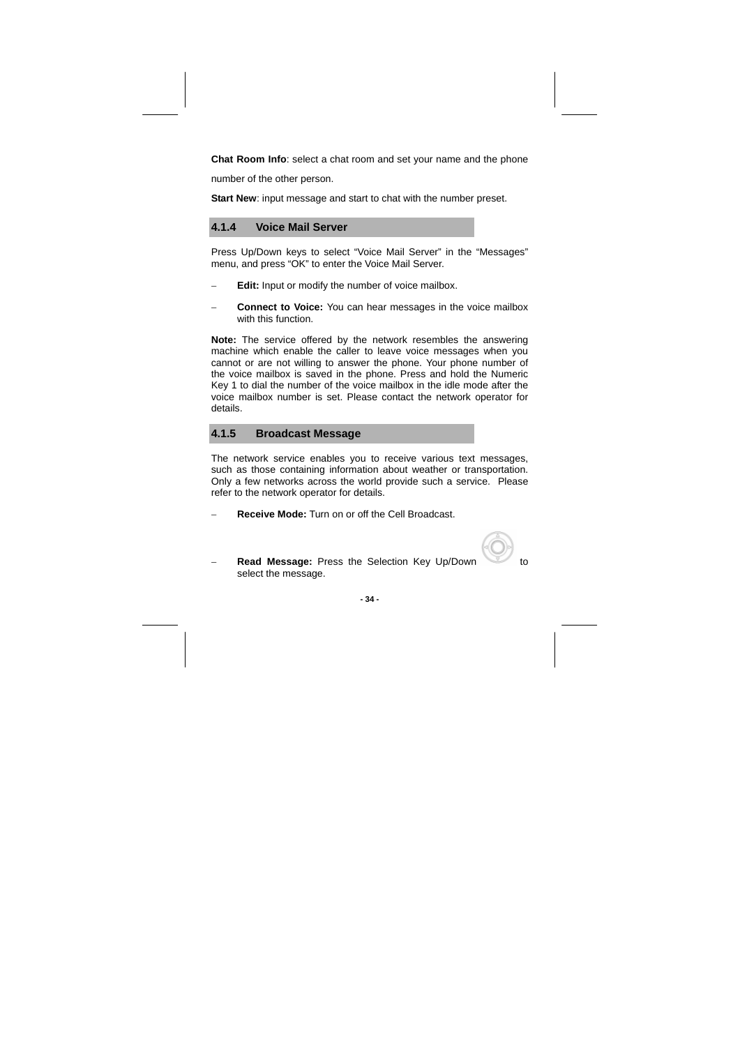**Chat Room Info**: select a chat room and set your name and the phone number of the other person.

**Start New**: input message and start to chat with the number preset.

### 4.1.4 Voice Mail Server

Press Up/Down keys to select "Voice Mail Server" in the "Messages" menu, and press "OK" to enter the Voice Mail Server.

– **Edit:** Input or modify the number of voice mailbox.

– **Connect to Voice:** You can hear messages in the voice mailbox with this function.

**Note:** The service offered by the network resembles the answering machine which enable the caller to leave voice messages when you cannot or are not willing to answer the phone. Your phone number of the voice mailbox is saved in the phone. Press and hold the Numeric Key 1 to dial the number of the voice mailbox in the idle mode after the voice mailbox number is set. Please contact the network operator for details.

### 4.1.5 Broadcast Message

The network service enables you to receive various text messages, such as those containing information about weather or transportation. Only a few networks across the world provide such a service. Please refer to the network operator for details.

– **Receive Mode:** Turn on or off the Cell Broadcast.

– **Read Message:** Press the Selection Key Up/Down to select the message.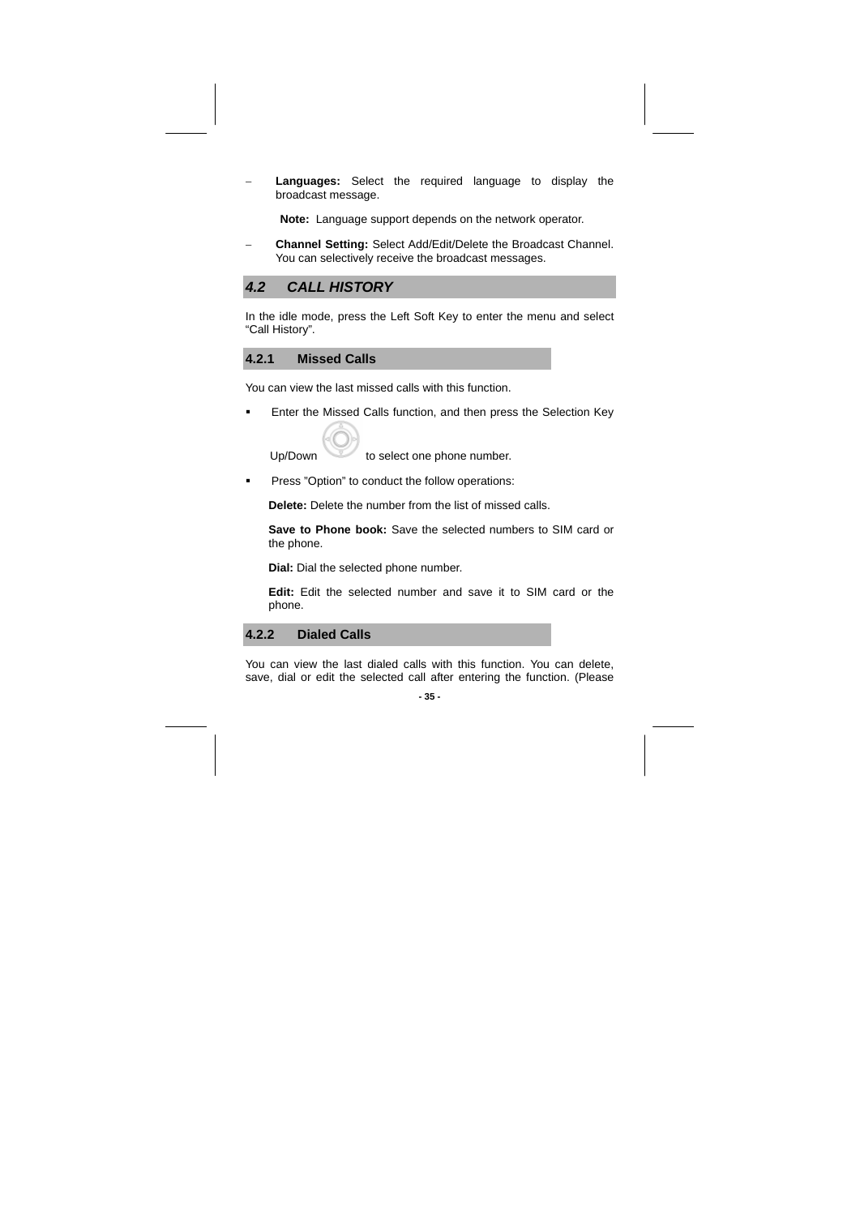- **Languages:** Select the required language to display the broadcast message.

  **Note:** Language support depends on the network operator.

- **Channel Setting:** Select Add/Edit/Delete the Broadcast Channel. You can selectively receive the broadcast messages.

## *4.2 CALL HISTORY*

In the idle mode, press the Left Soft Key to enter the menu and select "Call History".

### 4.2.1 Missed Calls

You can view the last missed calls with this function.

- Enter the Missed Calls function, and then press the Selection Key Up/Down to select one phone number.
- Press "Option" to conduct the follow operations:

  **Delete:** Delete the number from the list of missed calls.

  **Save to Phone book:** Save the selected numbers to SIM card or the phone.

  **Dial:** Dial the selected phone number.

  **Edit:** Edit the selected number and save it to SIM card or the phone.

### 4.2.2 Dialed Calls

You can view the last dialed calls with this function. You can delete, save, dial or edit the selected call after entering the function. (Please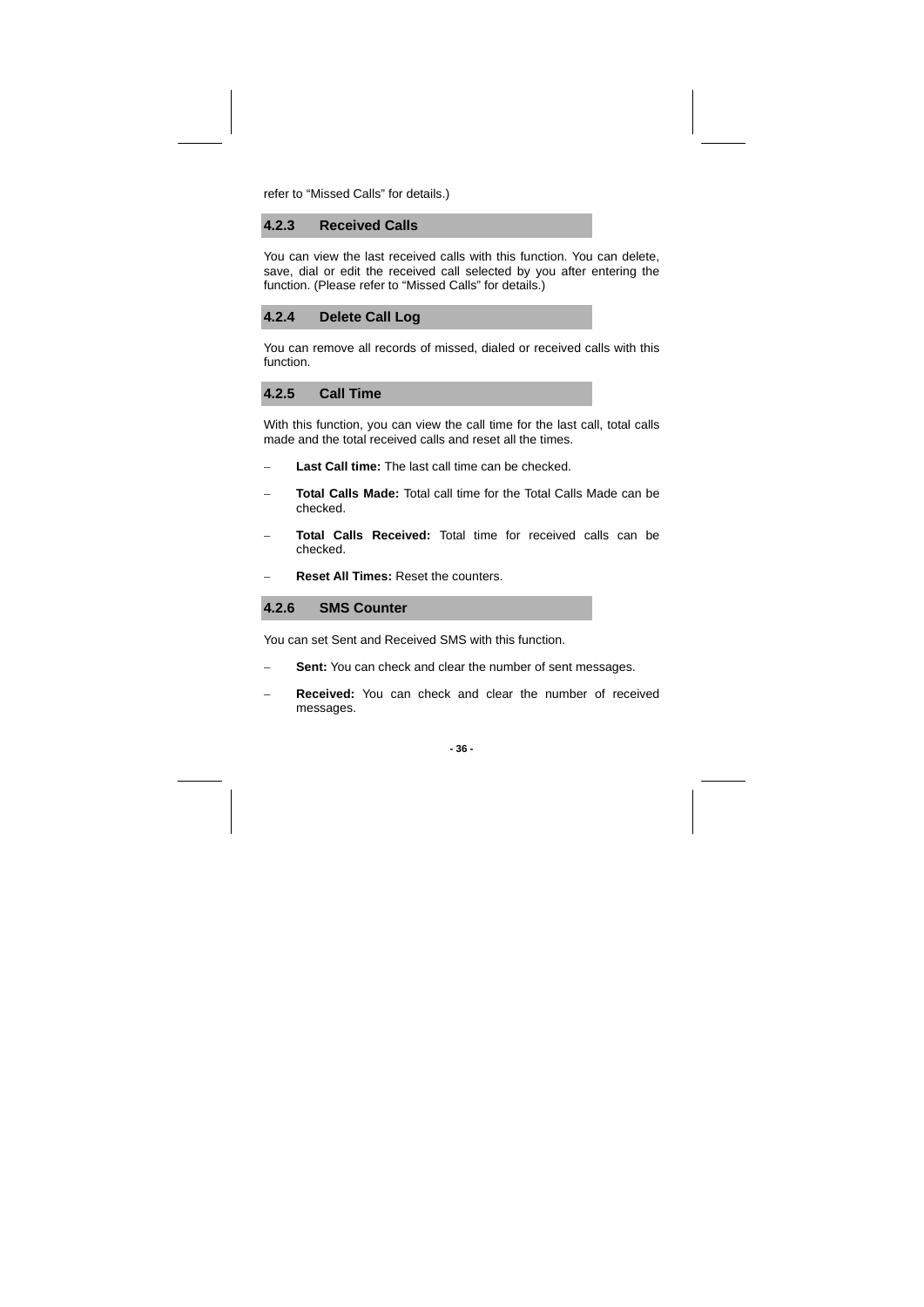refer to “Missed Calls” for details.)

### 4.2.3 Received Calls

You can view the last received calls with this function. You can delete, save, dial or edit the received call selected by you after entering the function. (Please refer to “Missed Calls” for details.)

### 4.2.4 Delete Call Log

You can remove all records of missed, dialed or received calls with this function.

### 4.2.5 Call Time

With this function, you can view the call time for the last call, total calls made and the total received calls and reset all the times.

- **Last Call time:** The last call time can be checked.
- **Total Calls Made:** Total call time for the Total Calls Made can be checked.
- **Total Calls Received:** Total time for received calls can be checked.
- **Reset All Times:** Reset the counters.

### 4.2.6 SMS Counter

You can set Sent and Received SMS with this function.

- **Sent:** You can check and clear the number of sent messages.
- **Received:** You can check and clear the number of received messages.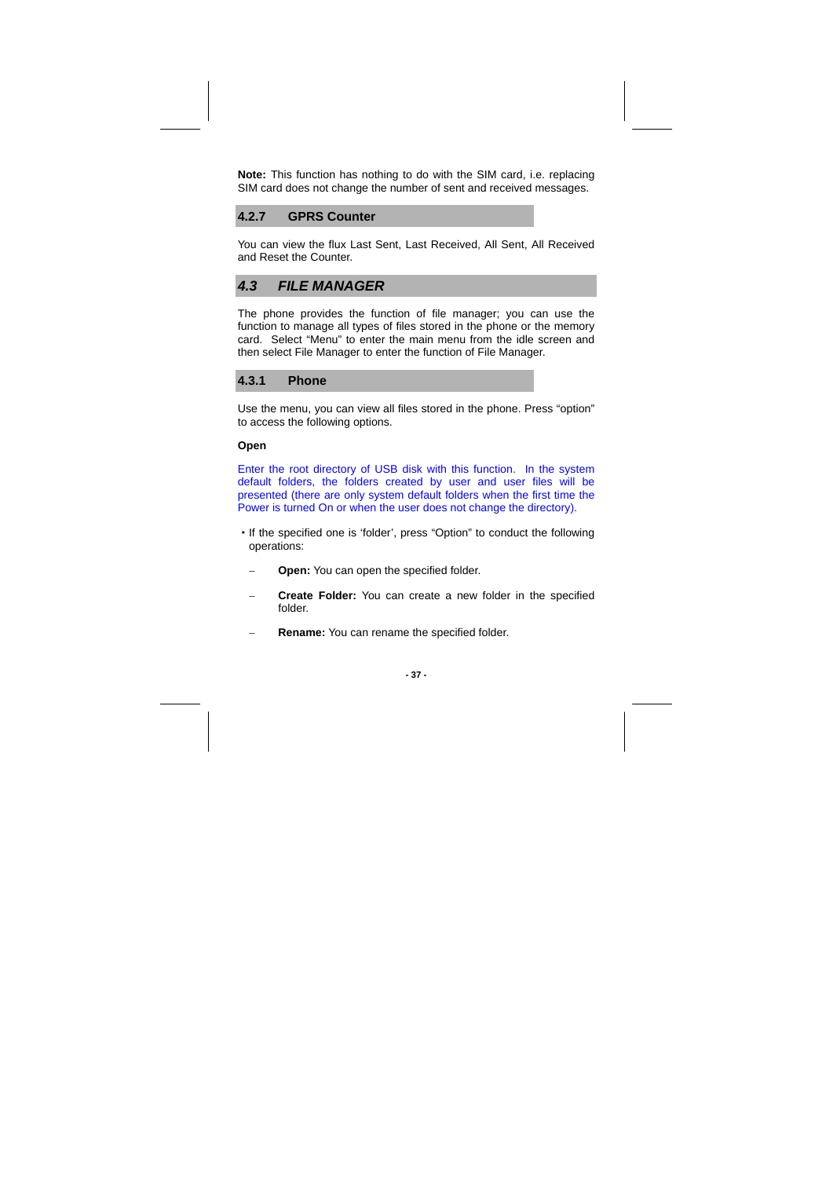**Note:** This function has nothing to do with the SIM card, i.e. replacing SIM card does not change the number of sent and received messages.

### 4.2.7 GPRS Counter

You can view the flux Last Sent, Last Received, All Sent, All Received and Reset the Counter.

## *4.3 FILE MANAGER*

The phone provides the function of file manager; you can use the function to manage all types of files stored in the phone or the memory card. Select "Menu" to enter the main menu from the idle screen and then select File Manager to enter the function of File Manager.

### 4.3.1 Phone

Use the menu, you can view all files stored in the phone. Press "option" to access the following options.

**Open**

Enter the root directory of USB disk with this function. In the system default folders, the folders created by user and user files will be presented (there are only system default folders when the first time the Power is turned On or when the user does not change the directory).

- If the specified one is 'folder', press "Option" to conduct the following operations:
  - **Open:** You can open the specified folder.
  - **Create Folder:** You can create a new folder in the specified folder.
  - **Rename:** You can rename the specified folder.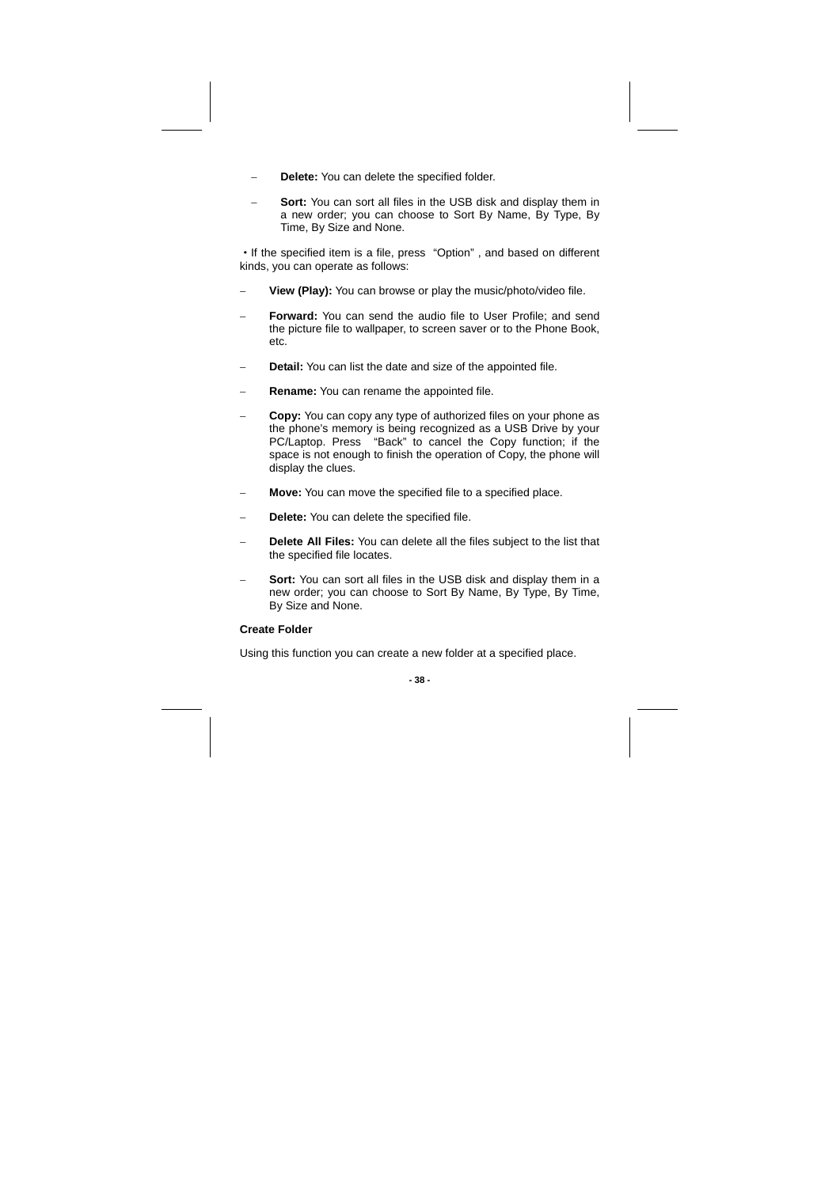- **Delete:** You can delete the specified folder.
- **Sort:** You can sort all files in the USB disk and display them in a new order; you can choose to Sort By Name, By Type, By Time, By Size and None.

• If the specified item is a file, press "Option" , and based on different kinds, you can operate as follows:

- **View (Play):** You can browse or play the music/photo/video file.
- **Forward:** You can send the audio file to User Profile; and send the picture file to wallpaper, to screen saver or to the Phone Book, etc.
- **Detail:** You can list the date and size of the appointed file.
- **Rename:** You can rename the appointed file.
- **Copy:** You can copy any type of authorized files on your phone as the phone's memory is being recognized as a USB Drive by your PC/Laptop. Press "Back" to cancel the Copy function; if the space is not enough to finish the operation of Copy, the phone will display the clues.
- **Move:** You can move the specified file to a specified place.
- **Delete:** You can delete the specified file.
- **Delete All Files:** You can delete all the files subject to the list that the specified file locates.
- **Sort:** You can sort all files in the USB disk and display them in a new order; you can choose to Sort By Name, By Type, By Time, By Size and None.

**Create Folder**

Using this function you can create a new folder at a specified place.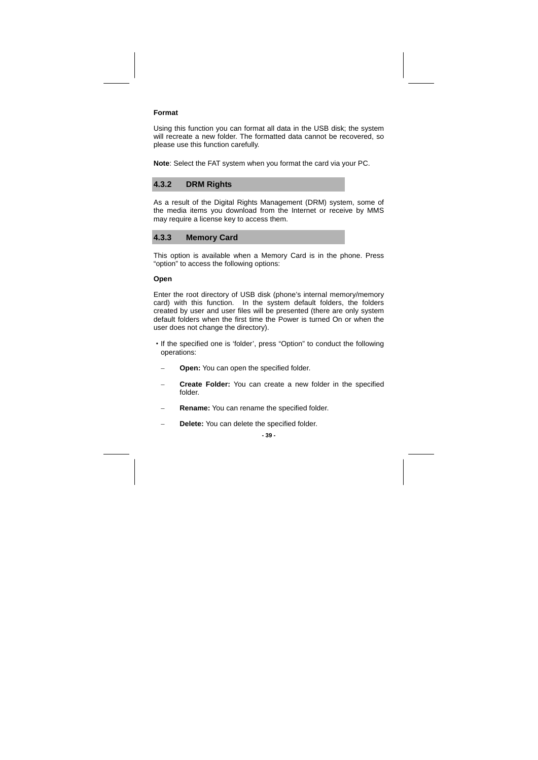**Format**

Using this function you can format all data in the USB disk; the system will recreate a new folder. The formatted data cannot be recovered, so please use this function carefully.

**Note**: Select the FAT system when you format the card via your PC.

### 4.3.2 DRM Rights

As a result of the Digital Rights Management (DRM) system, some of the media items you download from the Internet or receive by MMS may require a license key to access them.

### 4.3.3 Memory Card

This option is available when a Memory Card is in the phone. Press “option” to access the following options:

**Open**

Enter the root directory of USB disk (phone’s internal memory/memory card) with this function. In the system default folders, the folders created by user and user files will be presented (there are only system default folders when the first time the Power is turned On or when the user does not change the directory).

- If the specified one is ‘folder’, press “Option” to conduct the following operations:
  - **Open:** You can open the specified folder.
  - **Create Folder:** You can create a new folder in the specified folder.
  - **Rename:** You can rename the specified folder.
  - **Delete:** You can delete the specified folder.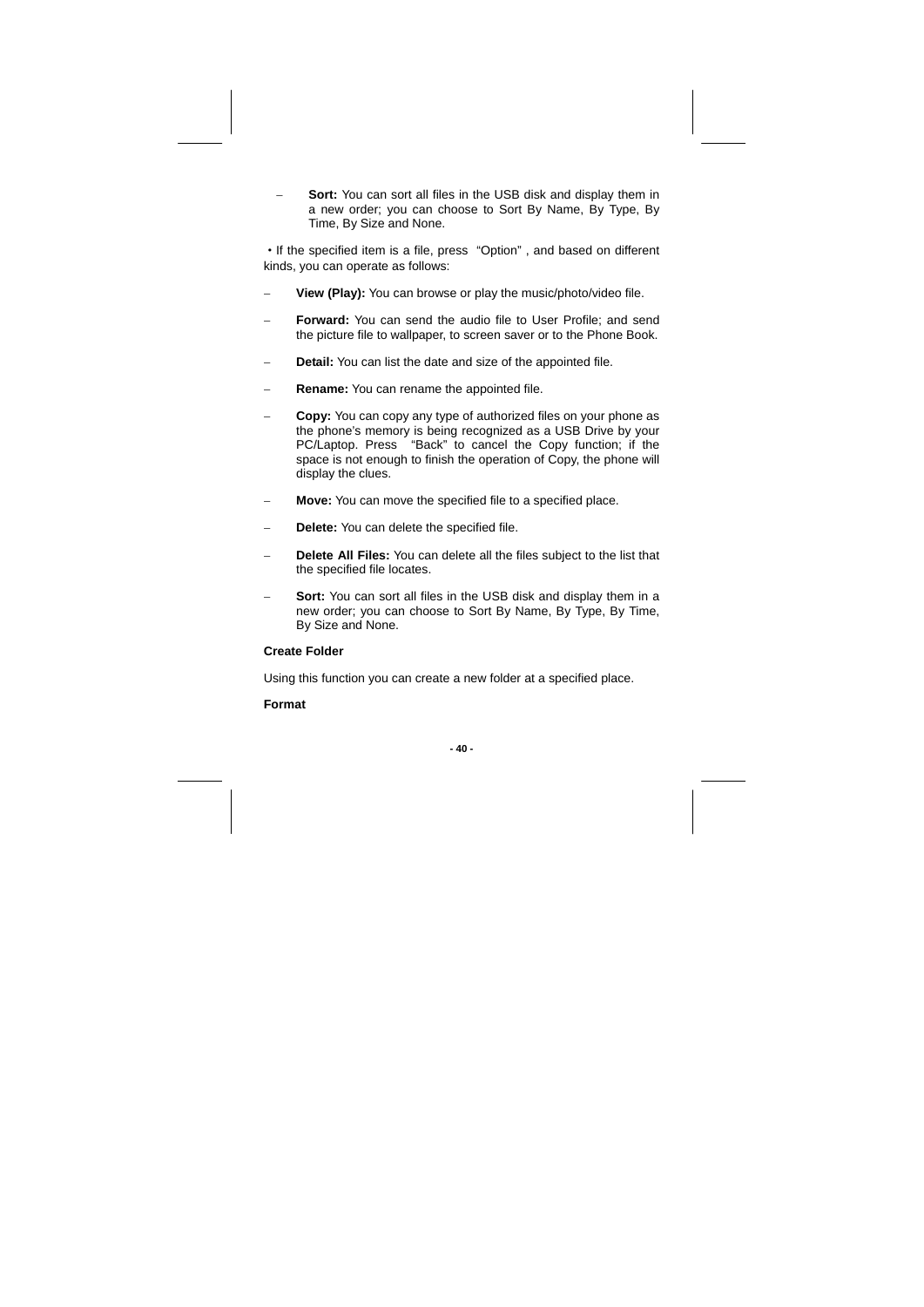- **Sort:** You can sort all files in the USB disk and display them in a new order; you can choose to Sort By Name, By Type, By Time, By Size and None.

• If the specified item is a file, press "Option" , and based on different kinds, you can operate as follows:

- **View (Play):** You can browse or play the music/photo/video file.
- **Forward:** You can send the audio file to User Profile; and send the picture file to wallpaper, to screen saver or to the Phone Book.
- **Detail:** You can list the date and size of the appointed file.
- **Rename:** You can rename the appointed file.
- **Copy:** You can copy any type of authorized files on your phone as the phone's memory is being recognized as a USB Drive by your PC/Laptop. Press "Back" to cancel the Copy function; if the space is not enough to finish the operation of Copy, the phone will display the clues.
- **Move:** You can move the specified file to a specified place.
- **Delete:** You can delete the specified file.
- **Delete All Files:** You can delete all the files subject to the list that the specified file locates.
- **Sort:** You can sort all files in the USB disk and display them in a new order; you can choose to Sort By Name, By Type, By Time, By Size and None.

**Create Folder**

Using this function you can create a new folder at a specified place.

**Format**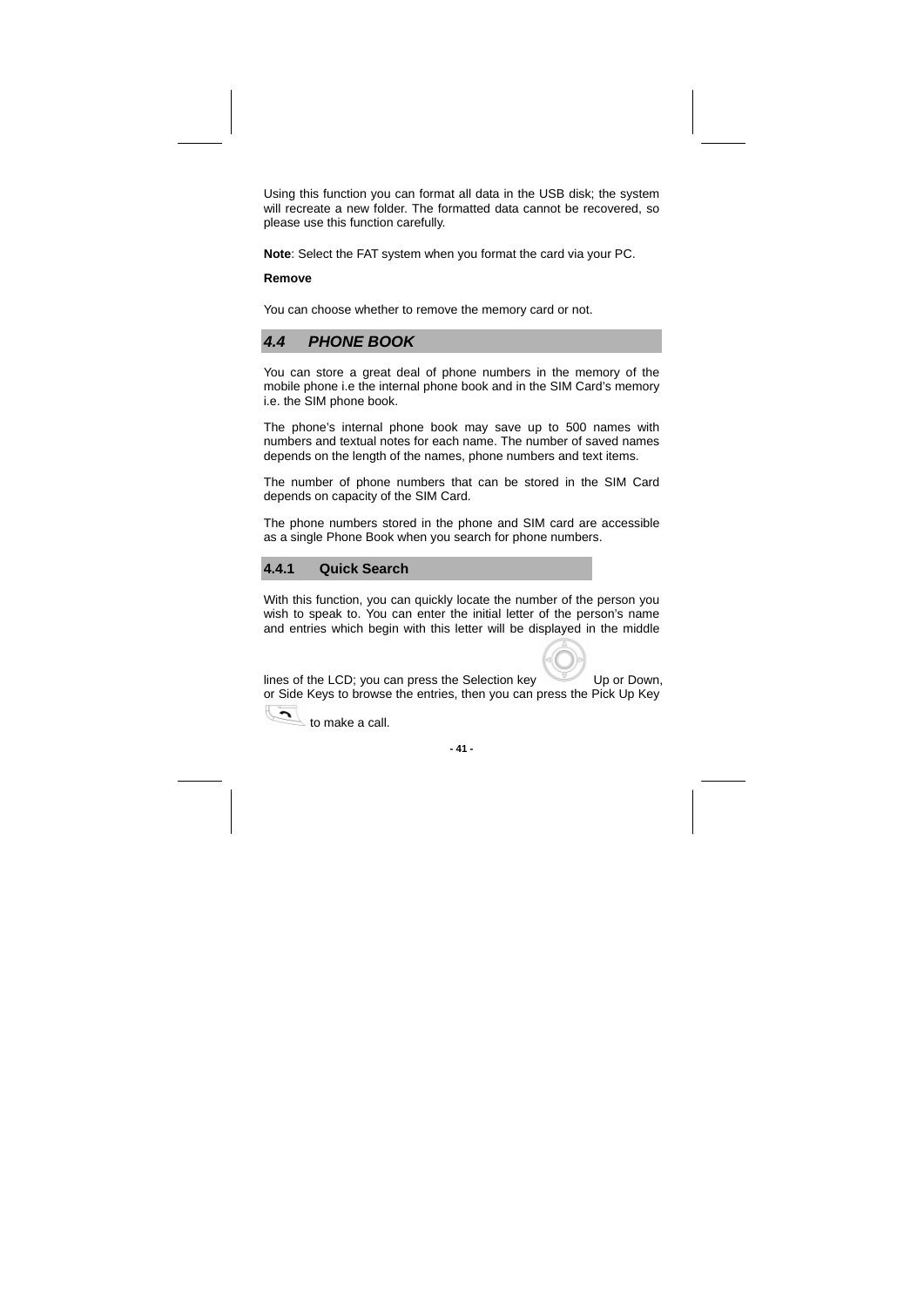Using this function you can format all data in the USB disk; the system will recreate a new folder. The formatted data cannot be recovered, so please use this function carefully.

**Note**: Select the FAT system when you format the card via your PC.

**Remove**

You can choose whether to remove the memory card or not.

## 4.4 PHONE BOOK

You can store a great deal of phone numbers in the memory of the mobile phone i.e the internal phone book and in the SIM Card's memory i.e. the SIM phone book.

The phone's internal phone book may save up to 500 names with numbers and textual notes for each name. The number of saved names depends on the length of the names, phone numbers and text items.

The number of phone numbers that can be stored in the SIM Card depends on capacity of the SIM Card.

The phone numbers stored in the phone and SIM card are accessible as a single Phone Book when you search for phone numbers.

### 4.4.1 Quick Search

With this function, you can quickly locate the number of the person you wish to speak to. You can enter the initial letter of the person's name and entries which begin with this letter will be displayed in the middle lines of the LCD; you can press the Selection key Up or Down, or Side Keys to browse the entries, then you can press the Pick Up Key to make a call.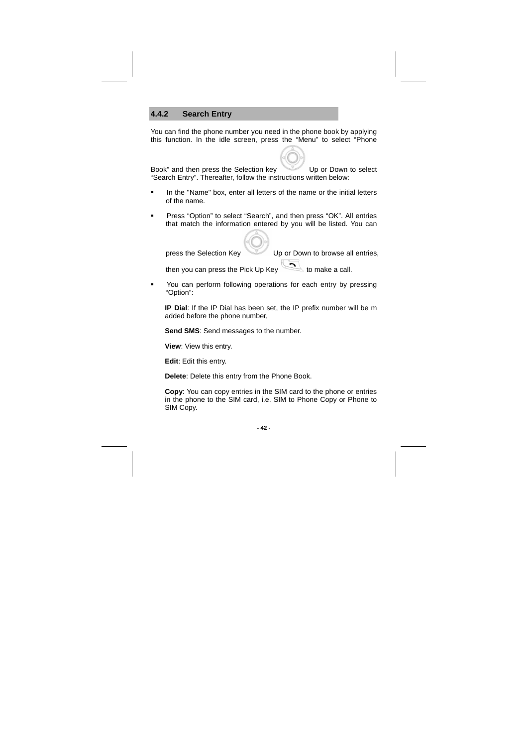## 4.4.2 Search Entry

You can find the phone number you need in the phone book by applying this function. In the idle screen, press the “Menu” to select “Phone Book” and then press the Selection key Up or Down to select “Search Entry”. Thereafter, follow the instructions written below:

- In the "Name" box, enter all letters of the name or the initial letters of the name.
- Press “Option” to select “Search”, and then press “OK”. All entries that match the information entered by you will be listed. You can press the Selection Key Up or Down to browse all entries, then you can press the Pick Up Key to make a call.
- You can perform following operations for each entry by pressing “Option”:

  **IP Dial**: If the IP Dial has been set, the IP prefix number will be m added before the phone number,

  **Send SMS**: Send messages to the number.

  **View**: View this entry.

  **Edit**: Edit this entry.

  **Delete**: Delete this entry from the Phone Book.

  **Copy**: You can copy entries in the SIM card to the phone or entries in the phone to the SIM card, i.e. SIM to Phone Copy or Phone to SIM Copy.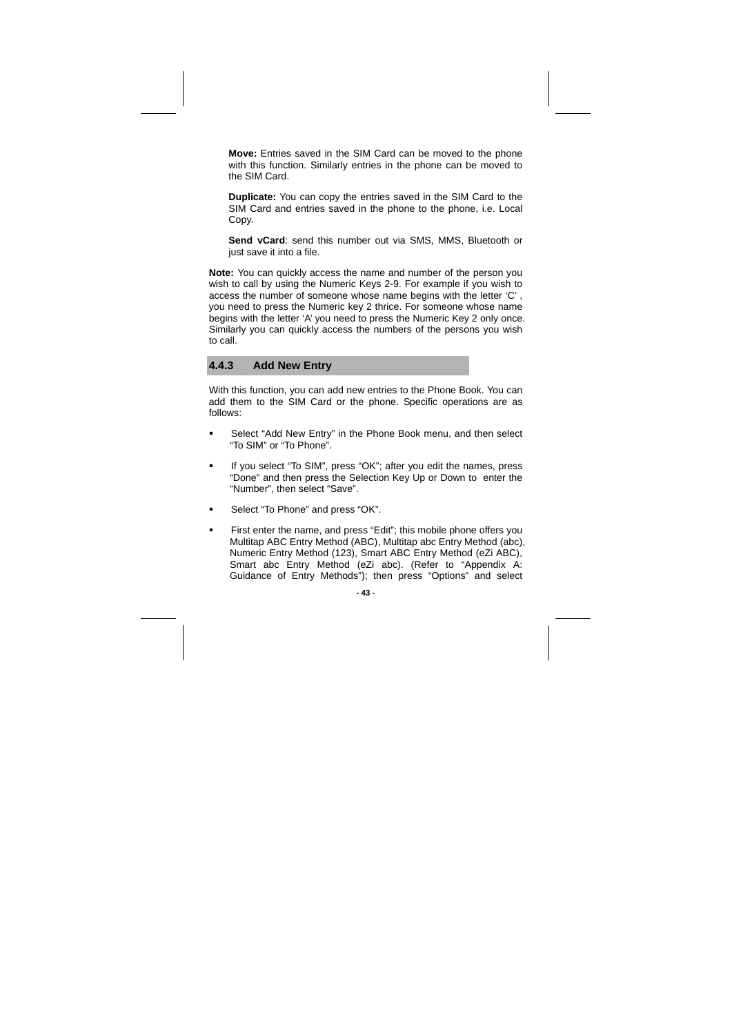**Move:** Entries saved in the SIM Card can be moved to the phone with this function. Similarly entries in the phone can be moved to the SIM Card.

**Duplicate:** You can copy the entries saved in the SIM Card to the SIM Card and entries saved in the phone to the phone, i.e. Local Copy.

**Send vCard**: send this number out via SMS, MMS, Bluetooth or just save it into a file.

**Note:** You can quickly access the name and number of the person you wish to call by using the Numeric Keys 2-9. For example if you wish to access the number of someone whose name begins with the letter 'C' , you need to press the Numeric key 2 thrice. For someone whose name begins with the letter 'A' you need to press the Numeric Key 2 only once. Similarly you can quickly access the numbers of the persons you wish to call.

### 4.4.3 Add New Entry

With this function, you can add new entries to the Phone Book. You can add them to the SIM Card or the phone. Specific operations are as follows:

- Select "Add New Entry" in the Phone Book menu, and then select "To SIM" or "To Phone".
- If you select "To SIM", press "OK"; after you edit the names, press "Done" and then press the Selection Key Up or Down to enter the "Number", then select "Save".
- Select "To Phone" and press "OK".
- First enter the name, and press "Edit"; this mobile phone offers you Multitap ABC Entry Method (ABC), Multitap abc Entry Method (abc), Numeric Entry Method (123), Smart ABC Entry Method (eZi ABC), Smart abc Entry Method (eZi abc). (Refer to "Appendix A: Guidance of Entry Methods"); then press "Options" and select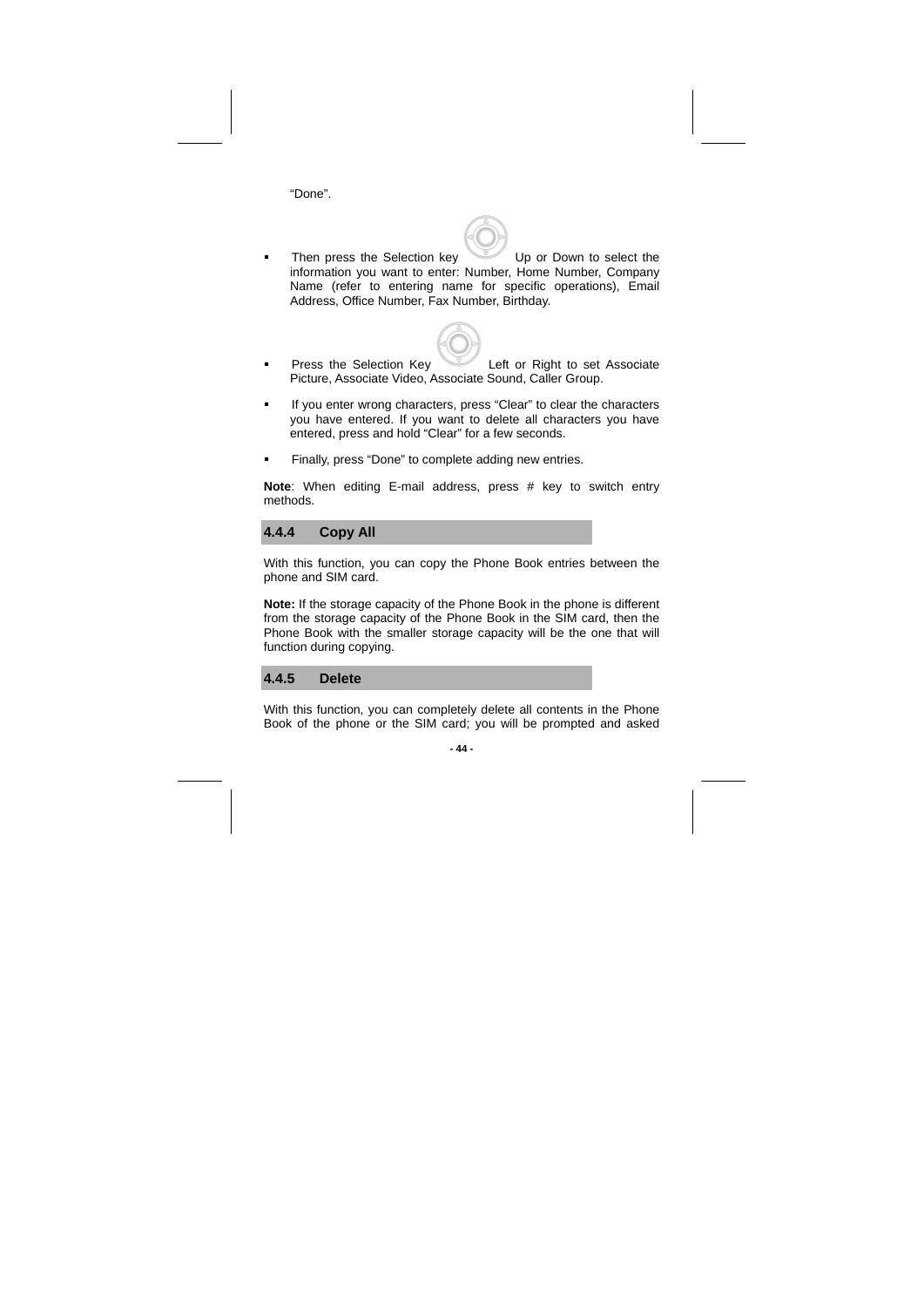"Done".

- Then press the Selection key Up or Down to select the information you want to enter: Number, Home Number, Company Name (refer to entering name for specific operations), Email Address, Office Number, Fax Number, Birthday.
- Press the Selection Key Left or Right to set Associate Picture, Associate Video, Associate Sound, Caller Group.
- If you enter wrong characters, press "Clear" to clear the characters you have entered. If you want to delete all characters you have entered, press and hold "Clear" for a few seconds.
- Finally, press "Done" to complete adding new entries.

**Note**: When editing E-mail address, press # key to switch entry methods.

### 4.4.4 Copy All

With this function, you can copy the Phone Book entries between the phone and SIM card.

**Note:** If the storage capacity of the Phone Book in the phone is different from the storage capacity of the Phone Book in the SIM card, then the Phone Book with the smaller storage capacity will be the one that will function during copying.

### 4.4.5 Delete

With this function, you can completely delete all contents in the Phone Book of the phone or the SIM card; you will be prompted and asked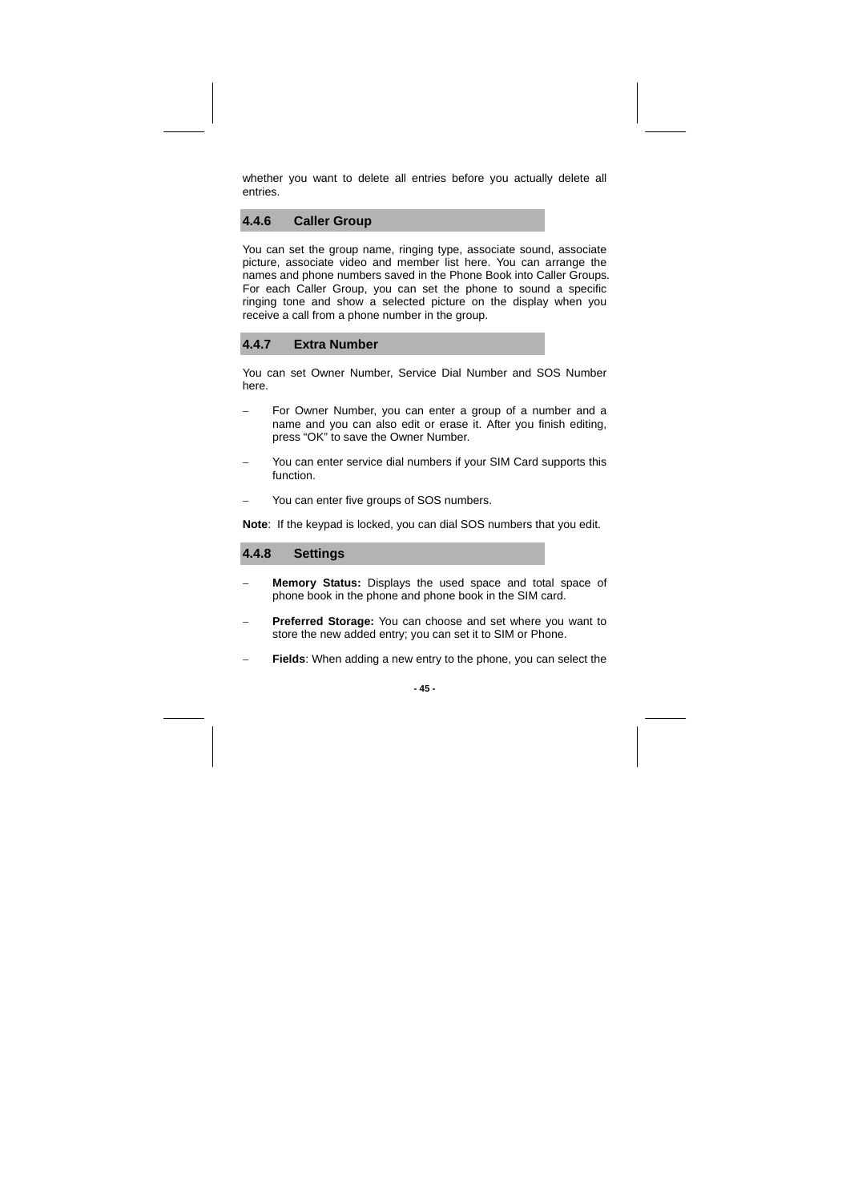whether you want to delete all entries before you actually delete all entries.

### 4.4.6 Caller Group

You can set the group name, ringing type, associate sound, associate picture, associate video and member list here. You can arrange the names and phone numbers saved in the Phone Book into Caller Groups. For each Caller Group, you can set the phone to sound a specific ringing tone and show a selected picture on the display when you receive a call from a phone number in the group.

### 4.4.7 Extra Number

You can set Owner Number, Service Dial Number and SOS Number here.

- For Owner Number, you can enter a group of a number and a name and you can also edit or erase it. After you finish editing, press “OK” to save the Owner Number.
- You can enter service dial numbers if your SIM Card supports this function.
- You can enter five groups of SOS numbers.

**Note**: If the keypad is locked, you can dial SOS numbers that you edit.

### 4.4.8 Settings

- **Memory Status:** Displays the used space and total space of phone book in the phone and phone book in the SIM card.
- **Preferred Storage:** You can choose and set where you want to store the new added entry; you can set it to SIM or Phone.
- **Fields**: When adding a new entry to the phone, you can select the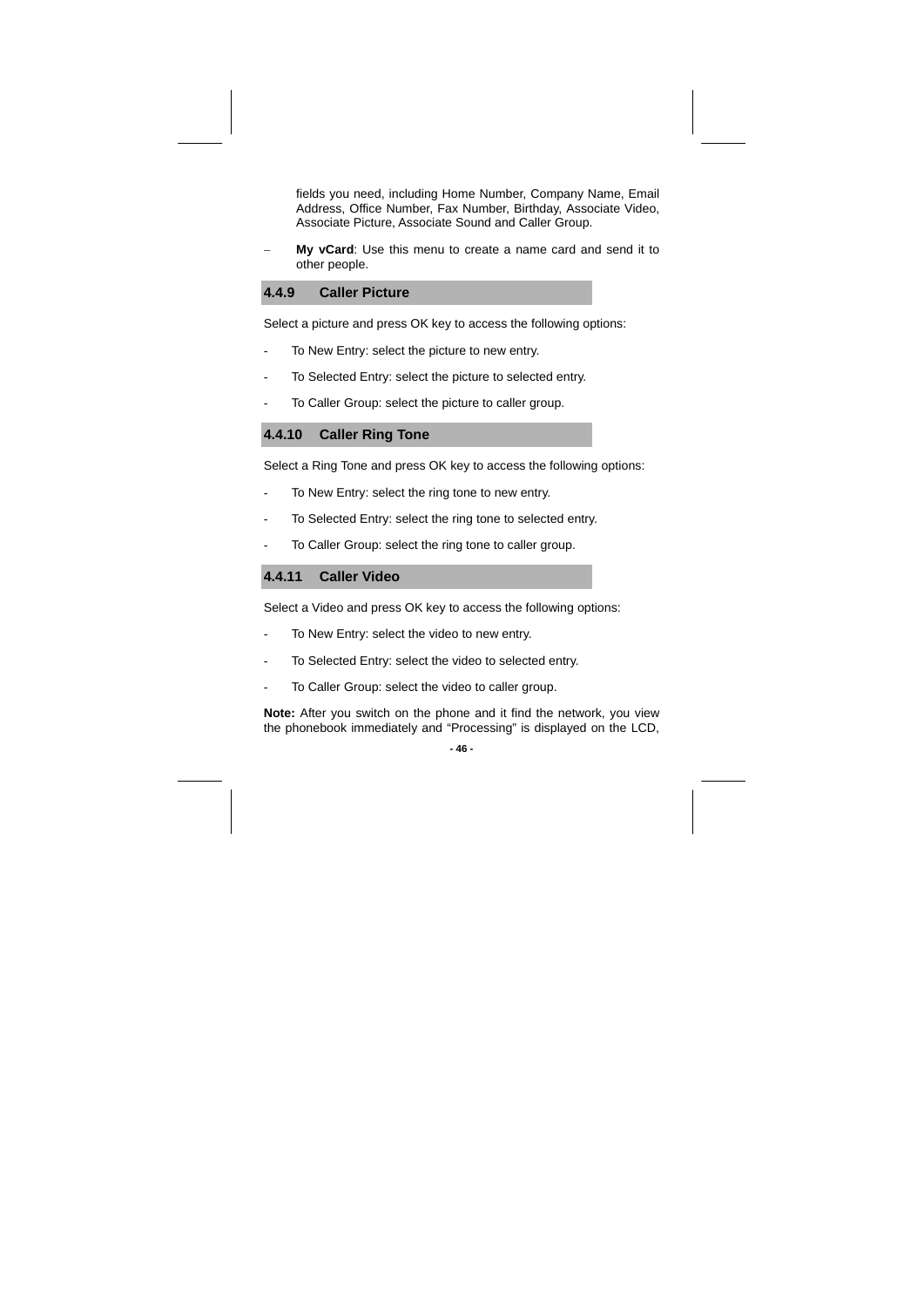fields you need, including Home Number, Company Name, Email Address, Office Number, Fax Number, Birthday, Associate Video, Associate Picture, Associate Sound and Caller Group.

– **My vCard**: Use this menu to create a name card and send it to other people.

### 4.4.9 Caller Picture

Select a picture and press OK key to access the following options:

- To New Entry: select the picture to new entry.
- To Selected Entry: select the picture to selected entry.
- To Caller Group: select the picture to caller group.

### 4.4.10 Caller Ring Tone

Select a Ring Tone and press OK key to access the following options:

- To New Entry: select the ring tone to new entry.
- To Selected Entry: select the ring tone to selected entry.
- To Caller Group: select the ring tone to caller group.

### 4.4.11 Caller Video

Select a Video and press OK key to access the following options:

- To New Entry: select the video to new entry.
- To Selected Entry: select the video to selected entry.
- To Caller Group: select the video to caller group.

**Note:** After you switch on the phone and it find the network, you view the phonebook immediately and “Processing” is displayed on the LCD,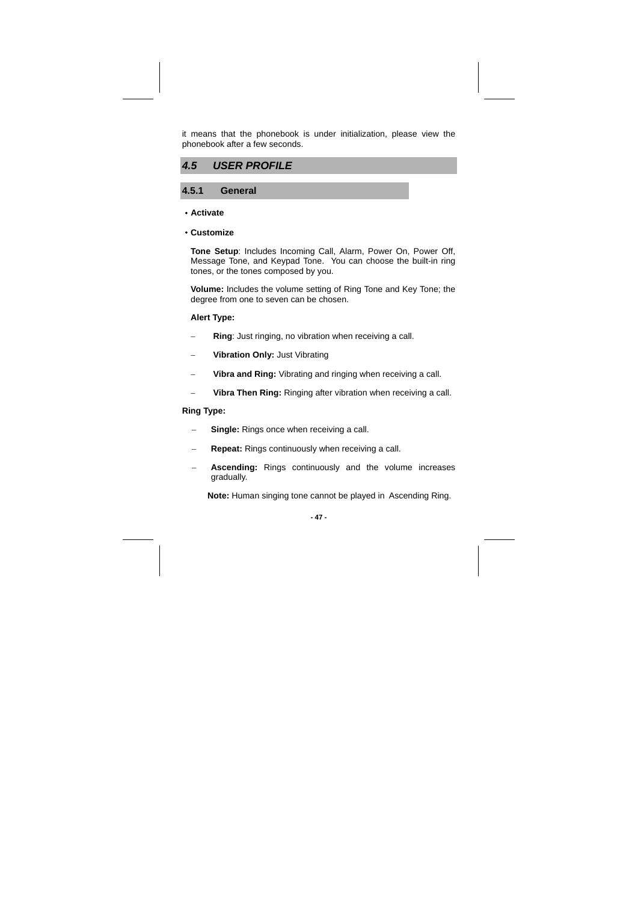it means that the phonebook is under initialization, please view the phonebook after a few seconds.

## *4.5 USER PROFILE*

### 4.5.1 General

- **Activate**
- **Customize**

**Tone Setup**: Includes Incoming Call, Alarm, Power On, Power Off, Message Tone, and Keypad Tone. You can choose the built-in ring tones, or the tones composed by you.

**Volume:** Includes the volume setting of Ring Tone and Key Tone; the degree from one to seven can be chosen.

**Alert Type:**

- **Ring**: Just ringing, no vibration when receiving a call.
- **Vibration Only:** Just Vibrating
- **Vibra and Ring:** Vibrating and ringing when receiving a call.
- **Vibra Then Ring:** Ringing after vibration when receiving a call.

**Ring Type:**

- **Single:** Rings once when receiving a call.
- **Repeat:** Rings continuously when receiving a call.
- **Ascending:** Rings continuously and the volume increases gradually.

**Note:** Human singing tone cannot be played in Ascending Ring.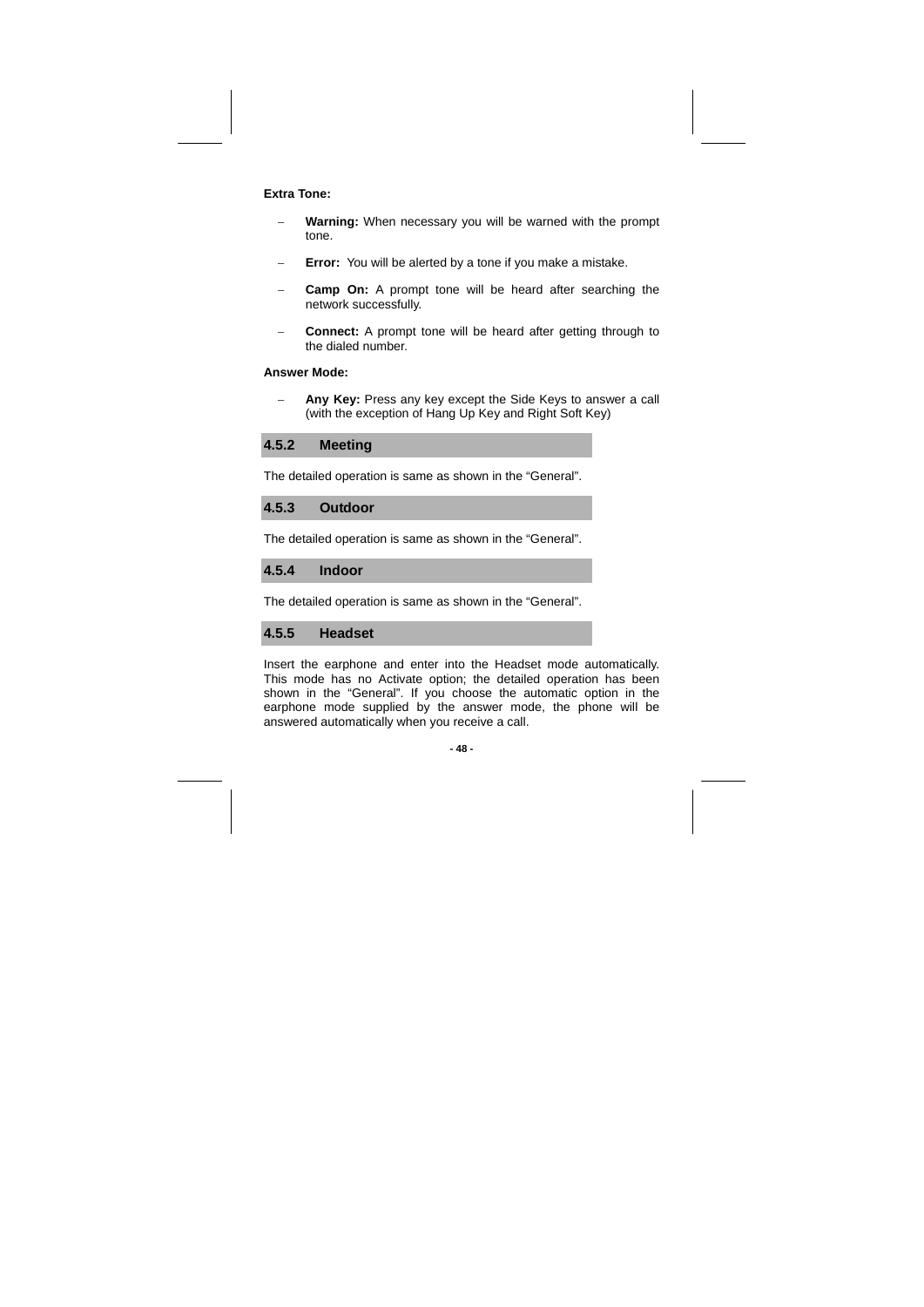**Extra Tone:**

- **Warning:** When necessary you will be warned with the prompt tone.
- **Error:** You will be alerted by a tone if you make a mistake.
- **Camp On:** A prompt tone will be heard after searching the network successfully.
- **Connect:** A prompt tone will be heard after getting through to the dialed number.

**Answer Mode:**

- **Any Key:** Press any key except the Side Keys to answer a call (with the exception of Hang Up Key and Right Soft Key)

### 4.5.2 Meeting

The detailed operation is same as shown in the "General".

### 4.5.3 Outdoor

The detailed operation is same as shown in the "General".

### 4.5.4 Indoor

The detailed operation is same as shown in the "General".

### 4.5.5 Headset

Insert the earphone and enter into the Headset mode automatically. This mode has no Activate option; the detailed operation has been shown in the "General". If you choose the automatic option in the earphone mode supplied by the answer mode, the phone will be answered automatically when you receive a call.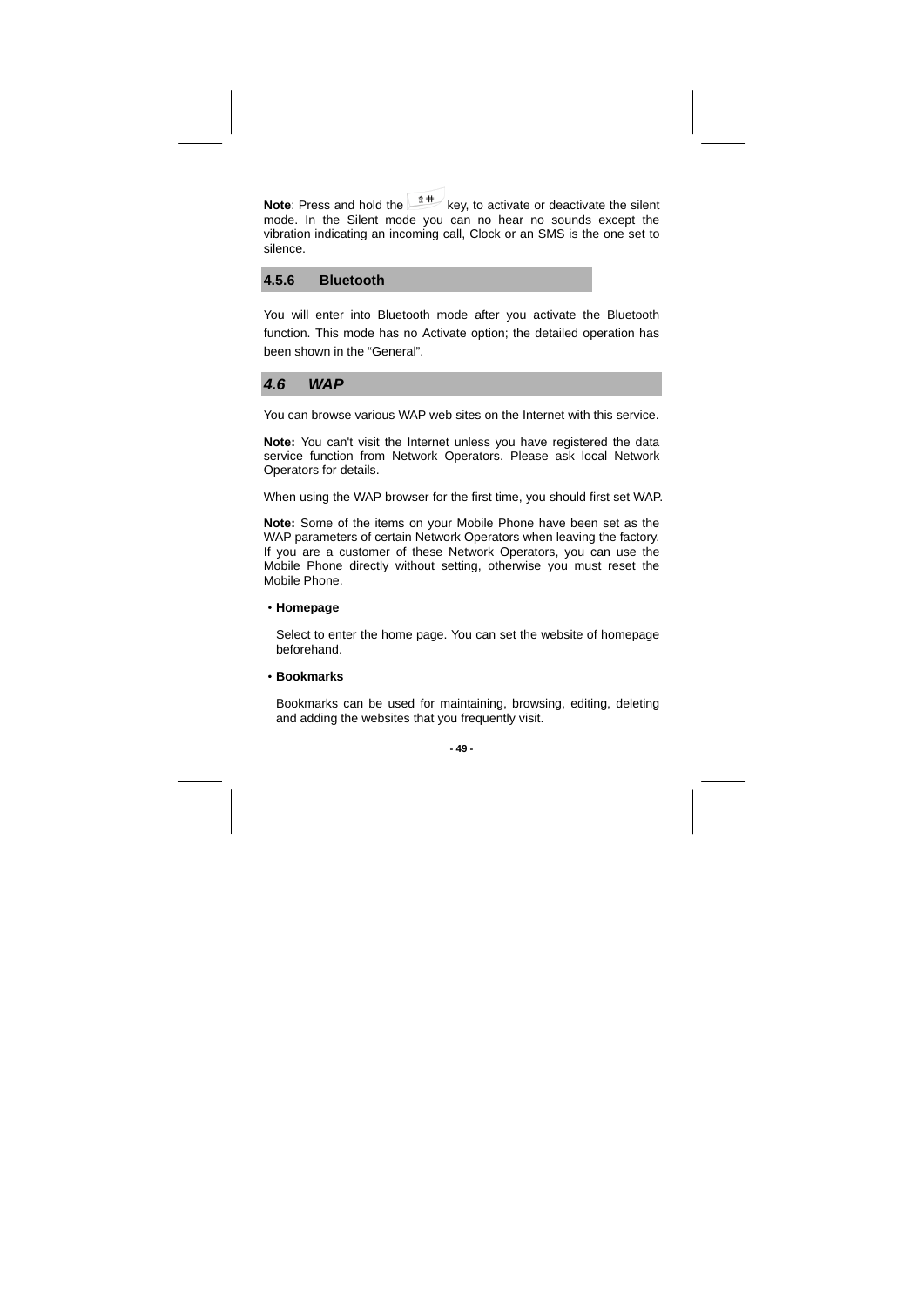**Note**: Press and hold the # key, to activate or deactivate the silent mode. In the Silent mode you can no hear no sounds except the vibration indicating an incoming call, Clock or an SMS is the one set to silence.

### 4.5.6 Bluetooth

You will enter into Bluetooth mode after you activate the Bluetooth function. This mode has no Activate option; the detailed operation has been shown in the "General".

## *4.6 WAP*

You can browse various WAP web sites on the Internet with this service.

**Note:** You can't visit the Internet unless you have registered the data service function from Network Operators. Please ask local Network Operators for details.

When using the WAP browser for the first time, you should first set WAP.

**Note:** Some of the items on your Mobile Phone have been set as the WAP parameters of certain Network Operators when leaving the factory. If you are a customer of these Network Operators, you can use the Mobile Phone directly without setting, otherwise you must reset the Mobile Phone.

- **Homepage**

  Select to enter the home page. You can set the website of homepage beforehand.

- **Bookmarks**

  Bookmarks can be used for maintaining, browsing, editing, deleting and adding the websites that you frequently visit.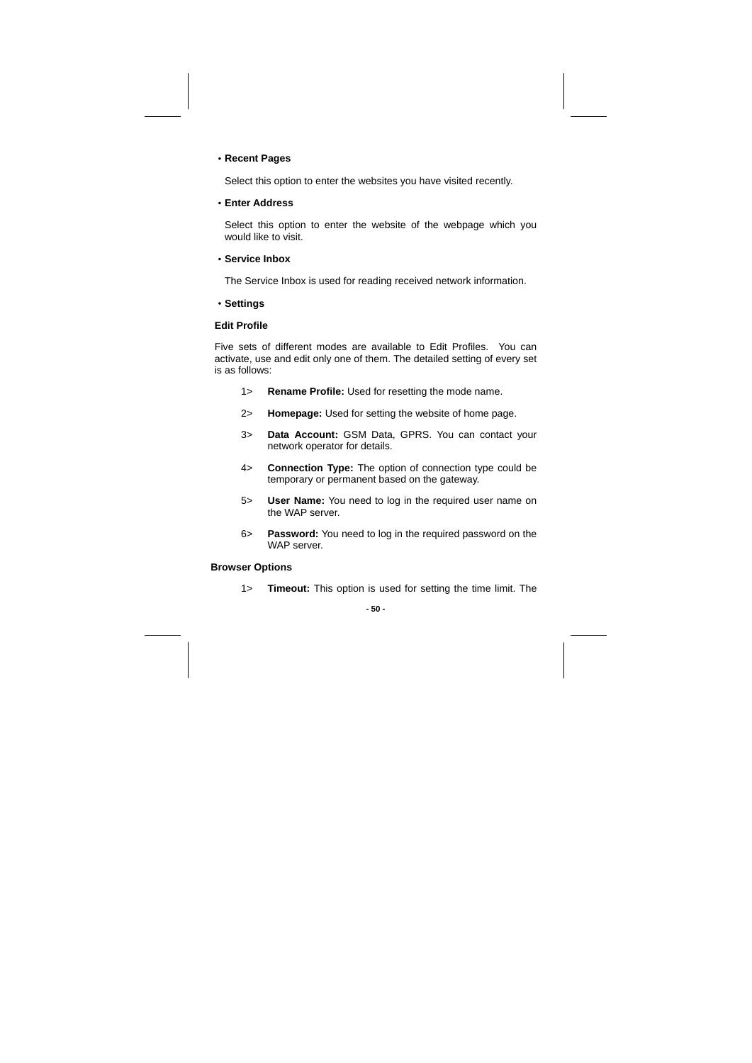- **Recent Pages**

  Select this option to enter the websites you have visited recently.

- **Enter Address**

  Select this option to enter the website of the webpage which you would like to visit.

- **Service Inbox**

  The Service Inbox is used for reading received network information.

- **Settings**

**Edit Profile**

Five sets of different modes are available to Edit Profiles. You can activate, use and edit only one of them. The detailed setting of every set is as follows:

1> **Rename Profile:** Used for resetting the mode name.

2> **Homepage:** Used for setting the website of home page.

3> **Data Account:** GSM Data, GPRS. You can contact your network operator for details.

4> **Connection Type:** The option of connection type could be temporary or permanent based on the gateway.

5> **User Name:** You need to log in the required user name on the WAP server.

6> **Password:** You need to log in the required password on the WAP server.

**Browser Options**

1> **Timeout:** This option is used for setting the time limit. The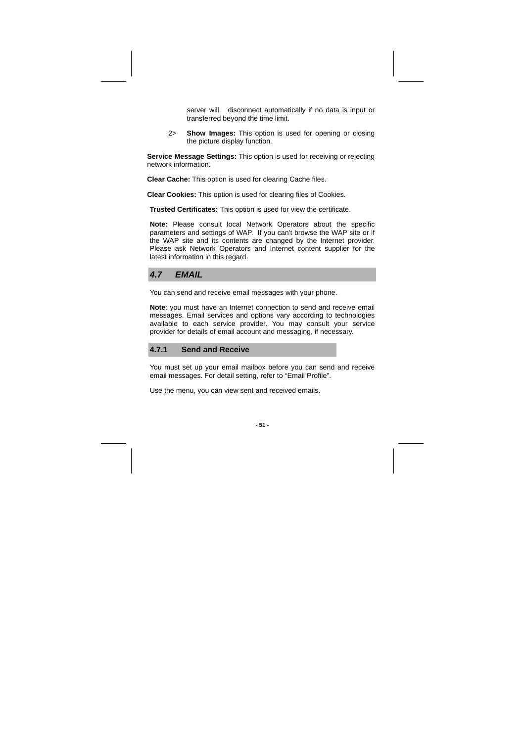server will disconnect automatically if no data is input or transferred beyond the time limit.

2> **Show Images:** This option is used for opening or closing the picture display function.

**Service Message Settings:** This option is used for receiving or rejecting network information.

**Clear Cache:** This option is used for clearing Cache files.

**Clear Cookies:** This option is used for clearing files of Cookies.

**Trusted Certificates:** This option is used for view the certificate.

**Note:** Please consult local Network Operators about the specific parameters and settings of WAP. If you can't browse the WAP site or if the WAP site and its contents are changed by the Internet provider. Please ask Network Operators and Internet content supplier for the latest information in this regard.

## *4.7 EMAIL*

You can send and receive email messages with your phone.

**Note**: you must have an Internet connection to send and receive email messages. Email services and options vary according to technologies available to each service provider. You may consult your service provider for details of email account and messaging, if necessary.

### 4.7.1 Send and Receive

You must set up your email mailbox before you can send and receive email messages. For detail setting, refer to “Email Profile”.

Use the menu, you can view sent and received emails.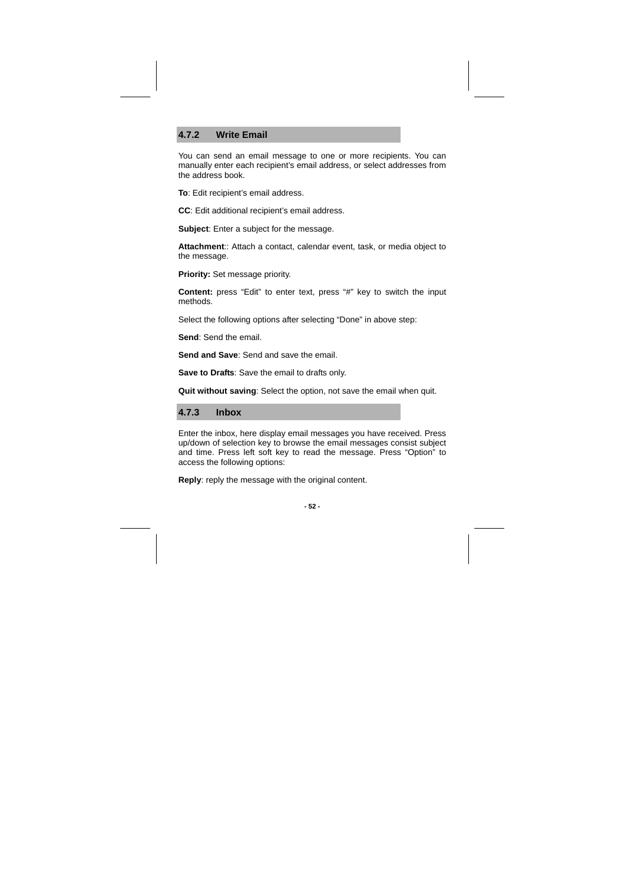### 4.7.2 Write Email

You can send an email message to one or more recipients. You can manually enter each recipient's email address, or select addresses from the address book.

**To**: Edit recipient's email address.

**CC**: Edit additional recipient's email address.

**Subject**: Enter a subject for the message.

**Attachment**:: Attach a contact, calendar event, task, or media object to the message.

**Priority:** Set message priority.

**Content:** press "Edit" to enter text, press "#" key to switch the input methods.

Select the following options after selecting "Done" in above step:

**Send**: Send the email.

**Send and Save**: Send and save the email.

**Save to Drafts**: Save the email to drafts only.

**Quit without saving**: Select the option, not save the email when quit.

### 4.7.3 Inbox

Enter the inbox, here display email messages you have received. Press up/down of selection key to browse the email messages consist subject and time. Press left soft key to read the message. Press "Option" to access the following options:

**Reply**: reply the message with the original content.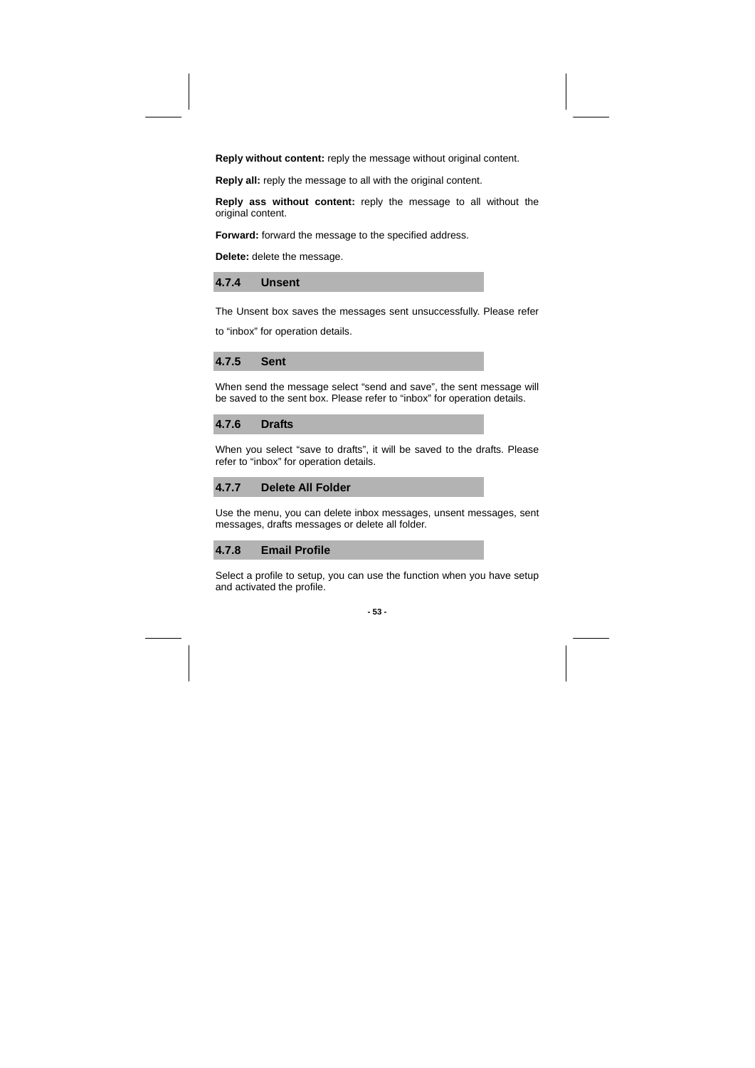**Reply without content:** reply the message without original content.

**Reply all:** reply the message to all with the original content.

**Reply ass without content:** reply the message to all without the original content.

**Forward:** forward the message to the specified address.

**Delete:** delete the message.

### 4.7.4 Unsent

The Unsent box saves the messages sent unsuccessfully. Please refer to "inbox" for operation details.

### 4.7.5 Sent

When send the message select "send and save", the sent message will be saved to the sent box. Please refer to "inbox" for operation details.

### 4.7.6 Drafts

When you select "save to drafts", it will be saved to the drafts. Please refer to "inbox" for operation details.

### 4.7.7 Delete All Folder

Use the menu, you can delete inbox messages, unsent messages, sent messages, drafts messages or delete all folder.

### 4.7.8 Email Profile

Select a profile to setup, you can use the function when you have setup and activated the profile.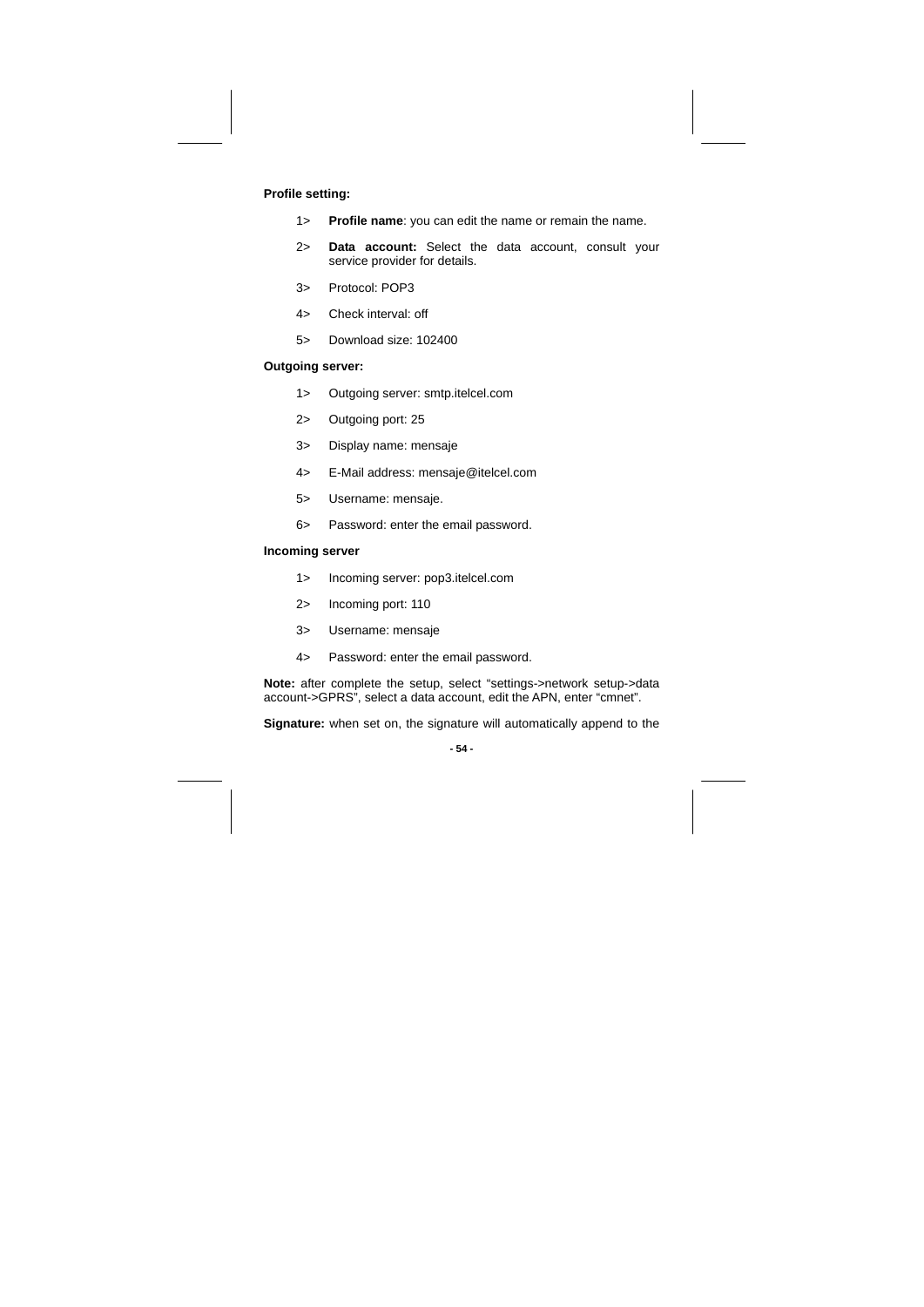**Profile setting:**

1> **Profile name**: you can edit the name or remain the name.

2> **Data account:** Select the data account, consult your service provider for details.

3> Protocol: POP3

4> Check interval: off

5> Download size: 102400

**Outgoing server:**

1> Outgoing server: smtp.itelcel.com

2> Outgoing port: 25

3> Display name: mensaje

4> E-Mail address: mensaje@itelcel.com

5> Username: mensaje.

6> Password: enter the email password.

**Incoming server**

1> Incoming server: pop3.itelcel.com

2> Incoming port: 110

3> Username: mensaje

4> Password: enter the email password.

**Note:** after complete the setup, select "settings->network setup->data account->GPRS", select a data account, edit the APN, enter "cmnet".

**Signature:** when set on, the signature will automatically append to the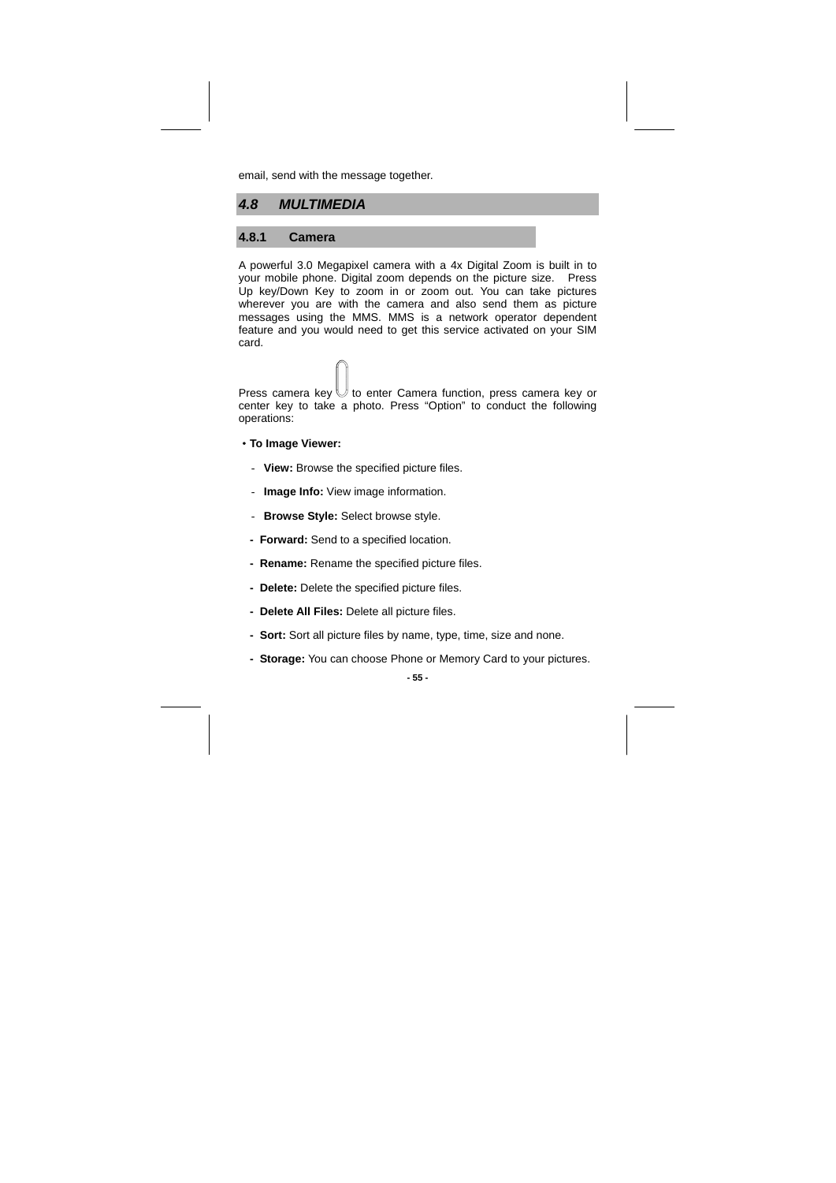email, send with the message together.

## 4.8 MULTIMEDIA

### 4.8.1 Camera

A powerful 3.0 Megapixel camera with a 4x Digital Zoom is built in to your mobile phone. Digital zoom depends on the picture size. Press Up key/Down Key to zoom in or zoom out. You can take pictures wherever you are with the camera and also send them as picture messages using the MMS. MMS is a network operator dependent feature and you would need to get this service activated on your SIM card.

Press camera key to enter Camera function, press camera key or center key to take a photo. Press "Option" to conduct the following operations:

- **To Image Viewer:**
  - **View:** Browse the specified picture files.
  - **Image Info:** View image information.
  - **Browse Style:** Select browse style.
  - **Forward:** Send to a specified location.
  - **Rename:** Rename the specified picture files.
  - **Delete:** Delete the specified picture files.
  - **Delete All Files:** Delete all picture files.
  - **Sort:** Sort all picture files by name, type, time, size and none.
  - **Storage:** You can choose Phone or Memory Card to your pictures.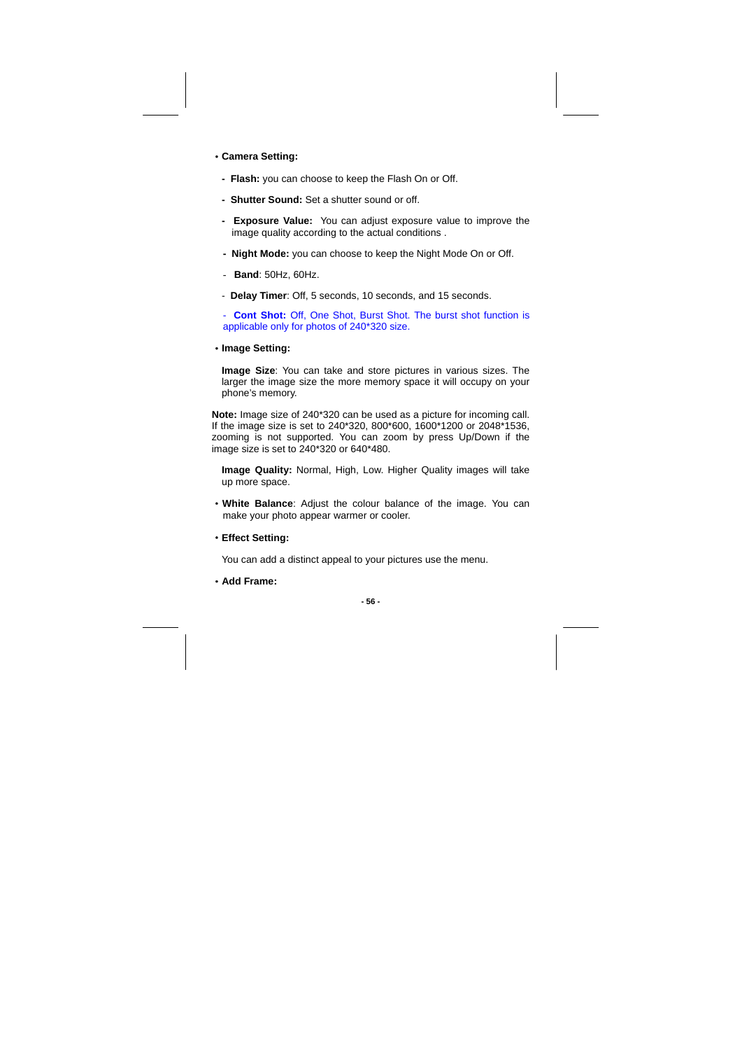- **Camera Setting:**

  - **Flash:** you can choose to keep the Flash On or Off.
  - **Shutter Sound:** Set a shutter sound or off.
  - **Exposure Value:** You can adjust exposure value to improve the image quality according to the actual conditions .
  - **Night Mode:** you can choose to keep the Night Mode On or Off.
  - **Band**: 50Hz, 60Hz.
  - **Delay Timer**: Off, 5 seconds, 10 seconds, and 15 seconds.
  - **Cont Shot:** Off, One Shot, Burst Shot. The burst shot function is applicable only for photos of 240*320 size.

- **Image Setting:**

  **Image Size**: You can take and store pictures in various sizes. The larger the image size the more memory space it will occupy on your phone's memory.

**Note:** Image size of 240*320 can be used as a picture for incoming call. If the image size is set to 240*320, 800*600, 1600*1200 or 2048*1536, zooming is not supported. You can zoom by press Up/Down if the image size is set to 240*320 or 640*480.

  **Image Quality:** Normal, High, Low. Higher Quality images will take up more space.

- **White Balance**: Adjust the colour balance of the image. You can make your photo appear warmer or cooler.

- **Effect Setting:**

  You can add a distinct appeal to your pictures use the menu.

- **Add Frame:**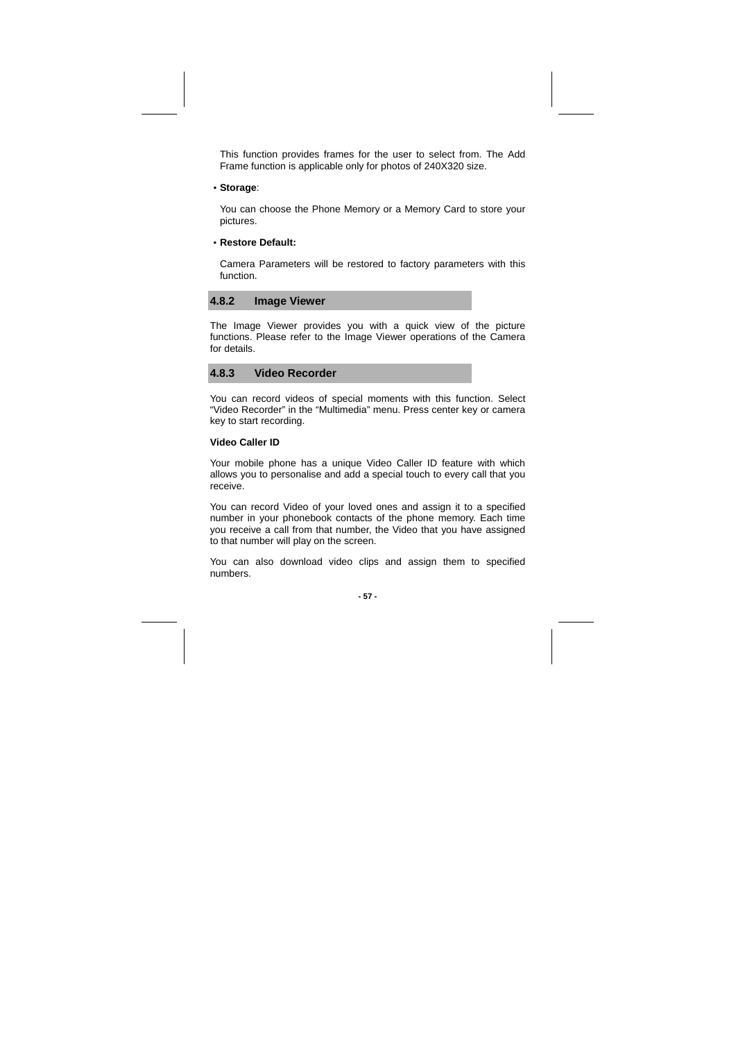This function provides frames for the user to select from. The Add Frame function is applicable only for photos of 240X320 size.

- **Storage**:

  You can choose the Phone Memory or a Memory Card to store your pictures.

- **Restore Default:**

  Camera Parameters will be restored to factory parameters with this function.

### 4.8.2 Image Viewer

The Image Viewer provides you with a quick view of the picture functions. Please refer to the Image Viewer operations of the Camera for details.

### 4.8.3 Video Recorder

You can record videos of special moments with this function. Select “Video Recorder” in the “Multimedia” menu. Press center key or camera key to start recording.

**Video Caller ID**

Your mobile phone has a unique Video Caller ID feature with which allows you to personalise and add a special touch to every call that you receive.

You can record Video of your loved ones and assign it to a specified number in your phonebook contacts of the phone memory. Each time you receive a call from that number, the Video that you have assigned to that number will play on the screen.

You can also download video clips and assign them to specified numbers.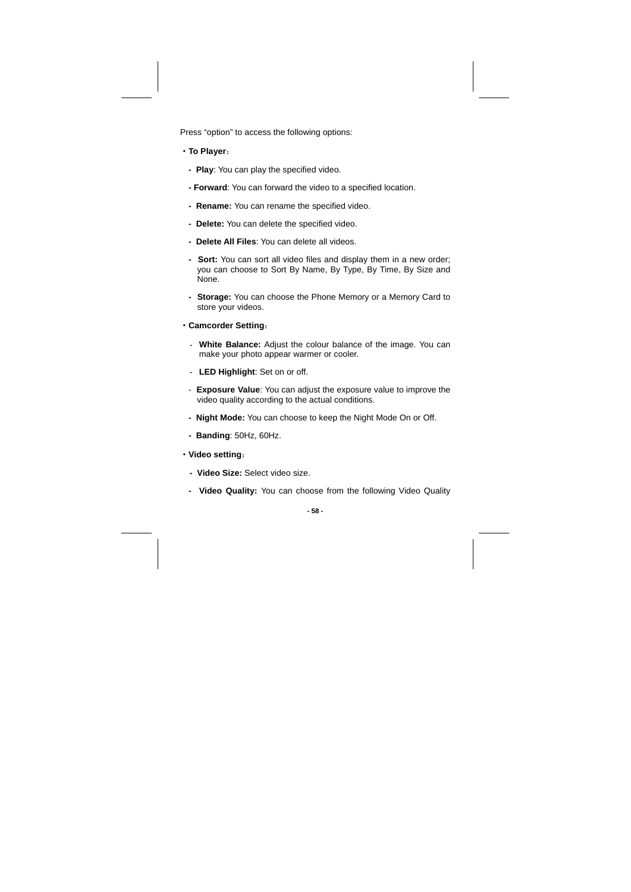Press “option” to access the following options:

- **To Player**：
  - **Play**: You can play the specified video.
  - **Forward**: You can forward the video to a specified location.
  - **Rename:** You can rename the specified video.
  - **Delete:** You can delete the specified video.
  - **Delete All Files**: You can delete all videos.
  - **Sort:** You can sort all video files and display them in a new order; you can choose to Sort By Name, By Type, By Time, By Size and None.
  - **Storage:** You can choose the Phone Memory or a Memory Card to store your videos.
- **Camcorder Setting**：
  - **White Balance:** Adjust the colour balance of the image. You can make your photo appear warmer or cooler.
  - **LED Highlight**: Set on or off.
  - **Exposure Value**: You can adjust the exposure value to improve the video quality according to the actual conditions.
  - **Night Mode:** You can choose to keep the Night Mode On or Off.
  - **Banding**: 50Hz, 60Hz.
- **Video setting**：
  - **Video Size:** Select video size.
  - **Video Quality:** You can choose from the following Video Quality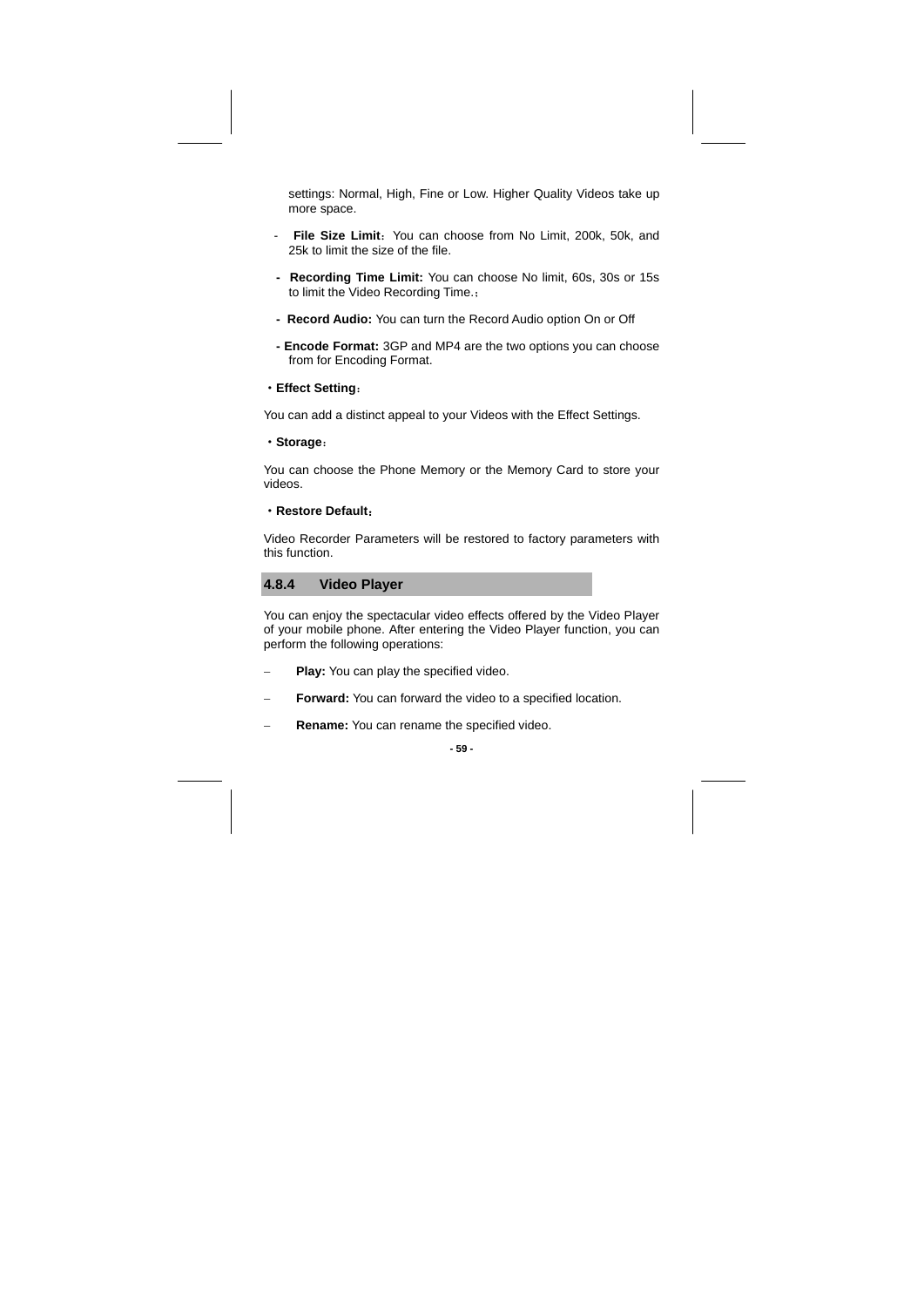settings: Normal, High, Fine or Low. Higher Quality Videos take up more space.

- **File Size Limit**：You can choose from No Limit, 200k, 50k, and 25k to limit the size of the file.
- **Recording Time Limit:** You can choose No limit, 60s, 30s or 15s to limit the Video Recording Time.；
- **Record Audio:** You can turn the Record Audio option On or Off
- **Encode Format:** 3GP and MP4 are the two options you can choose from for Encoding Format.

・**Effect Setting**：

You can add a distinct appeal to your Videos with the Effect Settings.

・**Storage**：

You can choose the Phone Memory or the Memory Card to store your videos.

・**Restore Default**：

Video Recorder Parameters will be restored to factory parameters with this function.

### 4.8.4 Video Player

You can enjoy the spectacular video effects offered by the Video Player of your mobile phone. After entering the Video Player function, you can perform the following operations:

– **Play:** You can play the specified video.

– **Forward:** You can forward the video to a specified location.

– **Rename:** You can rename the specified video.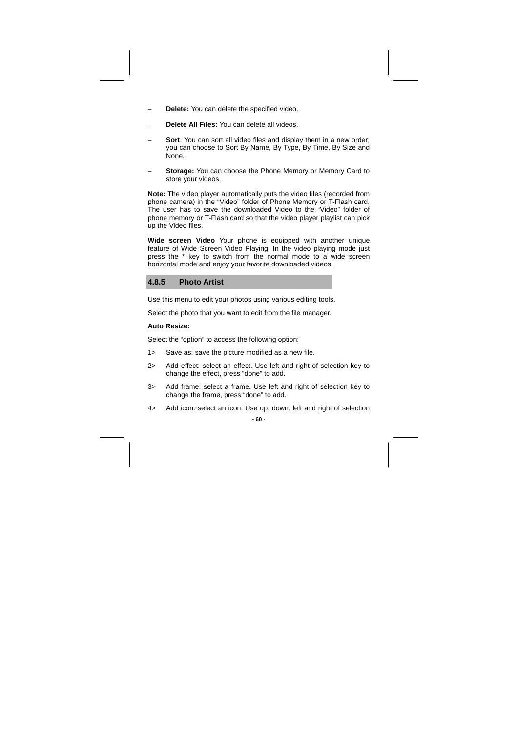- **Delete:** You can delete the specified video.

- **Delete All Files:** You can delete all videos.

- **Sort**: You can sort all video files and display them in a new order; you can choose to Sort By Name, By Type, By Time, By Size and None.

- **Storage:** You can choose the Phone Memory or Memory Card to store your videos.

**Note:** The video player automatically puts the video files (recorded from phone camera) in the “Video” folder of Phone Memory or T-Flash card. The user has to save the downloaded Video to the “Video” folder of phone memory or T-Flash card so that the video player playlist can pick up the Video files.

**Wide screen Video** Your phone is equipped with another unique feature of Wide Screen Video Playing. In the video playing mode just press the * key to switch from the normal mode to a wide screen horizontal mode and enjoy your favorite downloaded videos.

### 4.8.5 Photo Artist

Use this menu to edit your photos using various editing tools.

Select the photo that you want to edit from the file manager.

**Auto Resize:**

Select the “option” to access the following option:

1> Save as: save the picture modified as a new file.

2> Add effect: select an effect. Use left and right of selection key to change the effect, press “done” to add.

3> Add frame: select a frame. Use left and right of selection key to change the frame, press “done” to add.

4> Add icon: select an icon. Use up, down, left and right of selection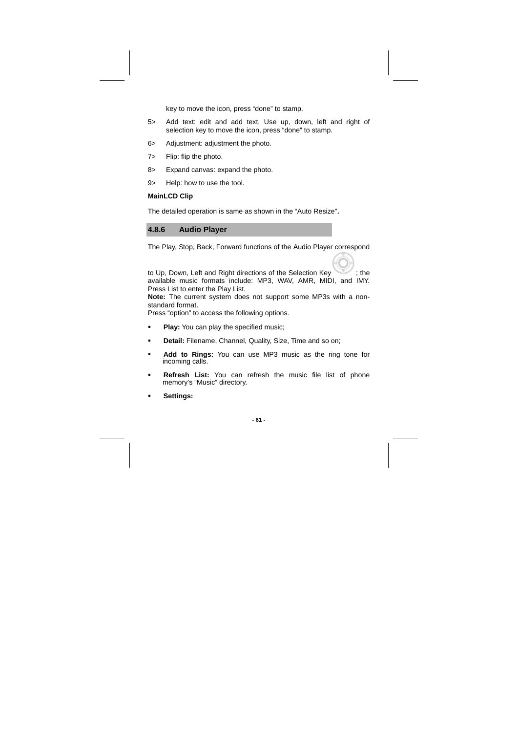key to move the icon, press “done” to stamp.

5> Add text: edit and add text. Use up, down, left and right of selection key to move the icon, press “done” to stamp.

6> Adjustment: adjustment the photo.

7> Flip: flip the photo.

8> Expand canvas: expand the photo.

9> Help: how to use the tool.

**MainLCD Clip**

The detailed operation is same as shown in the “Auto Resize”**.**

### 4.8.6 Audio Player

The Play, Stop, Back, Forward functions of the Audio Player correspond to Up, Down, Left and Right directions of the Selection Key ; the available music formats include: MP3, WAV, AMR, MIDI, and IMY. Press List to enter the Play List.

**Note:** The current system does not support some MP3s with a non-standard format.

Press “option” to access the following options.

- **Play:** You can play the specified music;
- **Detail:** Filename, Channel, Quality, Size, Time and so on;
- **Add to Rings:** You can use MP3 music as the ring tone for incoming calls.
- **Refresh List:** You can refresh the music file list of phone memory’s “Music” directory.
- **Settings:**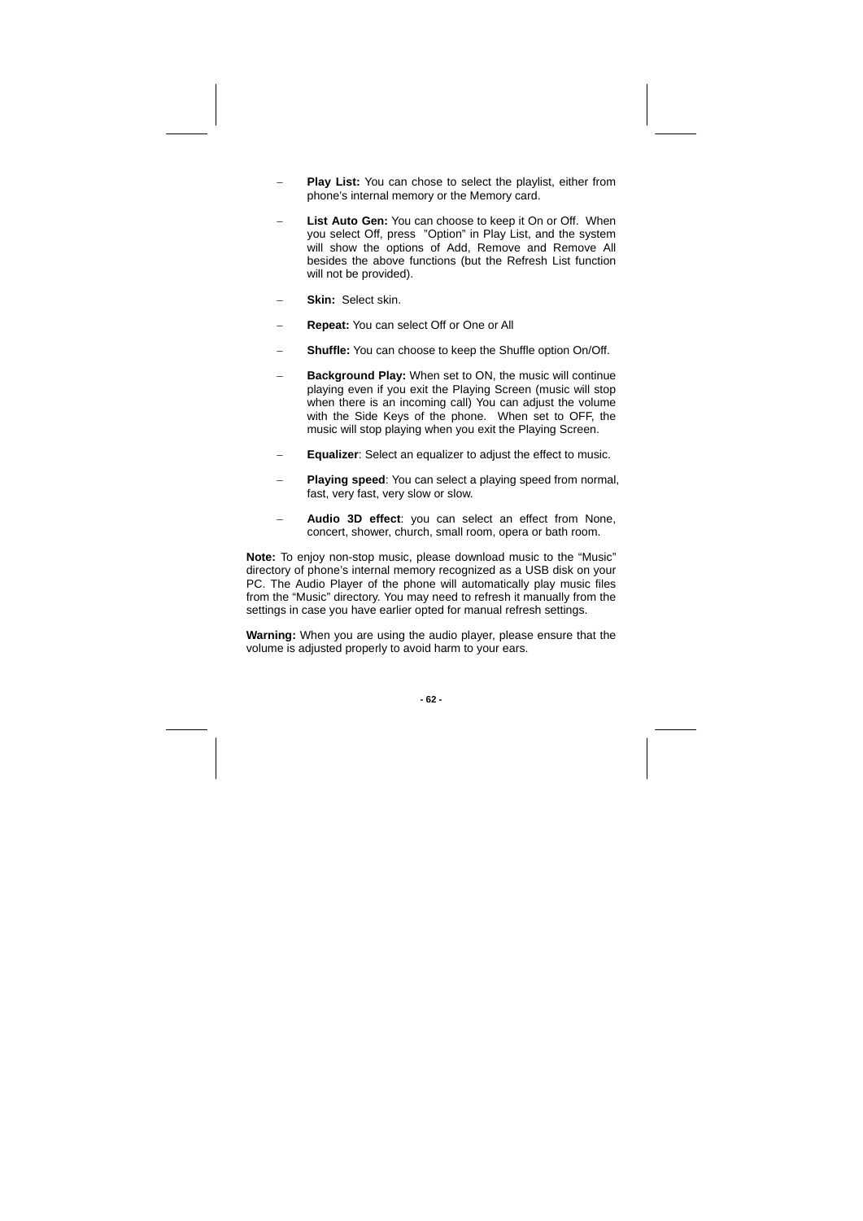- **Play List:** You can chose to select the playlist, either from phone's internal memory or the Memory card.
- **List Auto Gen:** You can choose to keep it On or Off. When you select Off, press "Option" in Play List, and the system will show the options of Add, Remove and Remove All besides the above functions (but the Refresh List function will not be provided).
- **Skin:** Select skin.
- **Repeat:** You can select Off or One or All
- **Shuffle:** You can choose to keep the Shuffle option On/Off.
- **Background Play:** When set to ON, the music will continue playing even if you exit the Playing Screen (music will stop when there is an incoming call) You can adjust the volume with the Side Keys of the phone. When set to OFF, the music will stop playing when you exit the Playing Screen.
- **Equalizer**: Select an equalizer to adjust the effect to music.
- **Playing speed**: You can select a playing speed from normal, fast, very fast, very slow or slow.
- **Audio 3D effect**: you can select an effect from None, concert, shower, church, small room, opera or bath room.

**Note:** To enjoy non-stop music, please download music to the "Music" directory of phone's internal memory recognized as a USB disk on your PC. The Audio Player of the phone will automatically play music files from the "Music" directory. You may need to refresh it manually from the settings in case you have earlier opted for manual refresh settings.

**Warning:** When you are using the audio player, please ensure that the volume is adjusted properly to avoid harm to your ears.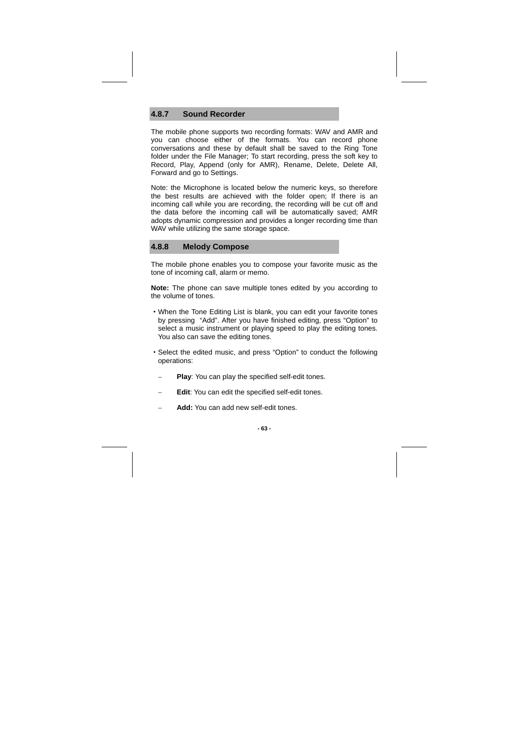### 4.8.7 Sound Recorder

The mobile phone supports two recording formats: WAV and AMR and you can choose either of the formats. You can record phone conversations and these by default shall be saved to the Ring Tone folder under the File Manager; To start recording, press the soft key to Record, Play, Append (only for AMR), Rename, Delete, Delete All, Forward and go to Settings.

Note: the Microphone is located below the numeric keys, so therefore the best results are achieved with the folder open; If there is an incoming call while you are recording, the recording will be cut off and the data before the incoming call will be automatically saved; AMR adopts dynamic compression and provides a longer recording time than WAV while utilizing the same storage space.

### 4.8.8 Melody Compose

The mobile phone enables you to compose your favorite music as the tone of incoming call, alarm or memo.

**Note:** The phone can save multiple tones edited by you according to the volume of tones.

- When the Tone Editing List is blank, you can edit your favorite tones by pressing "Add". After you have finished editing, press "Option" to select a music instrument or playing speed to play the editing tones. You also can save the editing tones.
- Select the edited music, and press "Option" to conduct the following operations:
  - **Play**: You can play the specified self-edit tones.
  - **Edit**: You can edit the specified self-edit tones.
  - **Add:** You can add new self-edit tones.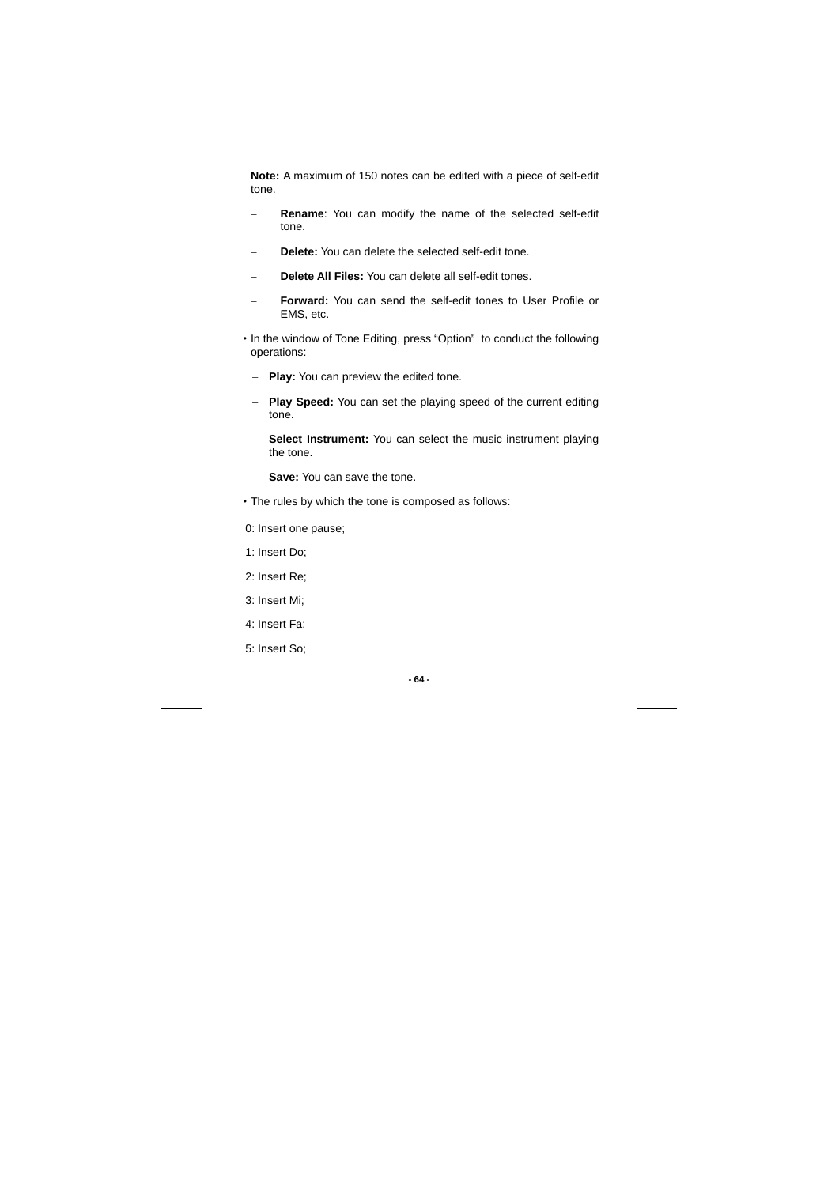**Note:** A maximum of 150 notes can be edited with a piece of self-edit tone.

- **Rename**: You can modify the name of the selected self-edit tone.
- **Delete:** You can delete the selected self-edit tone.
- **Delete All Files:** You can delete all self-edit tones.
- **Forward:** You can send the self-edit tones to User Profile or EMS, etc.

• In the window of Tone Editing, press “Option” to conduct the following operations:

- **Play:** You can preview the edited tone.
- **Play Speed:** You can set the playing speed of the current editing tone.
- **Select Instrument:** You can select the music instrument playing the tone.
- **Save:** You can save the tone.

• The rules by which the tone is composed as follows:

0: Insert one pause;

1: Insert Do;

2: Insert Re;

3: Insert Mi;

4: Insert Fa;

5: Insert So;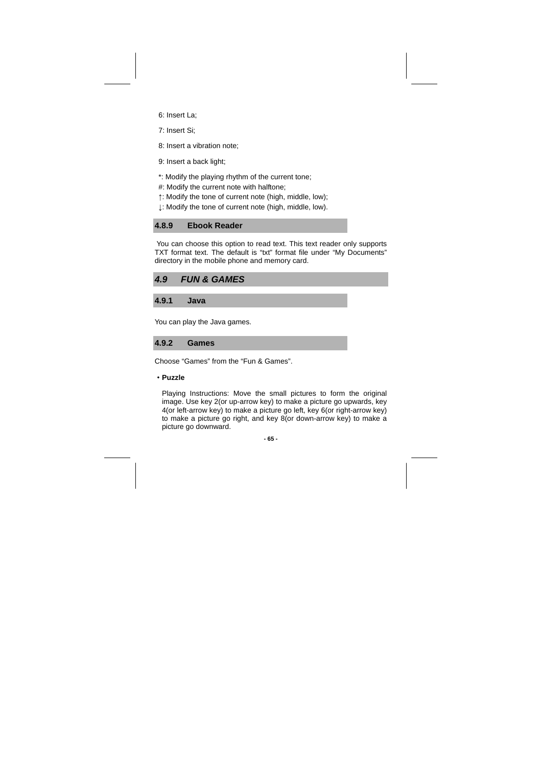6: Insert La;

7: Insert Si;

8: Insert a vibration note;

9: Insert a back light;

*: Modify the playing rhythm of the current tone;

#: Modify the current note with halftone;

↑: Modify the tone of current note (high, middle, low);

↓: Modify the tone of current note (high, middle, low).

### 4.8.9 Ebook Reader

You can choose this option to read text. This text reader only supports TXT format text. The default is "txt" format file under "My Documents" directory in the mobile phone and memory card.

## *4.9 FUN & GAMES*

### 4.9.1 Java

You can play the Java games.

### 4.9.2 Games

Choose "Games" from the "Fun & Games".

• **Puzzle**

Playing Instructions: Move the small pictures to form the original image. Use key 2(or up-arrow key) to make a picture go upwards, key 4(or left-arrow key) to make a picture go left, key 6(or right-arrow key) to make a picture go right, and key 8(or down-arrow key) to make a picture go downward.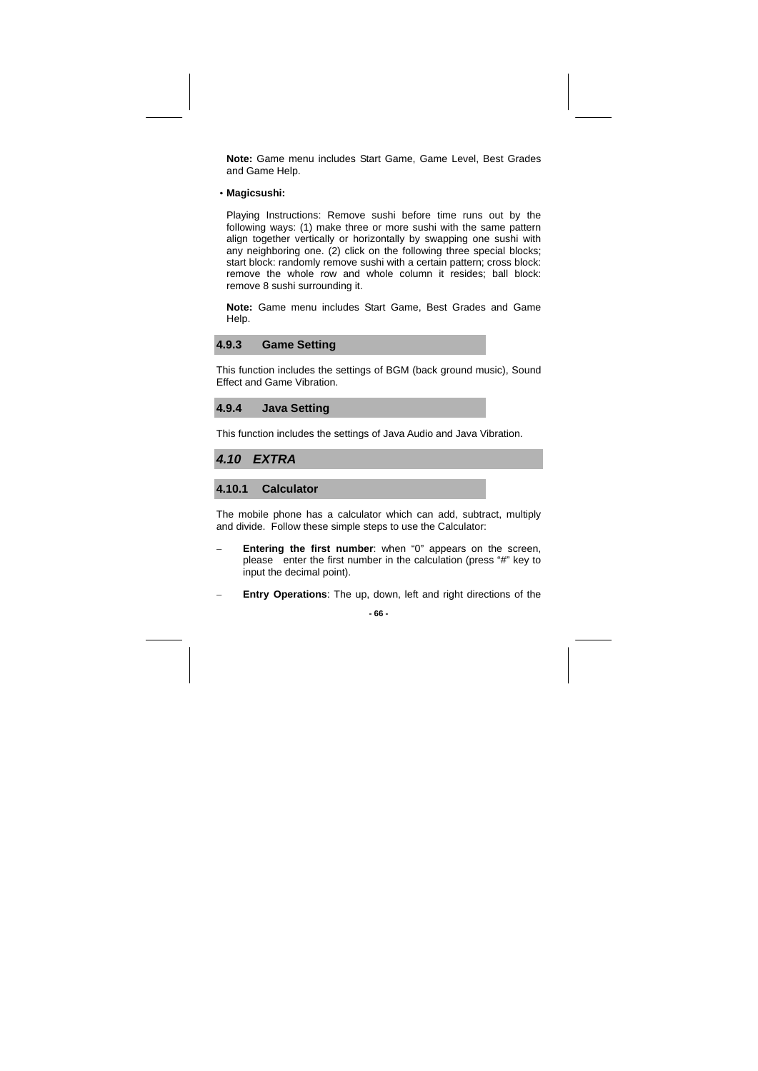**Note:** Game menu includes Start Game, Game Level, Best Grades and Game Help.

- **Magicsushi:**

Playing Instructions: Remove sushi before time runs out by the following ways: (1) make three or more sushi with the same pattern align together vertically or horizontally by swapping one sushi with any neighboring one. (2) click on the following three special blocks; start block: randomly remove sushi with a certain pattern; cross block: remove the whole row and whole column it resides; ball block: remove 8 sushi surrounding it.

**Note:** Game menu includes Start Game, Best Grades and Game Help.

### 4.9.3 Game Setting

This function includes the settings of BGM (back ground music), Sound Effect and Game Vibration.

### 4.9.4 Java Setting

This function includes the settings of Java Audio and Java Vibration.

## *4.10 EXTRA*

### 4.10.1 Calculator

The mobile phone has a calculator which can add, subtract, multiply and divide. Follow these simple steps to use the Calculator:

- **Entering the first number**: when "0" appears on the screen, please enter the first number in the calculation (press "#" key to input the decimal point).
- **Entry Operations**: The up, down, left and right directions of the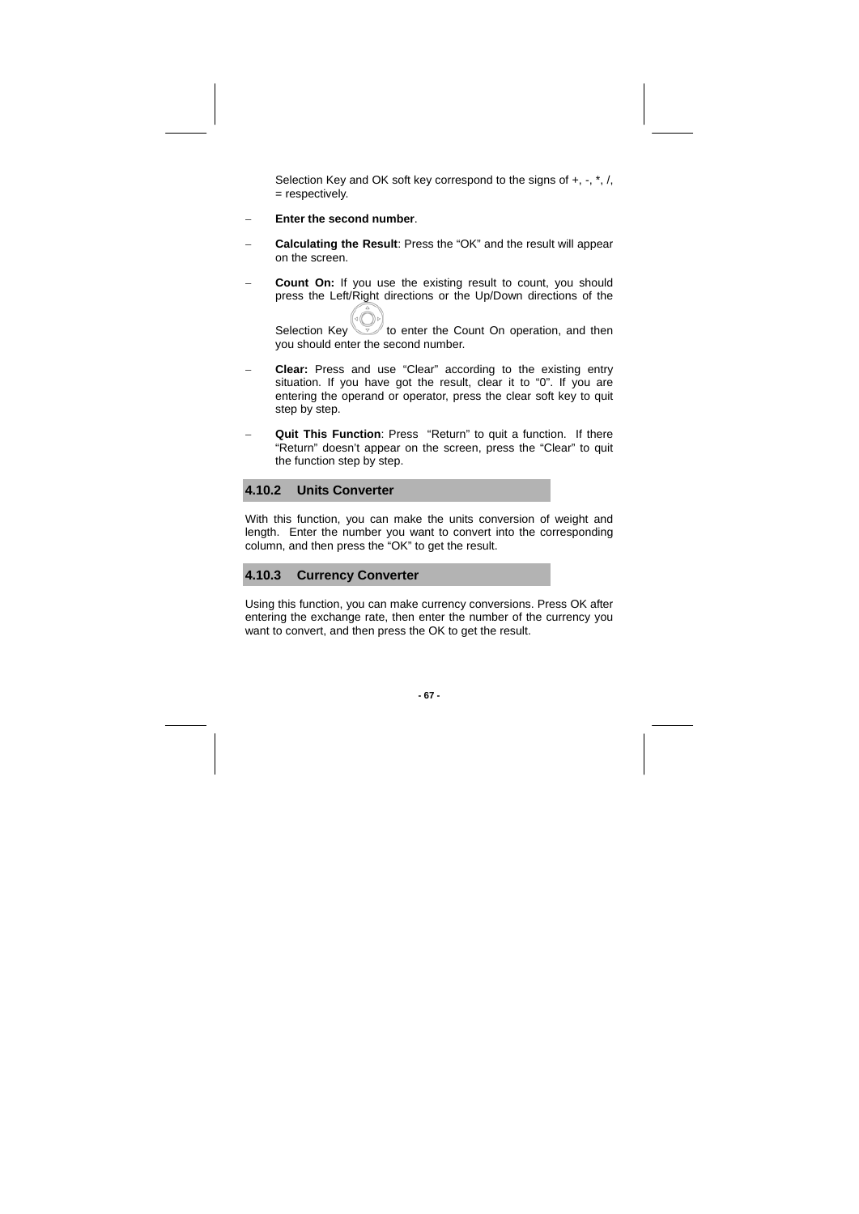Selection Key and OK soft key correspond to the signs of +, -, *, /, = respectively.

- **Enter the second number**.
- **Calculating the Result**: Press the "OK" and the result will appear on the screen.
- **Count On:** If you use the existing result to count, you should press the Left/Right directions or the Up/Down directions of the Selection Key to enter the Count On operation, and then you should enter the second number.
- **Clear:** Press and use "Clear" according to the existing entry situation. If you have got the result, clear it to "0". If you are entering the operand or operator, press the clear soft key to quit step by step.
- **Quit This Function**: Press "Return" to quit a function. If there "Return" doesn't appear on the screen, press the "Clear" to quit the function step by step.

### 4.10.2 Units Converter

With this function, you can make the units conversion of weight and length. Enter the number you want to convert into the corresponding column, and then press the "OK" to get the result.

### 4.10.3 Currency Converter

Using this function, you can make currency conversions. Press OK after entering the exchange rate, then enter the number of the currency you want to convert, and then press the OK to get the result.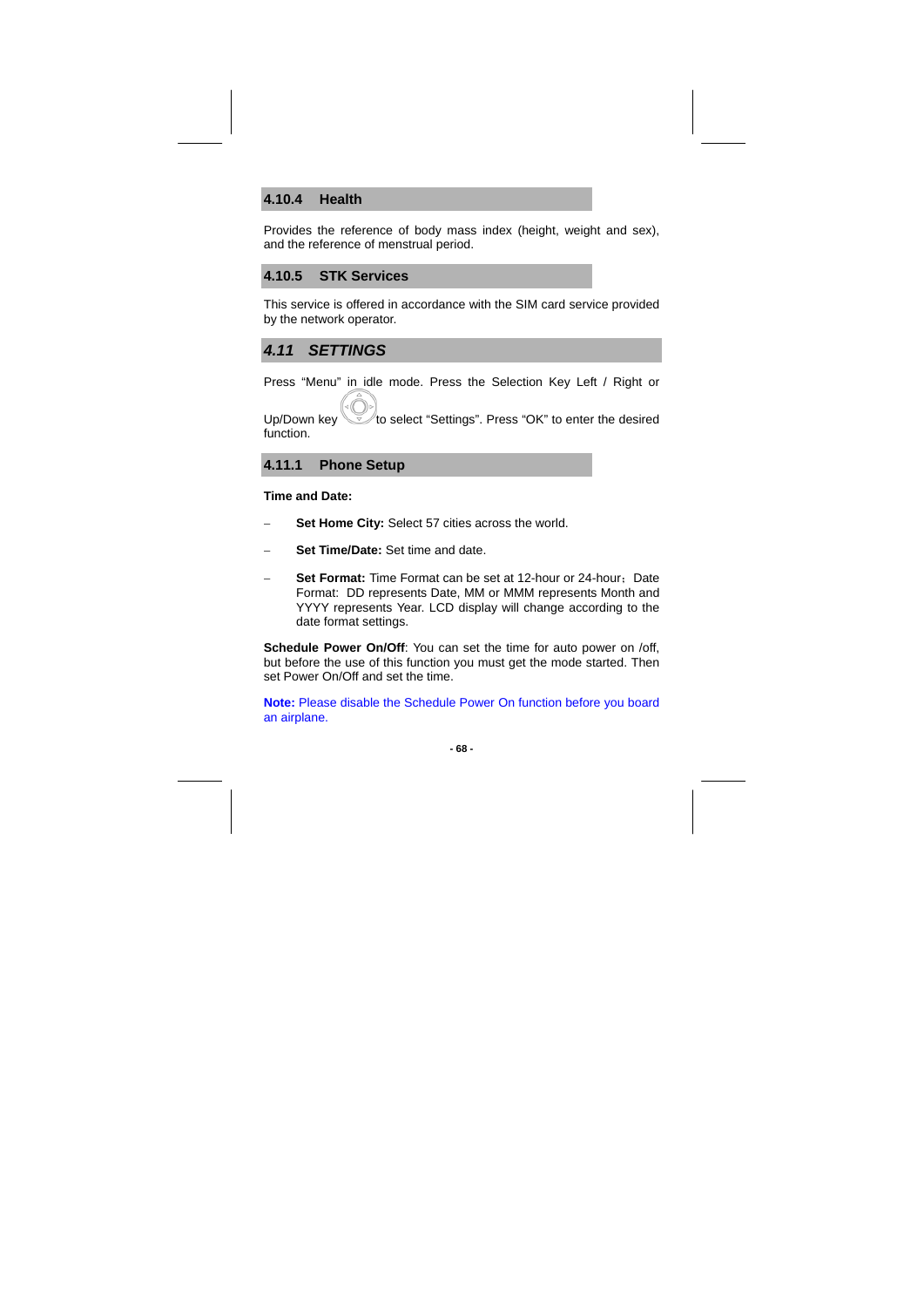### 4.10.4 Health

Provides the reference of body mass index (height, weight and sex), and the reference of menstrual period.

### 4.10.5 STK Services

This service is offered in accordance with the SIM card service provided by the network operator.

## *4.11 SETTINGS*

Press "Menu" in idle mode. Press the Selection Key Left / Right or Up/Down key to select "Settings". Press "OK" to enter the desired function.

### 4.11.1 Phone Setup

**Time and Date:**

– **Set Home City:** Select 57 cities across the world.

– **Set Time/Date:** Set time and date.

– **Set Format:** Time Format can be set at 12-hour or 24-hour；Date Format: DD represents Date, MM or MMM represents Month and YYYY represents Year. LCD display will change according to the date format settings.

**Schedule Power On/Off**: You can set the time for auto power on /off, but before the use of this function you must get the mode started. Then set Power On/Off and set the time.

**Note:** Please disable the Schedule Power On function before you board an airplane.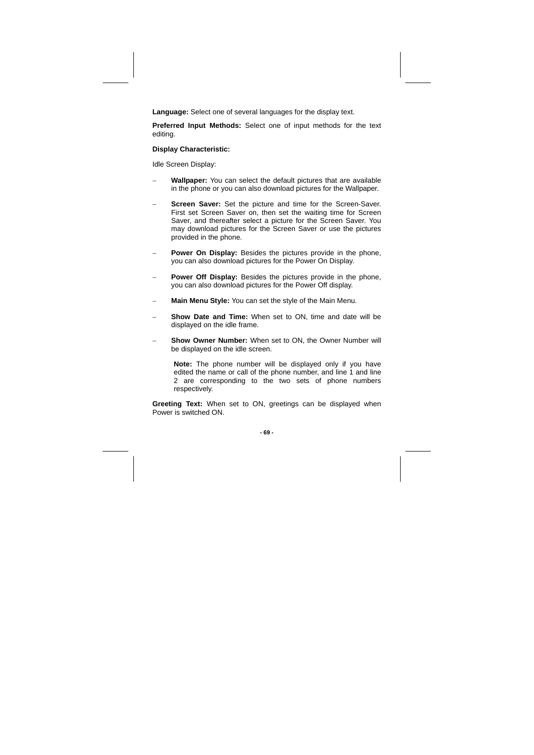**Language:** Select one of several languages for the display text.

**Preferred Input Methods:** Select one of input methods for the text editing.

**Display Characteristic:**

Idle Screen Display:

- **Wallpaper:** You can select the default pictures that are available in the phone or you can also download pictures for the Wallpaper.
- **Screen Saver:** Set the picture and time for the Screen-Saver. First set Screen Saver on, then set the waiting time for Screen Saver, and thereafter select a picture for the Screen Saver. You may download pictures for the Screen Saver or use the pictures provided in the phone.
- **Power On Display:** Besides the pictures provide in the phone, you can also download pictures for the Power On Display.
- **Power Off Display:** Besides the pictures provide in the phone, you can also download pictures for the Power Off display.
- **Main Menu Style:** You can set the style of the Main Menu.
- **Show Date and Time:** When set to ON, time and date will be displayed on the idle frame.
- **Show Owner Number:** When set to ON, the Owner Number will be displayed on the idle screen.

  **Note:** The phone number will be displayed only if you have edited the name or call of the phone number, and line 1 and line 2 are corresponding to the two sets of phone numbers respectively.

**Greeting Text:** When set to ON, greetings can be displayed when Power is switched ON.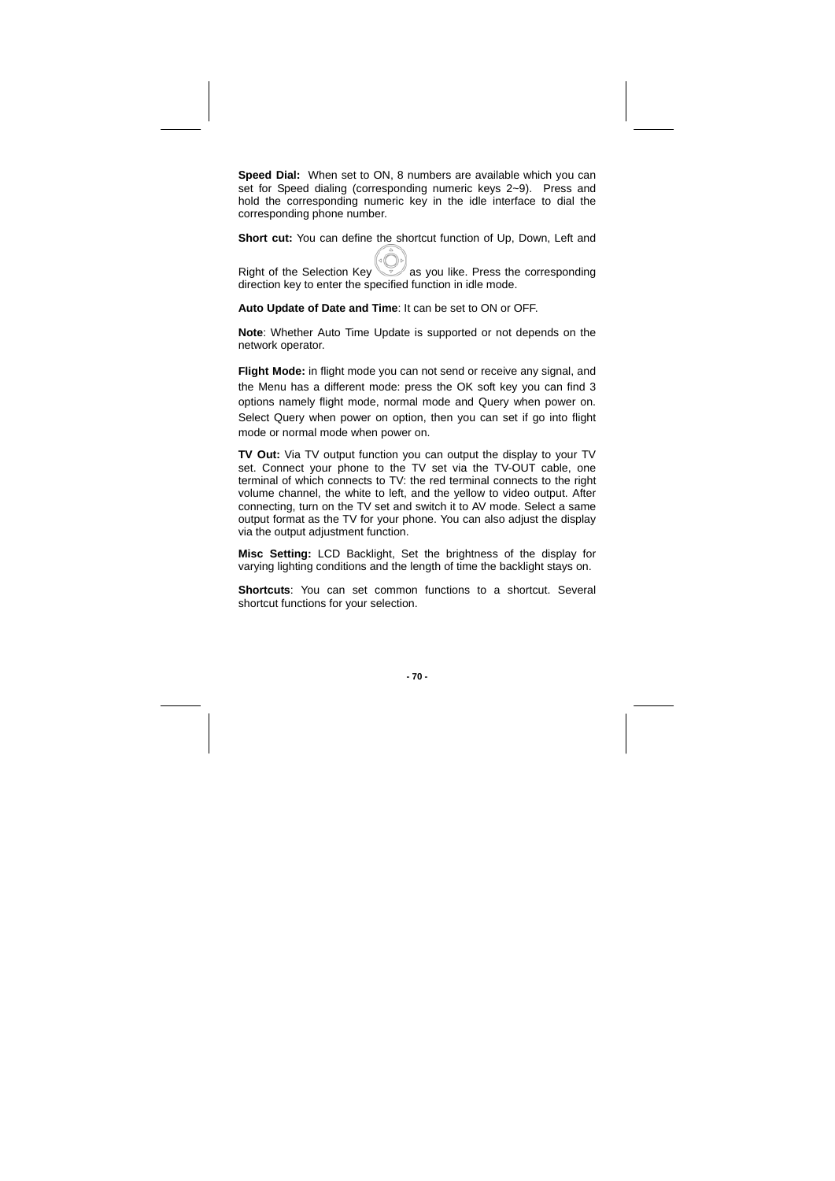**Speed Dial:** When set to ON, 8 numbers are available which you can set for Speed dialing (corresponding numeric keys 2~9). Press and hold the corresponding numeric key in the idle interface to dial the corresponding phone number.

**Short cut:** You can define the shortcut function of Up, Down, Left and Right of the Selection Key as you like. Press the corresponding direction key to enter the specified function in idle mode.

**Auto Update of Date and Time**: It can be set to ON or OFF.

**Note**: Whether Auto Time Update is supported or not depends on the network operator.

**Flight Mode:** in flight mode you can not send or receive any signal, and the Menu has a different mode: press the OK soft key you can find 3 options namely flight mode, normal mode and Query when power on. Select Query when power on option, then you can set if go into flight mode or normal mode when power on.

**TV Out:** Via TV output function you can output the display to your TV set. Connect your phone to the TV set via the TV-OUT cable, one terminal of which connects to TV: the red terminal connects to the right volume channel, the white to left, and the yellow to video output. After connecting, turn on the TV set and switch it to AV mode. Select a same output format as the TV for your phone. You can also adjust the display via the output adjustment function.

**Misc Setting:** LCD Backlight, Set the brightness of the display for varying lighting conditions and the length of time the backlight stays on.

**Shortcuts**: You can set common functions to a shortcut. Several shortcut functions for your selection.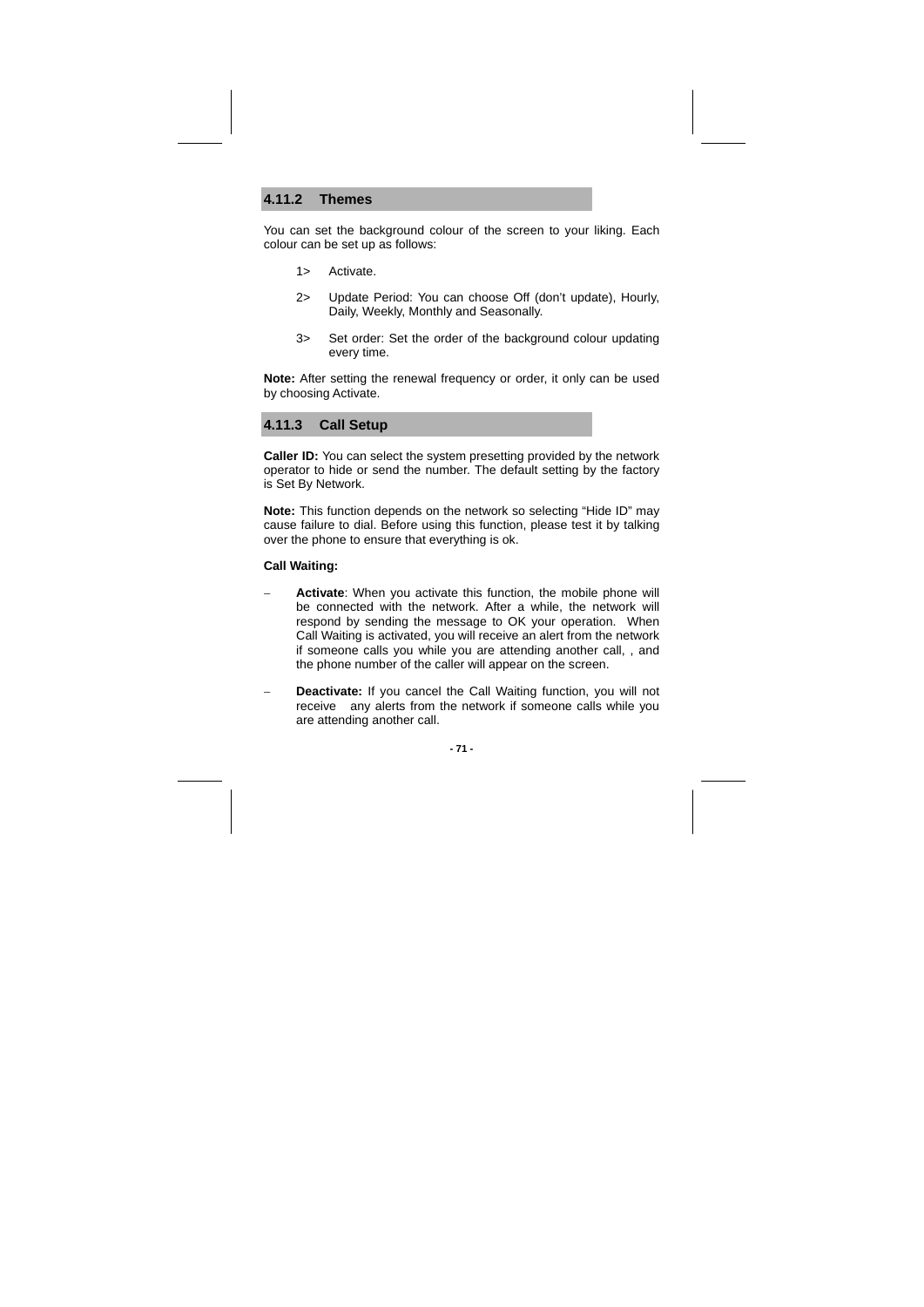### 4.11.2 Themes

You can set the background colour of the screen to your liking. Each colour can be set up as follows:

1> Activate.

2> Update Period: You can choose Off (don't update), Hourly, Daily, Weekly, Monthly and Seasonally.

3> Set order: Set the order of the background colour updating every time.

**Note:** After setting the renewal frequency or order, it only can be used by choosing Activate.

### 4.11.3 Call Setup

**Caller ID:** You can select the system presetting provided by the network operator to hide or send the number. The default setting by the factory is Set By Network.

**Note:** This function depends on the network so selecting "Hide ID" may cause failure to dial. Before using this function, please test it by talking over the phone to ensure that everything is ok.

**Call Waiting:**

– **Activate**: When you activate this function, the mobile phone will be connected with the network. After a while, the network will respond by sending the message to OK your operation. When Call Waiting is activated, you will receive an alert from the network if someone calls you while you are attending another call, , and the phone number of the caller will appear on the screen.

– **Deactivate:** If you cancel the Call Waiting function, you will not receive any alerts from the network if someone calls while you are attending another call.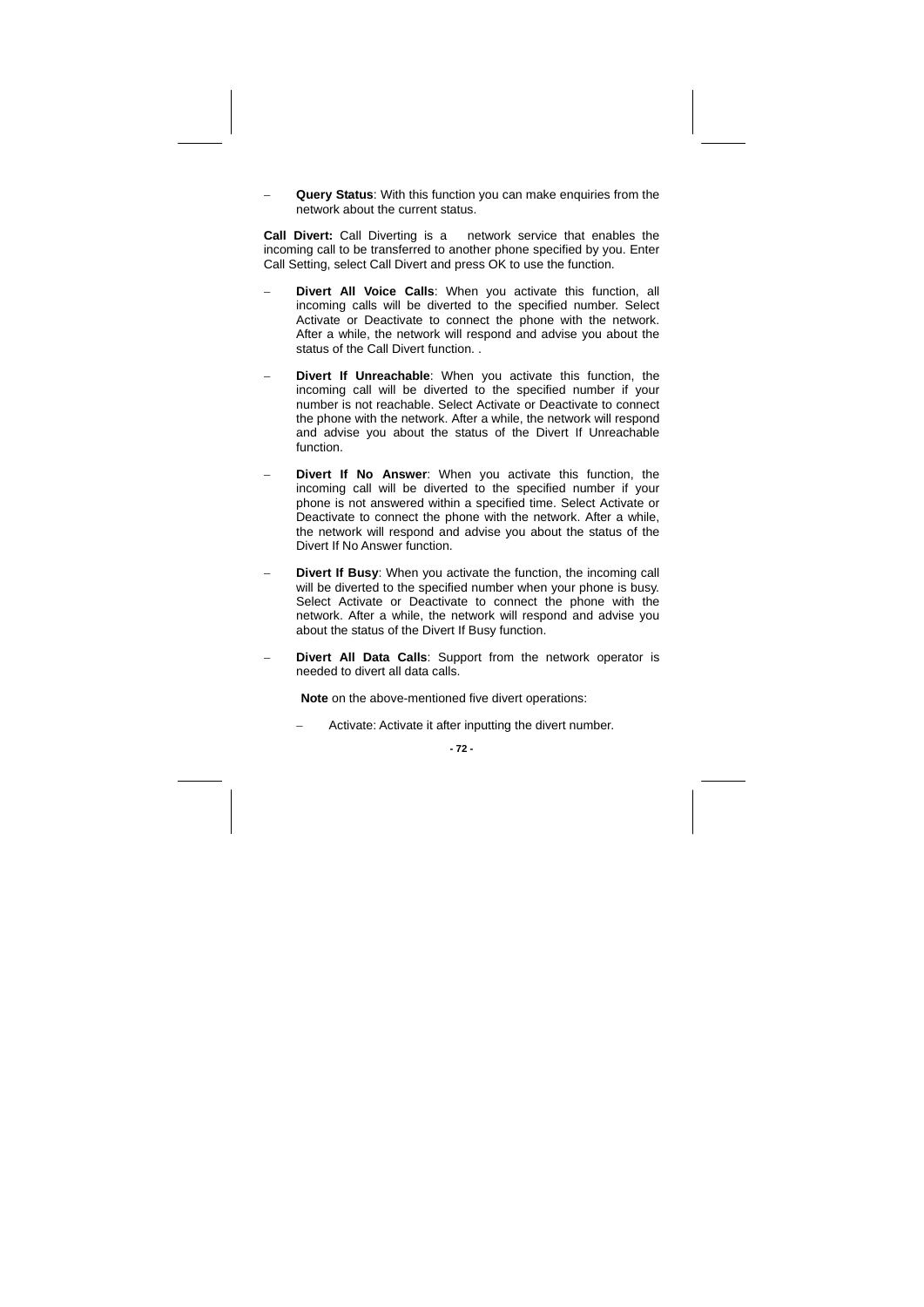- **Query Status**: With this function you can make enquiries from the network about the current status.

**Call Divert:** Call Diverting is a network service that enables the incoming call to be transferred to another phone specified by you. Enter Call Setting, select Call Divert and press OK to use the function.

- **Divert All Voice Calls**: When you activate this function, all incoming calls will be diverted to the specified number. Select Activate or Deactivate to connect the phone with the network. After a while, the network will respond and advise you about the status of the Call Divert function. .

- **Divert If Unreachable**: When you activate this function, the incoming call will be diverted to the specified number if your number is not reachable. Select Activate or Deactivate to connect the phone with the network. After a while, the network will respond and advise you about the status of the Divert If Unreachable function.

- **Divert If No Answer**: When you activate this function, the incoming call will be diverted to the specified number if your phone is not answered within a specified time. Select Activate or Deactivate to connect the phone with the network. After a while, the network will respond and advise you about the status of the Divert If No Answer function.

- **Divert If Busy**: When you activate the function, the incoming call will be diverted to the specified number when your phone is busy. Select Activate or Deactivate to connect the phone with the network. After a while, the network will respond and advise you about the status of the Divert If Busy function.

- **Divert All Data Calls**: Support from the network operator is needed to divert all data calls.

  **Note** on the above-mentioned five divert operations:

  - Activate: Activate it after inputting the divert number.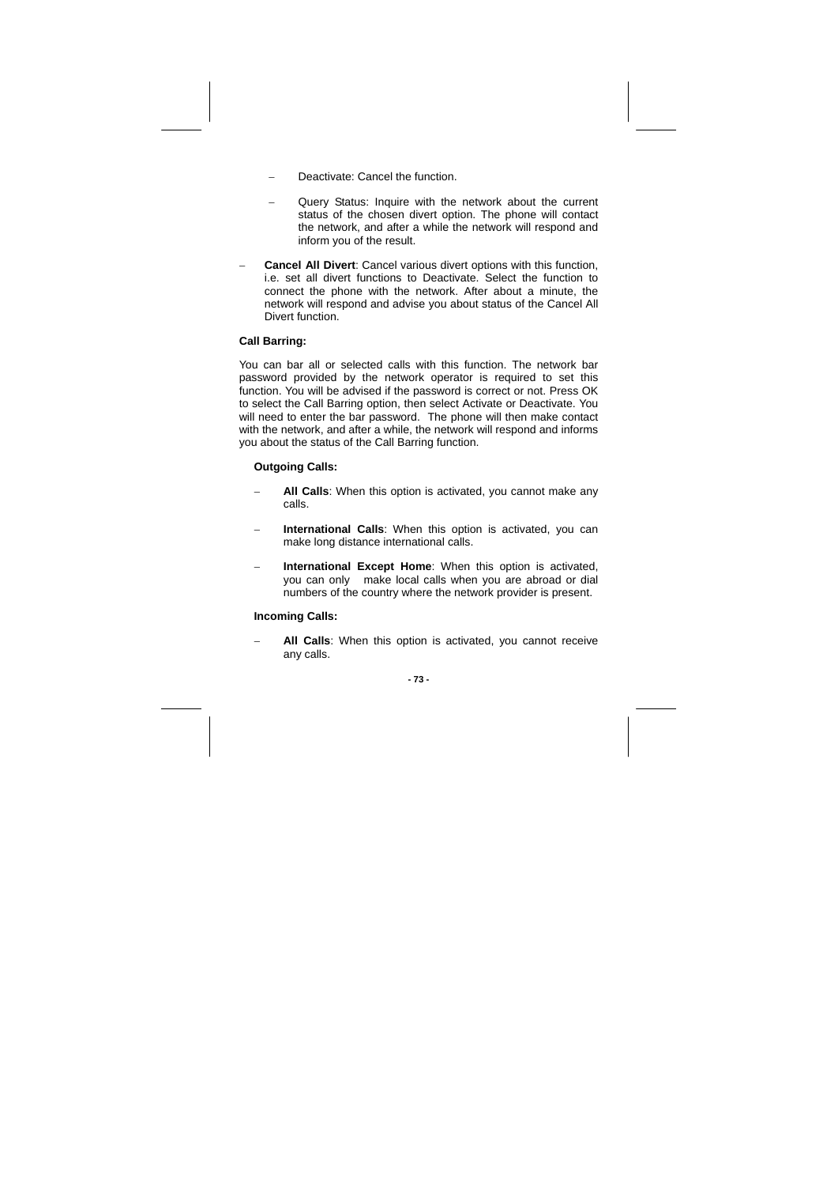- Deactivate: Cancel the function.

   - Query Status: Inquire with the network about the current status of the chosen divert option. The phone will contact the network, and after a while the network will respond and inform you of the result.

- **Cancel All Divert**: Cancel various divert options with this function, i.e. set all divert functions to Deactivate. Select the function to connect the phone with the network. After about a minute, the network will respond and advise you about status of the Cancel All Divert function.

**Call Barring:**

You can bar all or selected calls with this function. The network bar password provided by the network operator is required to set this function. You will be advised if the password is correct or not. Press OK to select the Call Barring option, then select Activate or Deactivate. You will need to enter the bar password. The phone will then make contact with the network, and after a while, the network will respond and informs you about the status of the Call Barring function.

**Outgoing Calls:**

- **All Calls**: When this option is activated, you cannot make any calls.

- **International Calls**: When this option is activated, you can make long distance international calls.

- **International Except Home**: When this option is activated, you can only make local calls when you are abroad or dial numbers of the country where the network provider is present.

**Incoming Calls:**

- **All Calls**: When this option is activated, you cannot receive any calls.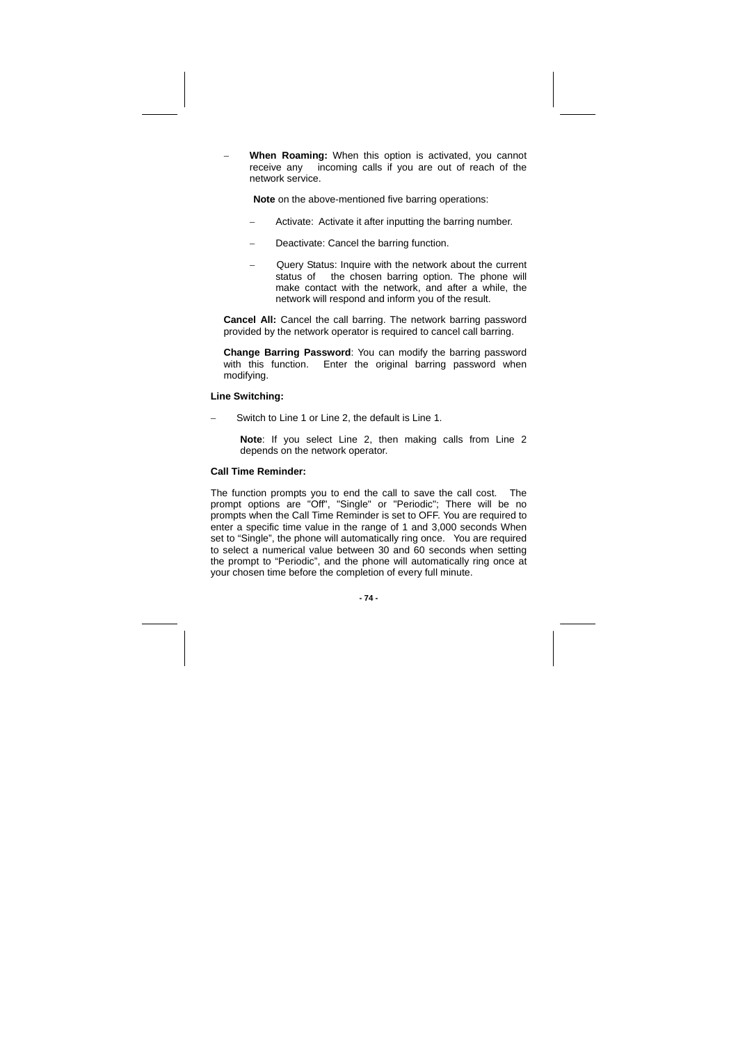- **When Roaming:** When this option is activated, you cannot receive any incoming calls if you are out of reach of the network service.

  **Note** on the above-mentioned five barring operations:

  - Activate: Activate it after inputting the barring number.
  - Deactivate: Cancel the barring function.
  - Query Status: Inquire with the network about the current status of the chosen barring option. The phone will make contact with the network, and after a while, the network will respond and inform you of the result.

**Cancel All:** Cancel the call barring. The network barring password provided by the network operator is required to cancel call barring.

**Change Barring Password**: You can modify the barring password with this function. Enter the original barring password when modifying.

**Line Switching:**

- Switch to Line 1 or Line 2, the default is Line 1.

  **Note**: If you select Line 2, then making calls from Line 2 depends on the network operator.

**Call Time Reminder:**

The function prompts you to end the call to save the call cost. The prompt options are "Off", "Single" or "Periodic"; There will be no prompts when the Call Time Reminder is set to OFF. You are required to enter a specific time value in the range of 1 and 3,000 seconds When set to “Single”, the phone will automatically ring once. You are required to select a numerical value between 30 and 60 seconds when setting the prompt to “Periodic”, and the phone will automatically ring once at your chosen time before the completion of every full minute.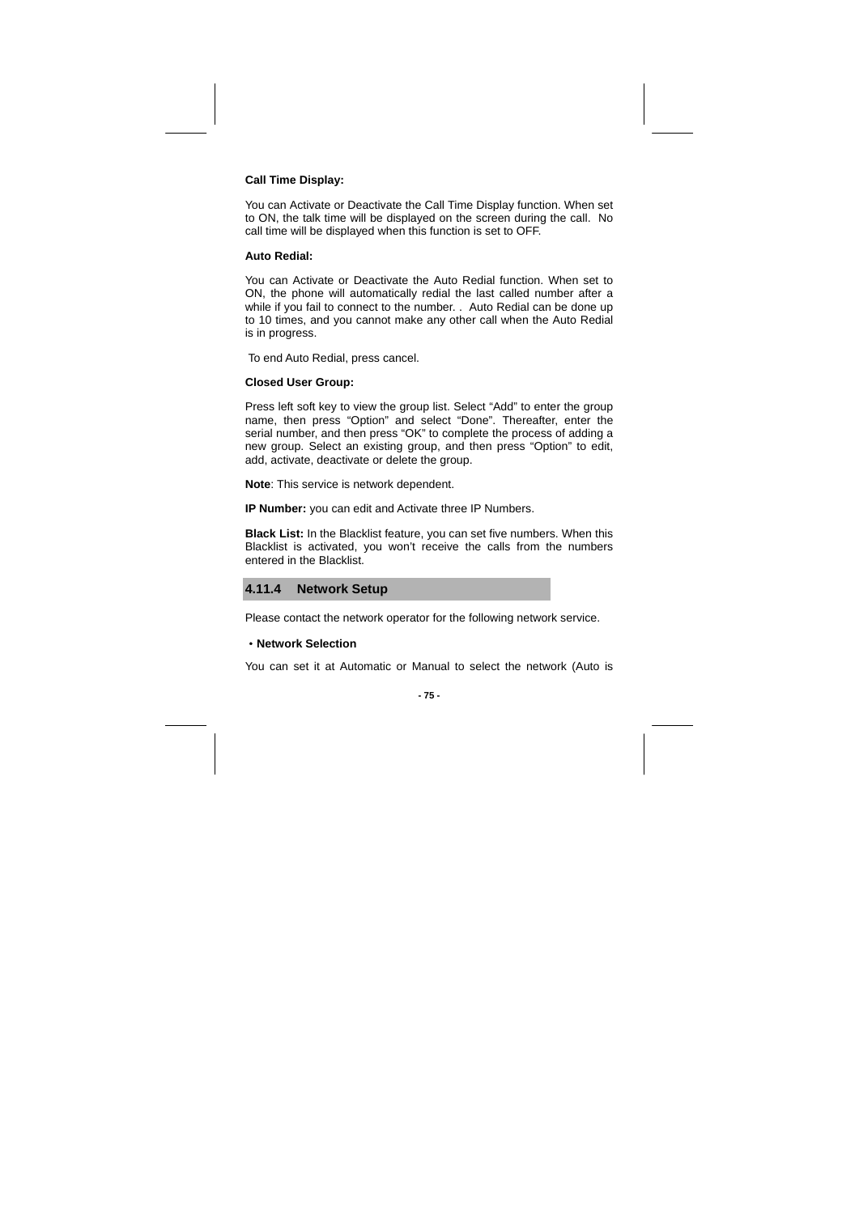**Call Time Display:**

You can Activate or Deactivate the Call Time Display function. When set to ON, the talk time will be displayed on the screen during the call. No call time will be displayed when this function is set to OFF.

**Auto Redial:**

You can Activate or Deactivate the Auto Redial function. When set to ON, the phone will automatically redial the last called number after a while if you fail to connect to the number. . Auto Redial can be done up to 10 times, and you cannot make any other call when the Auto Redial is in progress.

To end Auto Redial, press cancel.

**Closed User Group:**

Press left soft key to view the group list. Select "Add" to enter the group name, then press "Option" and select "Done". Thereafter, enter the serial number, and then press "OK" to complete the process of adding a new group. Select an existing group, and then press "Option" to edit, add, activate, deactivate or delete the group.

**Note**: This service is network dependent.

**IP Number:** you can edit and Activate three IP Numbers.

**Black List:** In the Blacklist feature, you can set five numbers. When this Blacklist is activated, you won't receive the calls from the numbers entered in the Blacklist.

### 4.11.4 Network Setup

Please contact the network operator for the following network service.

• **Network Selection**

You can set it at Automatic or Manual to select the network (Auto is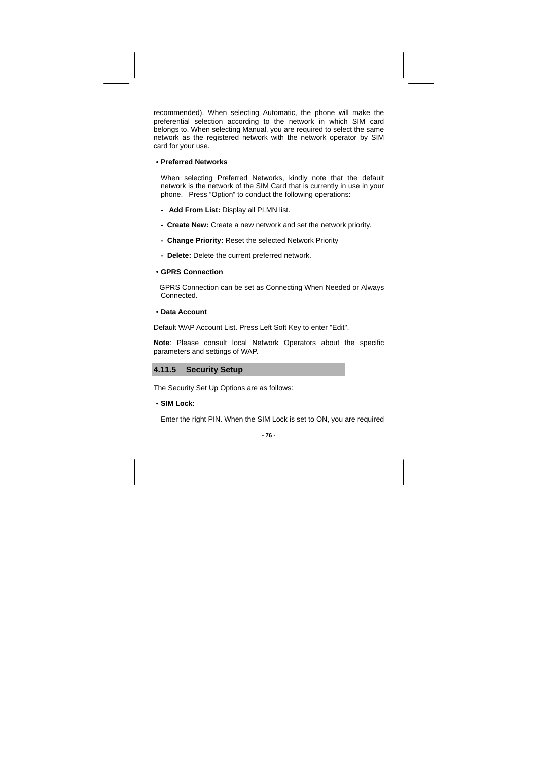recommended). When selecting Automatic, the phone will make the preferential selection according to the network in which SIM card belongs to. When selecting Manual, you are required to select the same network as the registered network with the network operator by SIM card for your use.

• **Preferred Networks**

When selecting Preferred Networks, kindly note that the default network is the network of the SIM Card that is currently in use in your phone. Press “Option” to conduct the following operations:

- **Add From List:** Display all PLMN list.
- **Create New:** Create a new network and set the network priority.
- **Change Priority:** Reset the selected Network Priority
- **Delete:** Delete the current preferred network.

• **GPRS Connection**

GPRS Connection can be set as Connecting When Needed or Always Connected.

• **Data Account**

Default WAP Account List. Press Left Soft Key to enter "Edit".

**Note**: Please consult local Network Operators about the specific parameters and settings of WAP.

### 4.11.5 Security Setup

The Security Set Up Options are as follows:

• **SIM Lock:**

Enter the right PIN. When the SIM Lock is set to ON, you are required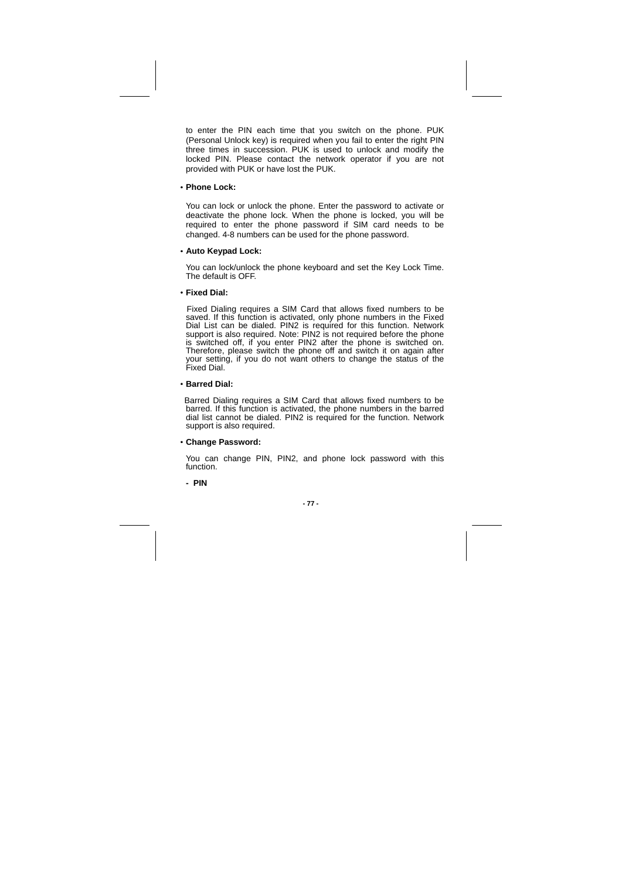to enter the PIN each time that you switch on the phone. PUK (Personal Unlock key) is required when you fail to enter the right PIN three times in succession. PUK is used to unlock and modify the locked PIN. Please contact the network operator if you are not provided with PUK or have lost the PUK.

- **Phone Lock:**

  You can lock or unlock the phone. Enter the password to activate or deactivate the phone lock. When the phone is locked, you will be required to enter the phone password if SIM card needs to be changed. 4-8 numbers can be used for the phone password.

- **Auto Keypad Lock:**

  You can lock/unlock the phone keyboard and set the Key Lock Time. The default is OFF.

- **Fixed Dial:**

  Fixed Dialing requires a SIM Card that allows fixed numbers to be saved. If this function is activated, only phone numbers in the Fixed Dial List can be dialed. PIN2 is required for this function. Network support is also required. Note: PIN2 is not required before the phone is switched off, if you enter PIN2 after the phone is switched on. Therefore, please switch the phone off and switch it on again after your setting, if you do not want others to change the status of the Fixed Dial.

- **Barred Dial:**

  Barred Dialing requires a SIM Card that allows fixed numbers to be barred. If this function is activated, the phone numbers in the barred dial list cannot be dialed. PIN2 is required for the function. Network support is also required.

- **Change Password:**

  You can change PIN, PIN2, and phone lock password with this function.

  - **PIN**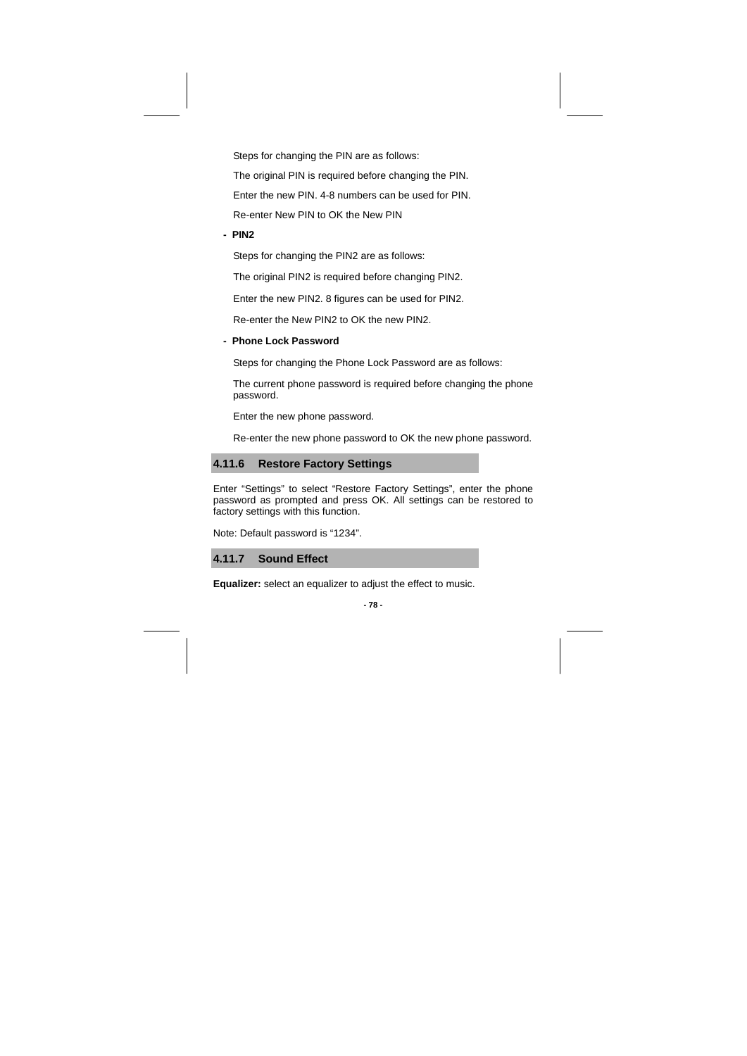Steps for changing the PIN are as follows:

The original PIN is required before changing the PIN.

Enter the new PIN. 4-8 numbers can be used for PIN.

Re-enter New PIN to OK the New PIN

- **PIN2**

Steps for changing the PIN2 are as follows:

The original PIN2 is required before changing PIN2.

Enter the new PIN2. 8 figures can be used for PIN2.

Re-enter the New PIN2 to OK the new PIN2.

- **Phone Lock Password**

Steps for changing the Phone Lock Password are as follows:

The current phone password is required before changing the phone password.

Enter the new phone password.

Re-enter the new phone password to OK the new phone password.

### 4.11.6 Restore Factory Settings

Enter “Settings” to select “Restore Factory Settings”, enter the phone password as prompted and press OK. All settings can be restored to factory settings with this function.

Note: Default password is “1234”.

### 4.11.7 Sound Effect

**Equalizer:** select an equalizer to adjust the effect to music.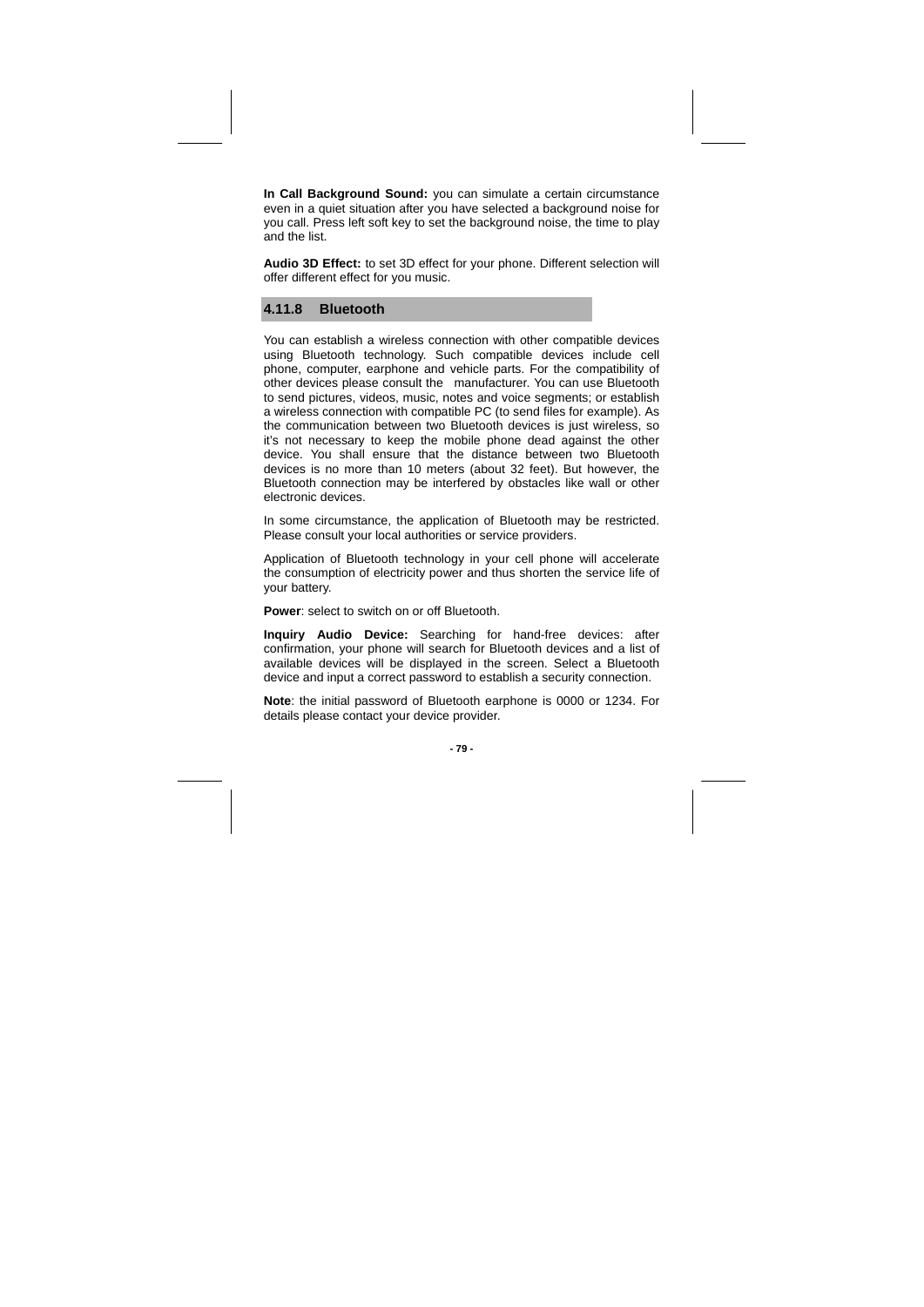**In Call Background Sound:** you can simulate a certain circumstance even in a quiet situation after you have selected a background noise for you call. Press left soft key to set the background noise, the time to play and the list.

**Audio 3D Effect:** to set 3D effect for your phone. Different selection will offer different effect for you music.

### 4.11.8 Bluetooth

You can establish a wireless connection with other compatible devices using Bluetooth technology. Such compatible devices include cell phone, computer, earphone and vehicle parts. For the compatibility of other devices please consult the manufacturer. You can use Bluetooth to send pictures, videos, music, notes and voice segments; or establish a wireless connection with compatible PC (to send files for example). As the communication between two Bluetooth devices is just wireless, so it's not necessary to keep the mobile phone dead against the other device. You shall ensure that the distance between two Bluetooth devices is no more than 10 meters (about 32 feet). But however, the Bluetooth connection may be interfered by obstacles like wall or other electronic devices.

In some circumstance, the application of Bluetooth may be restricted. Please consult your local authorities or service providers.

Application of Bluetooth technology in your cell phone will accelerate the consumption of electricity power and thus shorten the service life of your battery.

**Power**: select to switch on or off Bluetooth.

**Inquiry Audio Device:** Searching for hand-free devices: after confirmation, your phone will search for Bluetooth devices and a list of available devices will be displayed in the screen. Select a Bluetooth device and input a correct password to establish a security connection.

**Note**: the initial password of Bluetooth earphone is 0000 or 1234. For details please contact your device provider.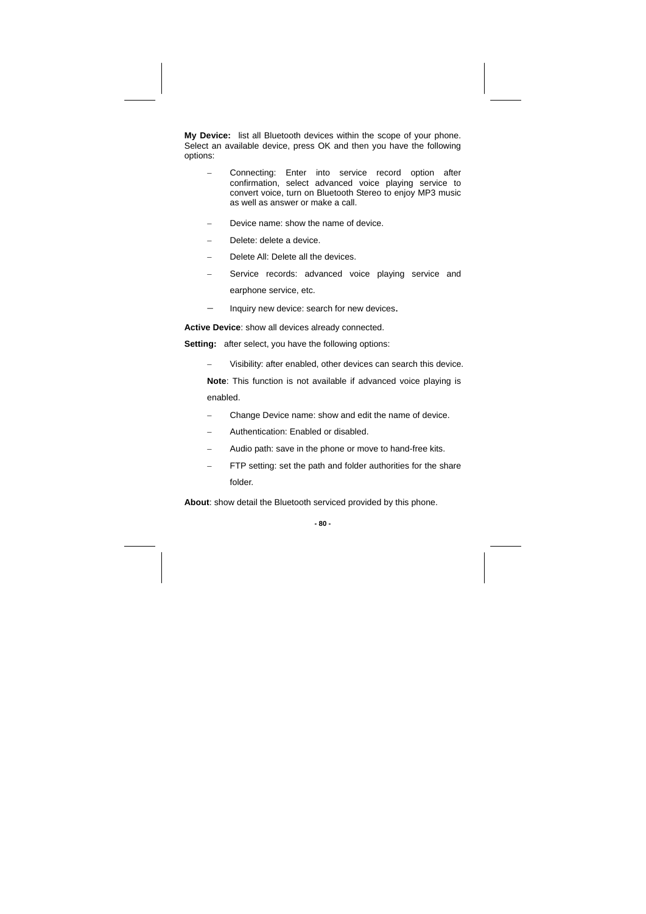**My Device:** list all Bluetooth devices within the scope of your phone. Select an available device, press OK and then you have the following options:

- Connecting: Enter into service record option after confirmation, select advanced voice playing service to convert voice, turn on Bluetooth Stereo to enjoy MP3 music as well as answer or make a call.
- Device name: show the name of device.
- Delete: delete a device.
- Delete All: Delete all the devices.
- Service records: advanced voice playing service and earphone service, etc.
- Inquiry new device: search for new devices.

**Active Device**: show all devices already connected.

**Setting:** after select, you have the following options:

- Visibility: after enabled, other devices can search this device.

  **Note**: This function is not available if advanced voice playing is enabled.

- Change Device name: show and edit the name of device.
- Authentication: Enabled or disabled.
- Audio path: save in the phone or move to hand-free kits.
- FTP setting: set the path and folder authorities for the share folder.

**About**: show detail the Bluetooth serviced provided by this phone.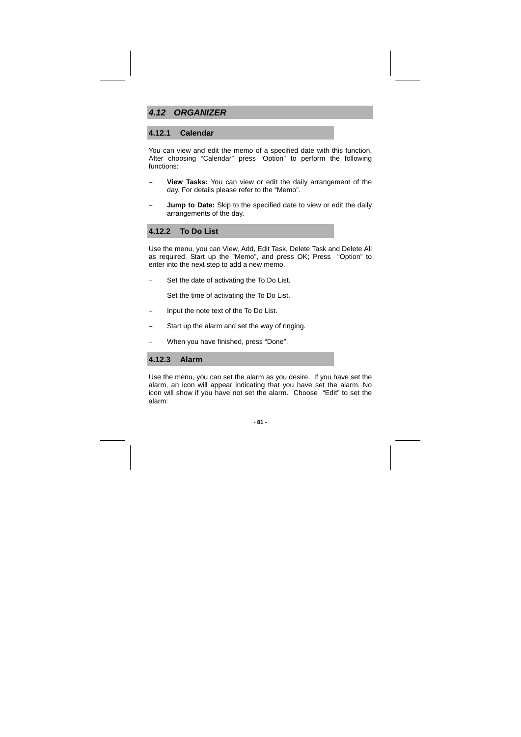## 4.12 *ORGANIZER*

### 4.12.1 Calendar

You can view and edit the memo of a specified date with this function. After choosing “Calendar” press “Option” to perform the following functions:

- **View Tasks:** You can view or edit the daily arrangement of the day. For details please refer to the “Memo”.
- **Jump to Date:** Skip to the specified date to view or edit the daily arrangements of the day.

### 4.12.2 To Do List

Use the menu, you can View, Add, Edit Task, Delete Task and Delete All as required. Start up the ”Memo”, and press OK; Press “Option” to enter into the next step to add a new memo.

- Set the date of activating the To Do List.
- Set the time of activating the To Do List.
- Input the note text of the To Do List.
- Start up the alarm and set the way of ringing.
- When you have finished, press “Done”.

### 4.12.3 Alarm

Use the menu, you can set the alarm as you desire. If you have set the alarm, an icon will appear indicating that you have set the alarm. No icon will show if you have not set the alarm. Choose “Edit” to set the alarm: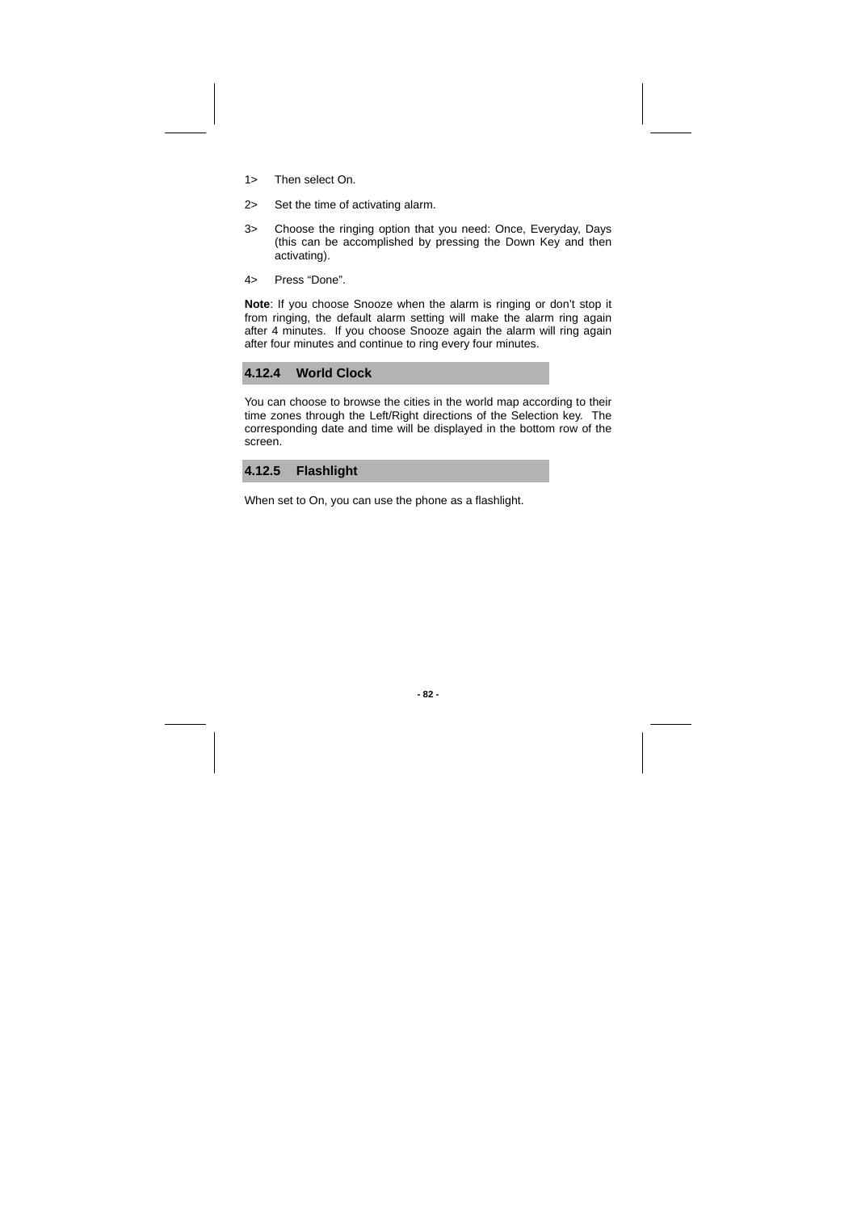1> Then select On.

2> Set the time of activating alarm.

3> Choose the ringing option that you need: Once, Everyday, Days (this can be accomplished by pressing the Down Key and then activating).

4> Press “Done”.

**Note**: If you choose Snooze when the alarm is ringing or don’t stop it from ringing, the default alarm setting will make the alarm ring again after 4 minutes. If you choose Snooze again the alarm will ring again after four minutes and continue to ring every four minutes.

### 4.12.4 World Clock

You can choose to browse the cities in the world map according to their time zones through the Left/Right directions of the Selection key. The corresponding date and time will be displayed in the bottom row of the screen.

### 4.12.5 Flashlight

When set to On, you can use the phone as a flashlight.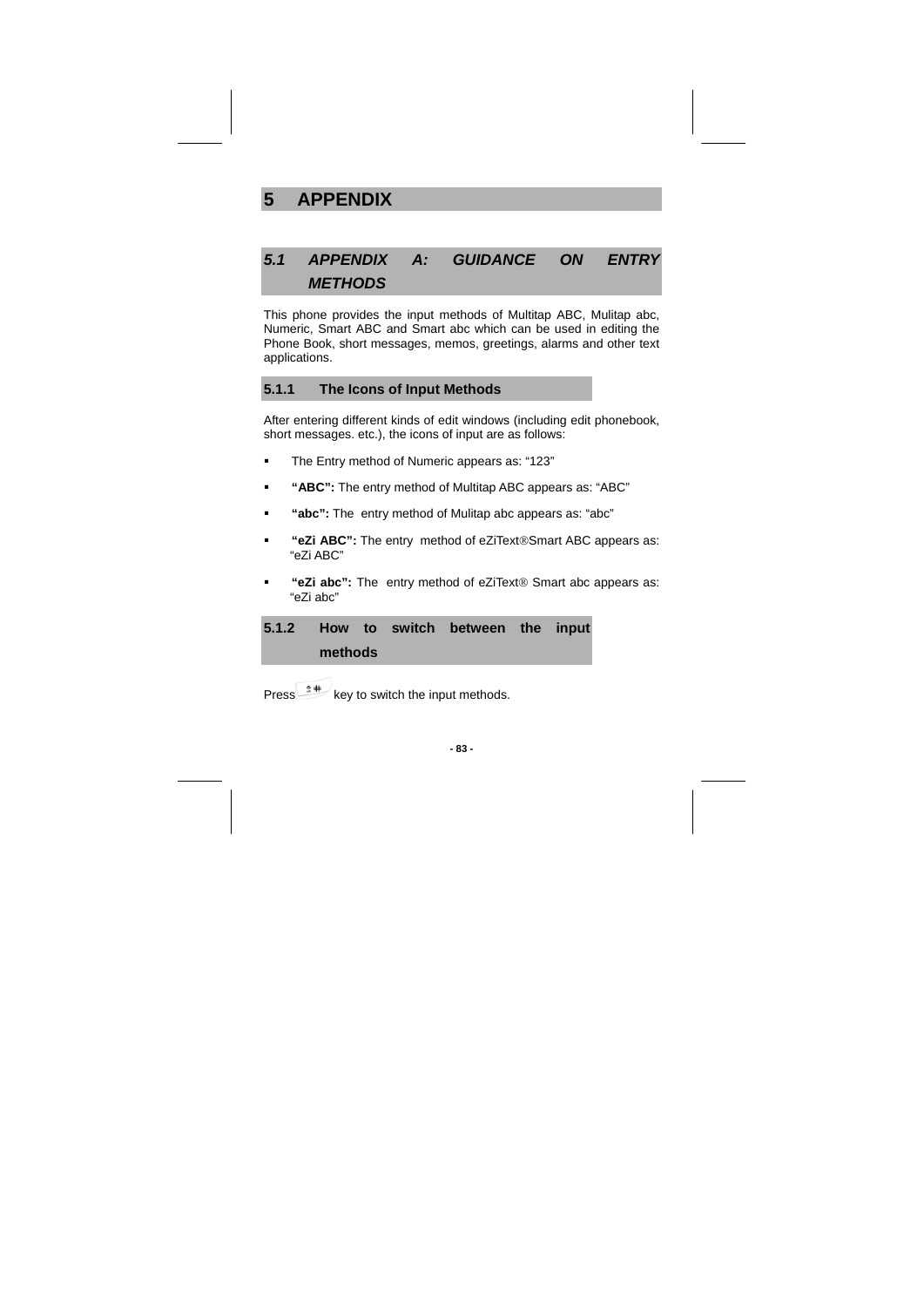# 5 APPENDIX

## *5.1 APPENDIX A: GUIDANCE ON ENTRY METHODS*

This phone provides the input methods of Multitap ABC, Mulitap abc, Numeric, Smart ABC and Smart abc which can be used in editing the Phone Book, short messages, memos, greetings, alarms and other text applications.

### 5.1.1 The Icons of Input Methods

After entering different kinds of edit windows (including edit phonebook, short messages. etc.), the icons of input are as follows:

- The Entry method of Numeric appears as: "123"
- **"ABC":** The entry method of Multitap ABC appears as: "ABC"
- **"abc":** The entry method of Mulitap abc appears as: "abc"
- **"eZi ABC":** The entry method of eZiText®Smart ABC appears as: "eZi ABC"
- **"eZi abc":** The entry method of eZiText® Smart abc appears as: "eZi abc"

### 5.1.2 How to switch between the input methods

Press # key to switch the input methods.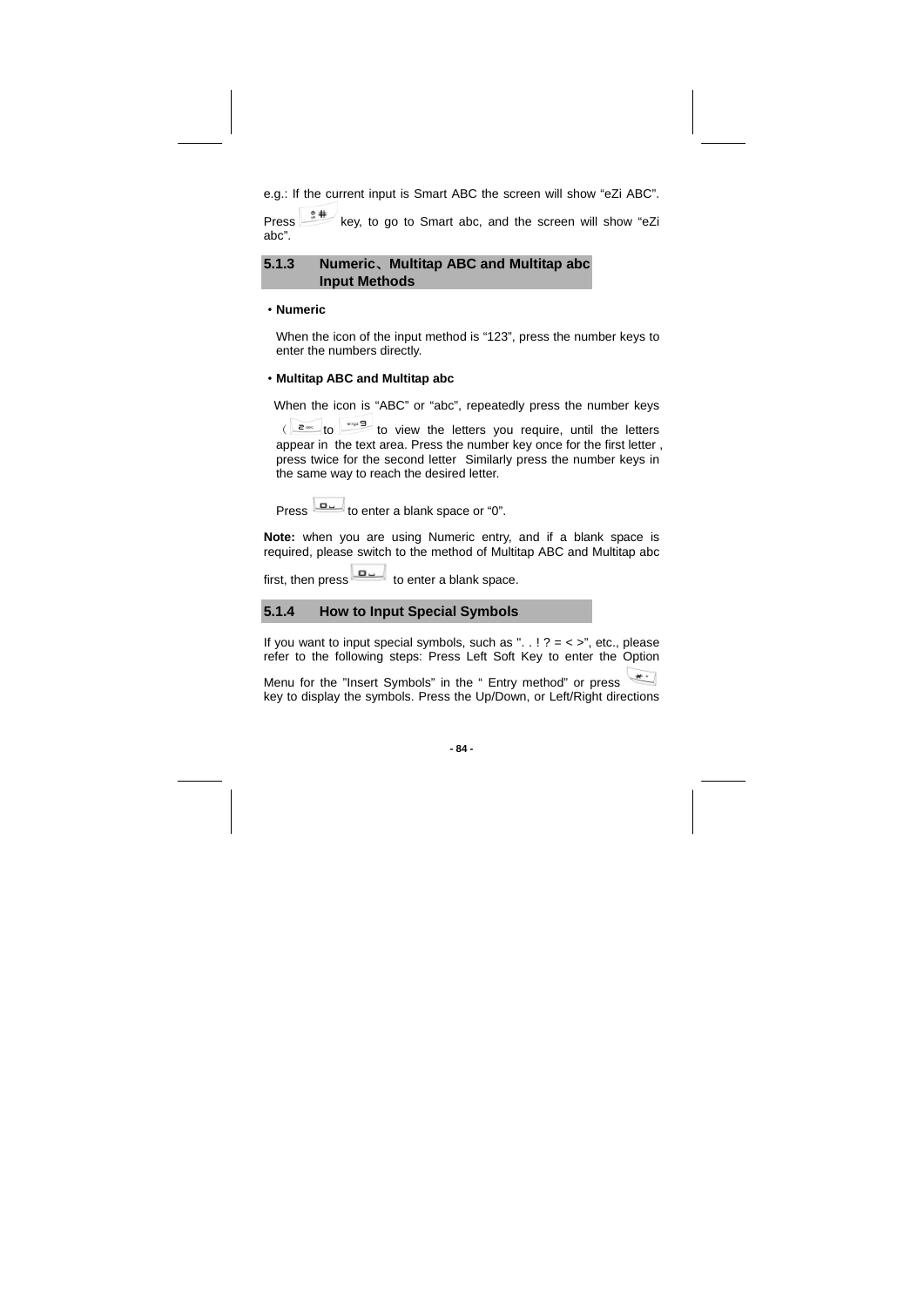e.g.: If the current input is Smart ABC the screen will show “eZi ABC”.

Press key, to go to Smart abc, and the screen will show “eZi abc”.

### 5.1.3 Numeric、Multitap ABC and Multitap abc Input Methods

- **Numeric**

  When the icon of the input method is “123”, press the number keys to enter the numbers directly.

- **Multitap ABC and Multitap abc**

  When the icon is “ABC” or “abc”, repeatedly press the number keys ( to to view the letters you require, until the letters appear in the text area. Press the number key once for the first letter , press twice for the second letter Similarly press the number keys in the same way to reach the desired letter.

  Press to enter a blank space or “0”.

**Note:** when you are using Numeric entry, and if a blank space is required, please switch to the method of Multitap ABC and Multitap abc first, then press to enter a blank space.

### 5.1.4 How to Input Special Symbols

If you want to input special symbols, such as ". . ! ? = < >", etc., please refer to the following steps: Press Left Soft Key to enter the Option Menu for the "Insert Symbols" in the “ Entry method” or press key to display the symbols. Press the Up/Down, or Left/Right directions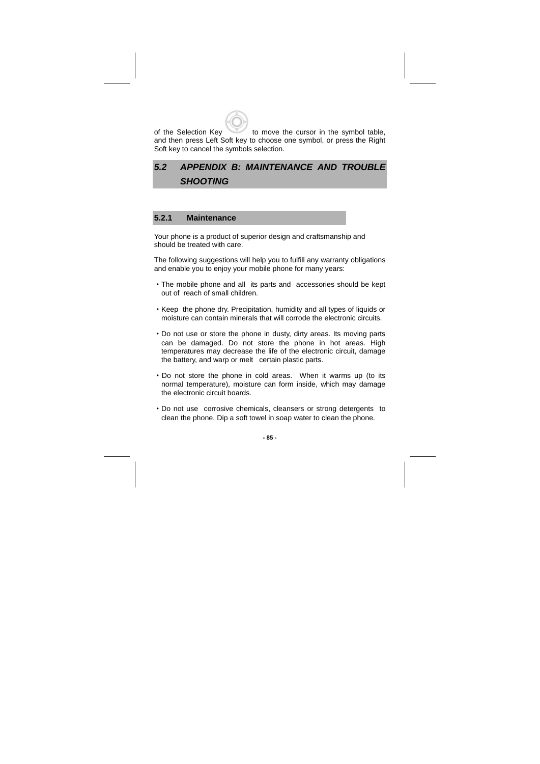of the Selection Key to move the cursor in the symbol table, and then press Left Soft key to choose one symbol, or press the Right Soft key to cancel the symbols selection.

## *5.2 APPENDIX B: MAINTENANCE AND TROUBLE SHOOTING*

### 5.2.1 Maintenance

Your phone is a product of superior design and craftsmanship and should be treated with care.

The following suggestions will help you to fulfill any warranty obligations and enable you to enjoy your mobile phone for many years:

- The mobile phone and all its parts and accessories should be kept out of reach of small children.
- Keep the phone dry. Precipitation, humidity and all types of liquids or moisture can contain minerals that will corrode the electronic circuits.
- Do not use or store the phone in dusty, dirty areas. Its moving parts can be damaged. Do not store the phone in hot areas. High temperatures may decrease the life of the electronic circuit, damage the battery, and warp or melt certain plastic parts.
- Do not store the phone in cold areas. When it warms up (to its normal temperature), moisture can form inside, which may damage the electronic circuit boards.
- Do not use corrosive chemicals, cleansers or strong detergents to clean the phone. Dip a soft towel in soap water to clean the phone.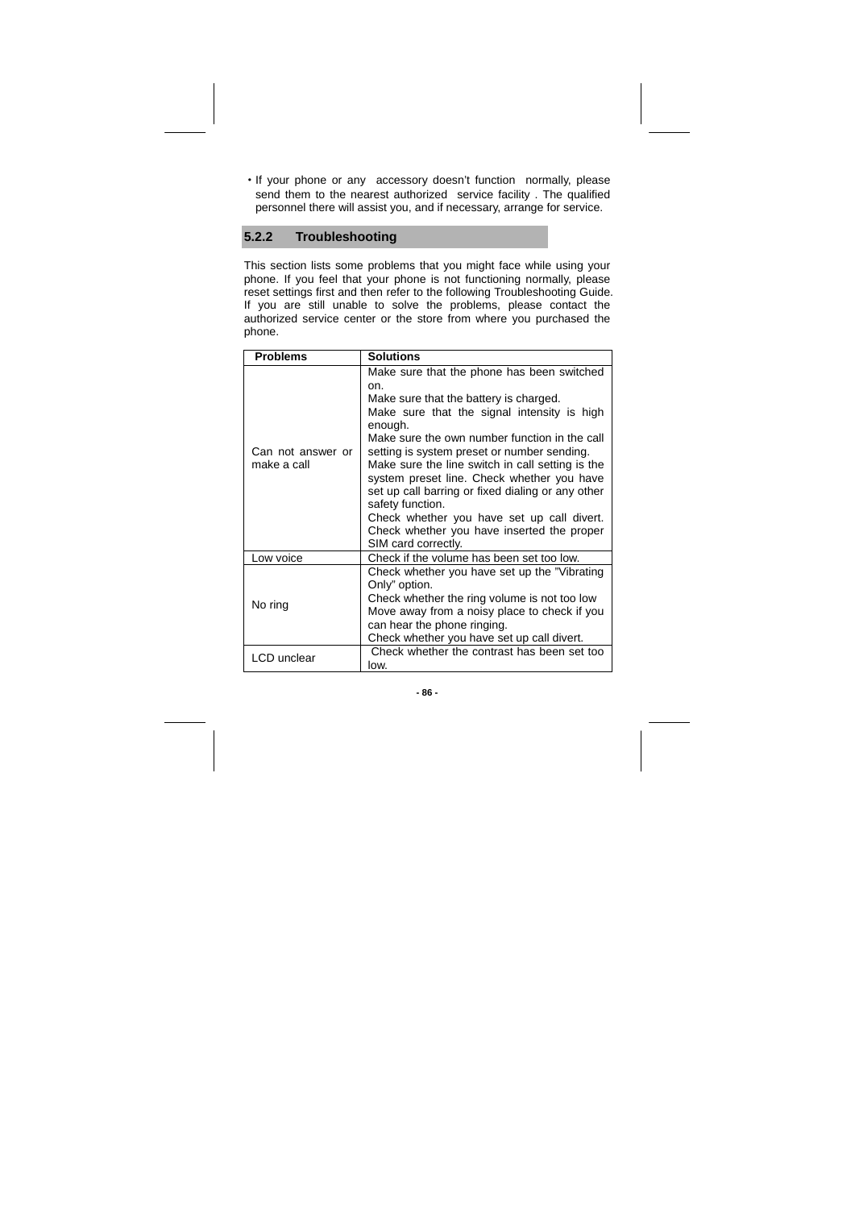- If your phone or any accessory doesn't function normally, please send them to the nearest authorized service facility . The qualified personnel there will assist you, and if necessary, arrange for service.

### 5.2.2 Troubleshooting

This section lists some problems that you might face while using your phone. If you feel that your phone is not functioning normally, please reset settings first and then refer to the following Troubleshooting Guide. If you are still unable to solve the problems, please contact the authorized service center or the store from where you purchased the phone.

| Problems | Solutions |
|---|---|
| Can not answer or make a call | Make sure that the phone has been switched on.<br>Make sure that the battery is charged.<br>Make sure that the signal intensity is high enough.<br>Make sure the own number function in the call setting is system preset or number sending.<br>Make sure the line switch in call setting is the system preset line. Check whether you have set up call barring or fixed dialing or any other safety function.<br>Check whether you have set up call divert.<br>Check whether you have inserted the proper SIM card correctly. |
| Low voice | Check if the volume has been set too low. |
| No ring | Check whether you have set up the "Vibrating Only" option.<br>Check whether the ring volume is not too low<br>Move away from a noisy place to check if you can hear the phone ringing.<br>Check whether you have set up call divert. |
| LCD unclear | Check whether the contrast has been set too low. |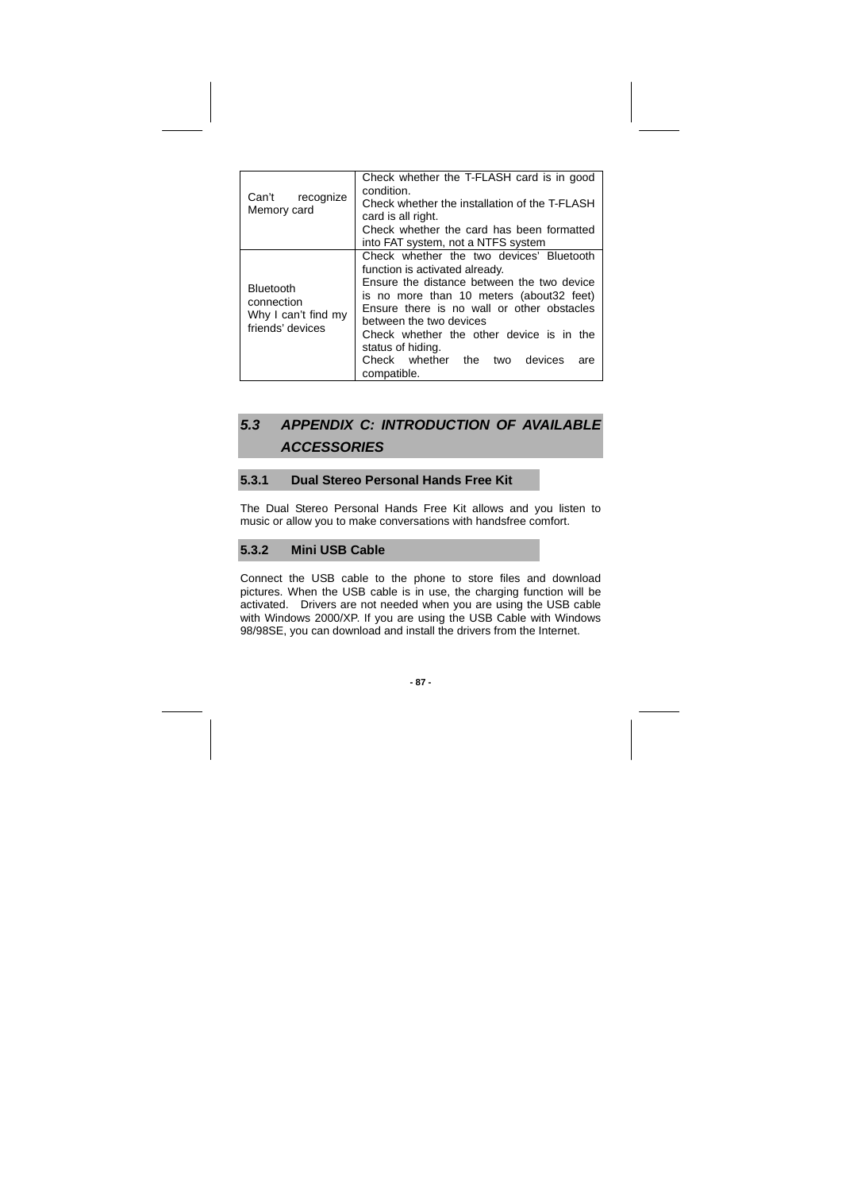| | |
|---|---|
| Can't recognize Memory card | Check whether the T-FLASH card is in good condition.<br>Check whether the installation of the T-FLASH card is all right.<br>Check whether the card has been formatted into FAT system, not a NTFS system |
| Bluetooth connection<br>Why I can't find my friends' devices | Check whether the two devices' Bluetooth function is activated already.<br>Ensure the distance between the two device is no more than 10 meters (about32 feet)<br>Ensure there is no wall or other obstacles between the two devices<br>Check whether the other device is in the status of hiding.<br>Check whether the two devices are compatible. |

## *5.3 APPENDIX C: INTRODUCTION OF AVAILABLE ACCESSORIES*

### 5.3.1 Dual Stereo Personal Hands Free Kit

The Dual Stereo Personal Hands Free Kit allows and you listen to music or allow you to make conversations with handsfree comfort.

### 5.3.2 Mini USB Cable

Connect the USB cable to the phone to store files and download pictures. When the USB cable is in use, the charging function will be activated. Drivers are not needed when you are using the USB cable with Windows 2000/XP. If you are using the USB Cable with Windows 98/98SE, you can download and install the drivers from the Internet.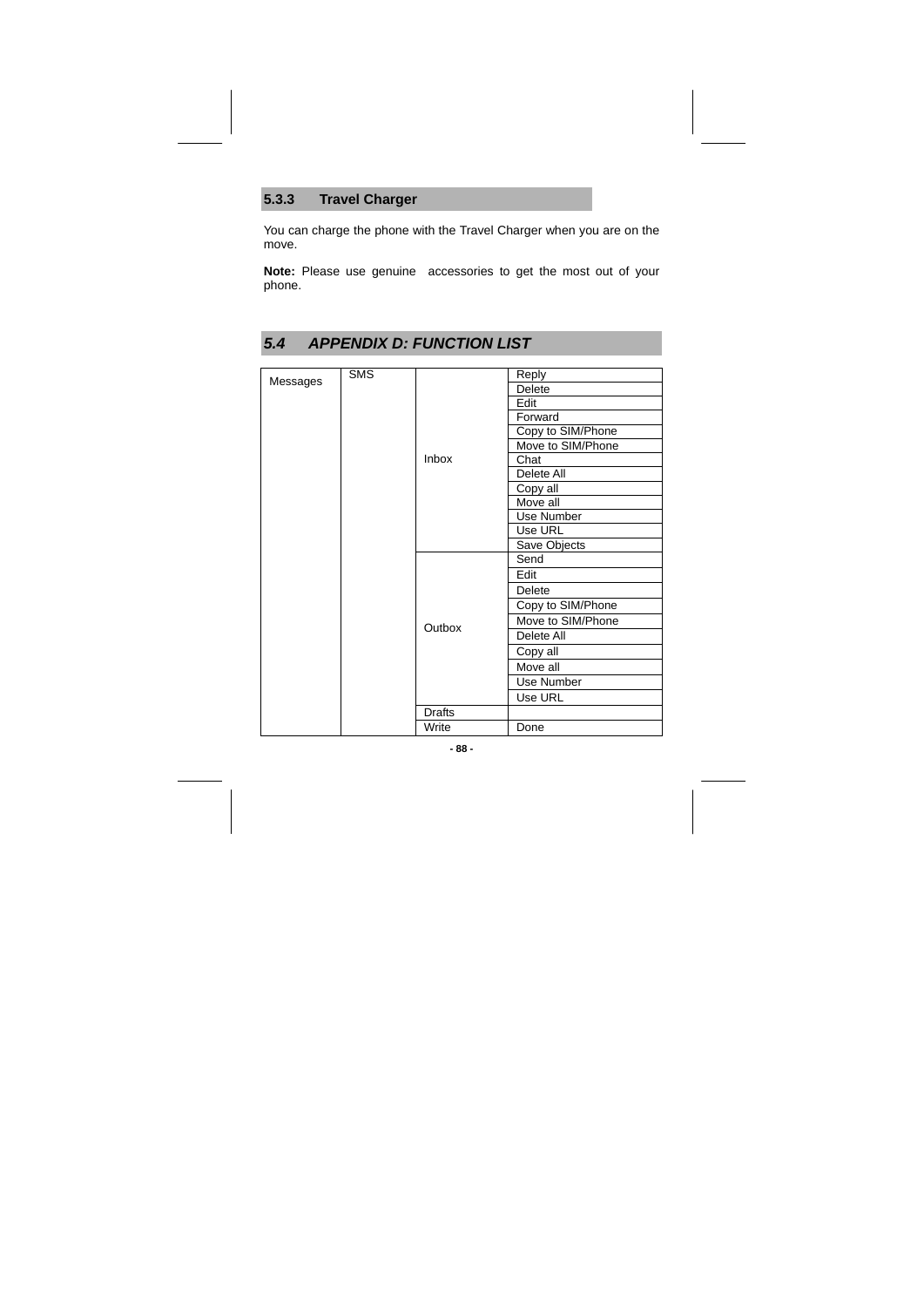### 5.3.3 Travel Charger

You can charge the phone with the Travel Charger when you are on the move.

**Note:** Please use genuine accessories to get the most out of your phone.

## *5.4 APPENDIX D: FUNCTION LIST*

| Messages | SMS | Inbox | Reply |
|---|---|---|---|
| | | | Delete |
| | | | Edit |
| | | | Forward |
| | | | Copy to SIM/Phone |
| | | | Move to SIM/Phone |
| | | | Chat |
| | | | Delete All |
| | | | Copy all |
| | | | Move all |
| | | | Use Number |
| | | | Use URL |
| | | | Save Objects |
| | | Outbox | Send |
| | | | Edit |
| | | | Delete |
| | | | Copy to SIM/Phone |
| | | | Move to SIM/Phone |
| | | | Delete All |
| | | | Copy all |
| | | | Move all |
| | | | Use Number |
| | | | Use URL |
| | | Drafts | |
| | | Write | Done |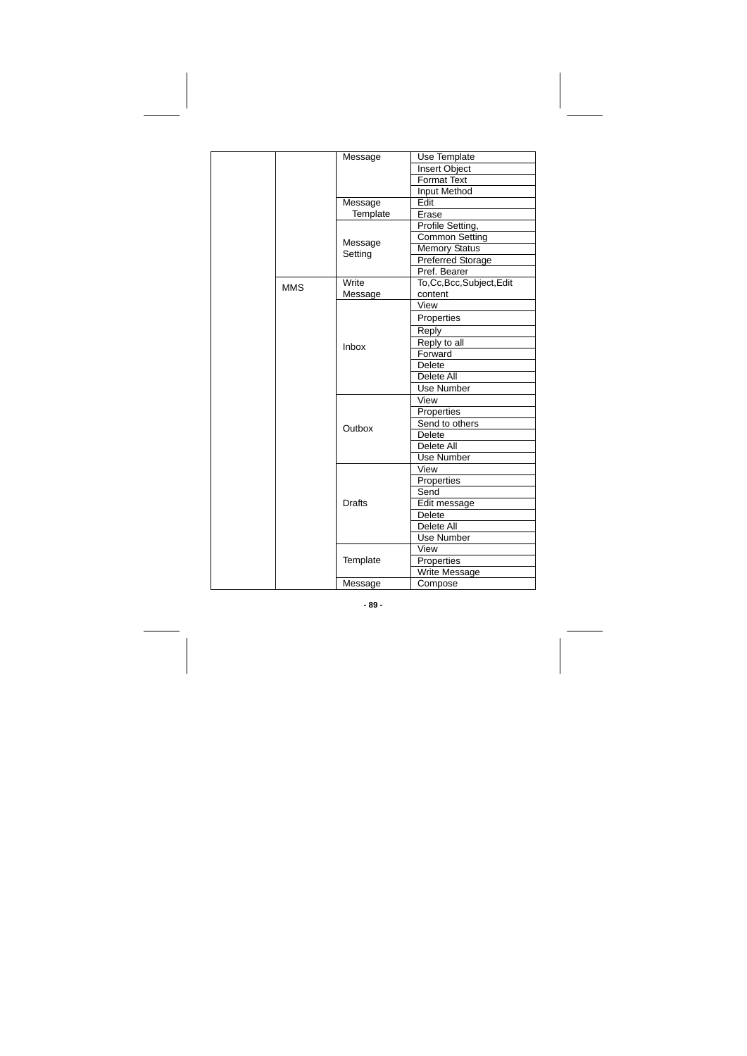| | | | |
|---|---|---|---|
| | | Message | Use Template |
| | | | Insert Object |
| | | | Format Text |
| | | | Input Method |
| | | Message Template | Edit |
| | | | Erase |
| | | Message Setting | Profile Setting, |
| | | | Common Setting |
| | | | Memory Status |
| | | | Preferred Storage |
| | | | Pref. Bearer |
| | MMS | Write Message | To,Cc,Bcc,Subject,Edit content |
| | | Inbox | View |
| | | | Properties |
| | | | Reply |
| | | | Reply to all |
| | | | Forward |
| | | | Delete |
| | | | Delete All |
| | | | Use Number |
| | | Outbox | View |
| | | | Properties |
| | | | Send to others |
| | | | Delete |
| | | | Delete All |
| | | | Use Number |
| | | Drafts | View |
| | | | Properties |
| | | | Send |
| | | | Edit message |
| | | | Delete |
| | | | Delete All |
| | | | Use Number |
| | | Template | View |
| | | | Properties |
| | | | Write Message |
| | | Message | Compose |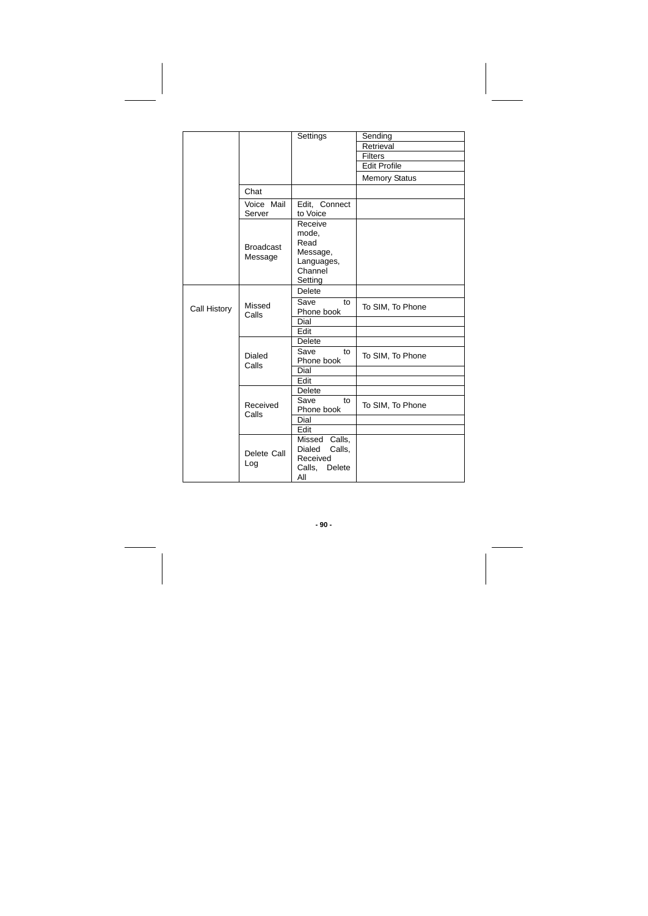| | | | |
|---|---|---|---|
| | | Settings | Sending |
| | | | Retrieval |
| | | | Filters |
| | | | Edit Profile |
| | | | Memory Status |
| | Chat | | |
| | Voice Mail Server | Edit, Connect to Voice | |
| | Broadcast Message | Receive mode, Read Message, Languages, Channel Setting | |
| Call History | Missed Calls | Delete | |
| | | Save to Phone book | To SIM, To Phone |
| | | Dial | |
| | | Edit | |
| | Dialed Calls | Delete | |
| | | Save to Phone book | To SIM, To Phone |
| | | Dial | |
| | | Edit | |
| | Received Calls | Delete | |
| | | Save to Phone book | To SIM, To Phone |
| | | Dial | |
| | | Edit | |
| | Delete Call Log | Missed Calls, Dialed Calls, Received Calls, Delete All | |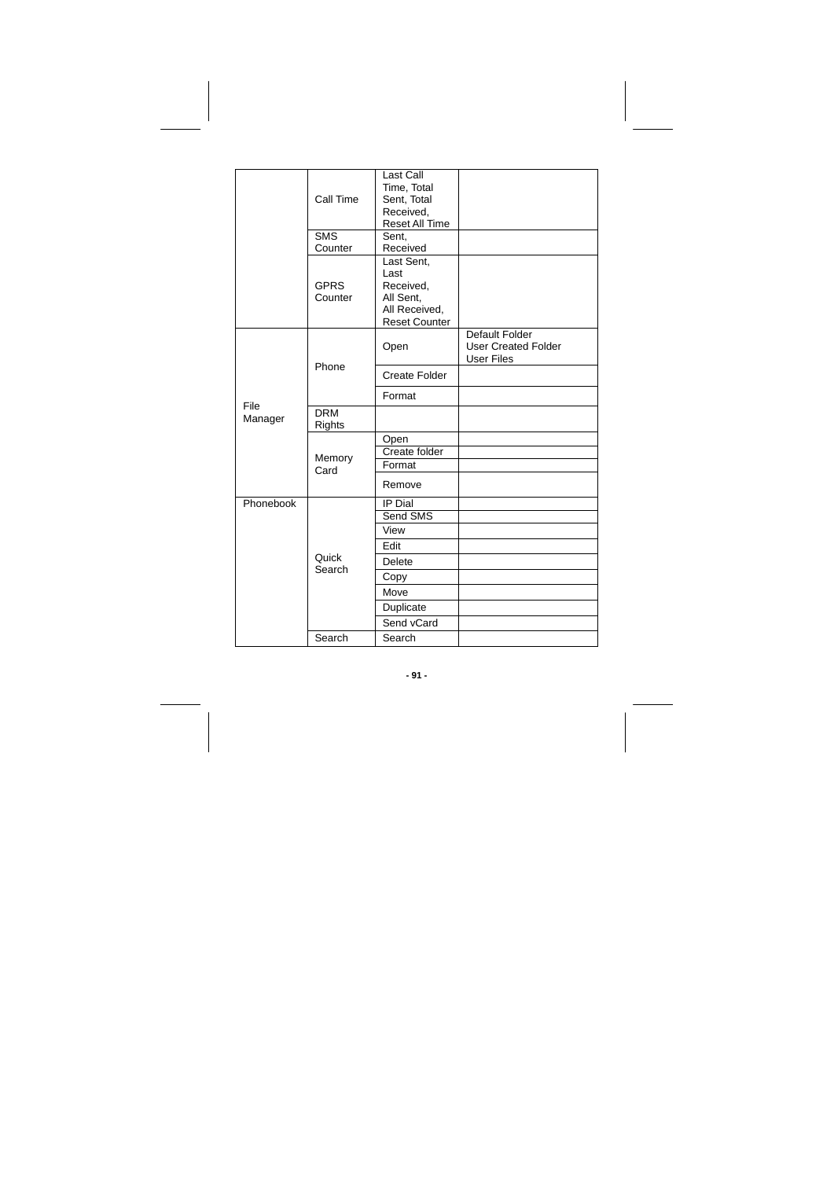| | | | |
|---|---|---|---|
| | Call Time | Last Call Time, Total Sent, Total Received, Reset All Time | |
| | SMS Counter | Sent, Received | |
| | GPRS Counter | Last Sent, Last Received, All Sent, All Received, Reset Counter | |
| File Manager | Phone | Open | Default Folder User Created Folder User Files |
| | | Create Folder | |
| | | Format | |
| | DRM Rights | | |
| | Memory Card | Open | |
| | | Create folder | |
| | | Format | |
| | | Remove | |
| Phonebook | Quick Search | IP Dial | |
| | | Send SMS | |
| | | View | |
| | | Edit | |
| | | Delete | |
| | | Copy | |
| | | Move | |
| | | Duplicate | |
| | | Send vCard | |
| | Search | Search | |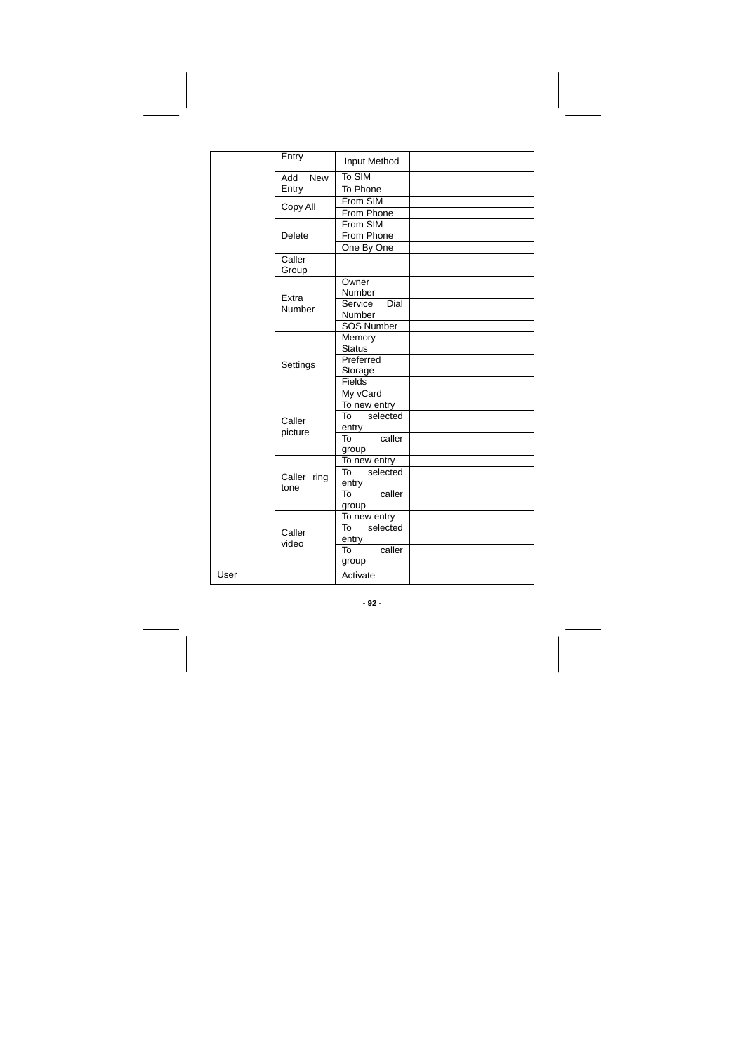| | | | |
|---|---|---|---|
| | Entry | Input Method | |
| | Add New Entry | To SIM | |
| | | To Phone | |
| | Copy All | From SIM | |
| | | From Phone | |
| | Delete | From SIM | |
| | | From Phone | |
| | | One By One | |
| | Caller Group | | |
| | Extra Number | Owner Number | |
| | | Service Dial Number | |
| | | SOS Number | |
| | Settings | Memory Status | |
| | | Preferred Storage | |
| | | Fields | |
| | | My vCard | |
| | Caller picture | To new entry | |
| | | To selected entry | |
| | | To caller group | |
| | Caller ring tone | To new entry | |
| | | To selected entry | |
| | | To caller group | |
| | Caller video | To new entry | |
| | | To selected entry | |
| | | To caller group | |
| User | | Activate | |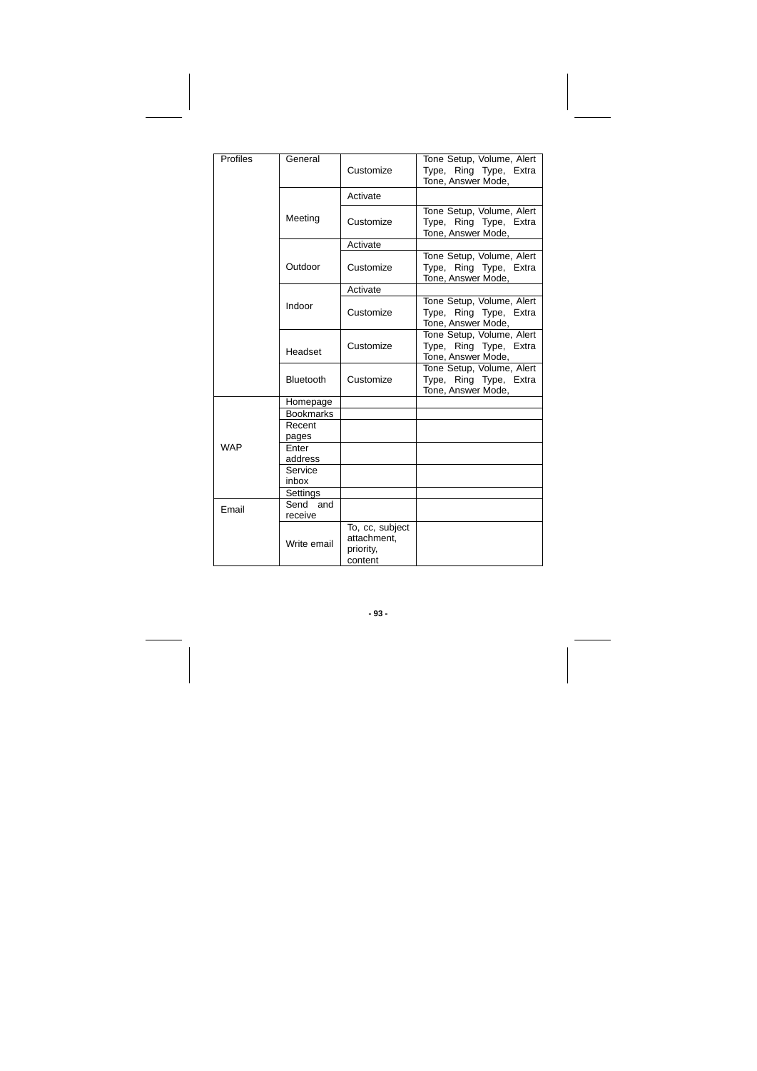| | | | |
|---|---|---|---|
| Profiles | General | Customize | Tone Setup, Volume, Alert Type, Ring Type, Extra Tone, Answer Mode, |
| | Meeting | Activate | |
| | | Customize | Tone Setup, Volume, Alert Type, Ring Type, Extra Tone, Answer Mode, |
| | Outdoor | Activate | |
| | | Customize | Tone Setup, Volume, Alert Type, Ring Type, Extra Tone, Answer Mode, |
| | Indoor | Activate | |
| | | Customize | Tone Setup, Volume, Alert Type, Ring Type, Extra Tone, Answer Mode, |
| | Headset | Customize | Tone Setup, Volume, Alert Type, Ring Type, Extra Tone, Answer Mode, |
| | Bluetooth | Customize | Tone Setup, Volume, Alert Type, Ring Type, Extra Tone, Answer Mode, |
| WAP | Homepage | | |
| | Bookmarks | | |
| | Recent pages | | |
| | Enter address | | |
| | Service inbox | | |
| | Settings | | |
| Email | Send and receive | | |
| | Write email | To, cc, subject attachment, priority, content | |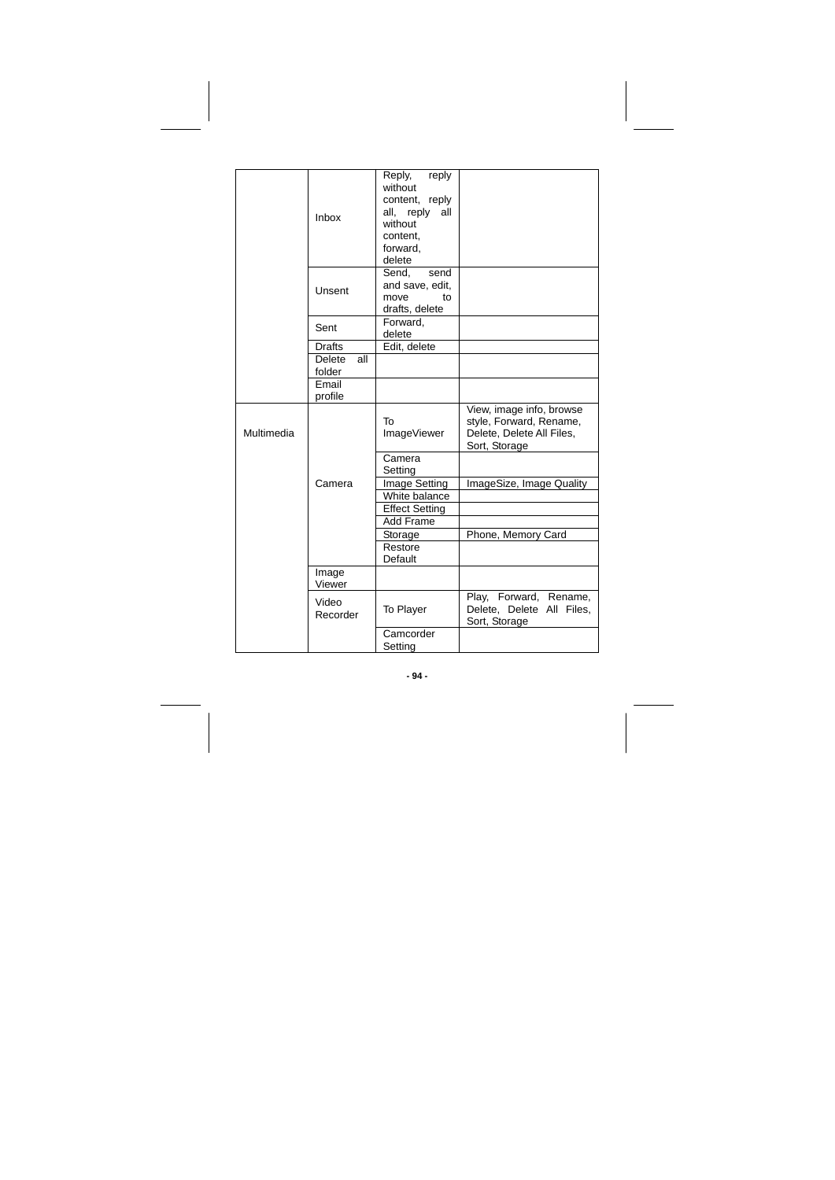| | | | |
|---|---|---|---|
| | Inbox | Reply, reply without content, reply all, reply all without content, forward, delete | |
| | Unsent | Send, send and save, edit, move to drafts, delete | |
| | Sent | Forward, delete | |
| | Drafts | Edit, delete | |
| | Delete all folder | | |
| | Email profile | | |
| Multimedia | Camera | To ImageViewer | View, image info, browse style, Forward, Rename, Delete, Delete All Files, Sort, Storage |
| | | Camera Setting | |
| | | Image Setting | ImageSize, Image Quality |
| | | White balance | |
| | | Effect Setting | |
| | | Add Frame | |
| | | Storage | Phone, Memory Card |
| | | Restore Default | |
| | Image Viewer | | |
| | Video Recorder | To Player | Play, Forward, Rename, Delete, Delete All Files, Sort, Storage |
| | | Camcorder Setting | |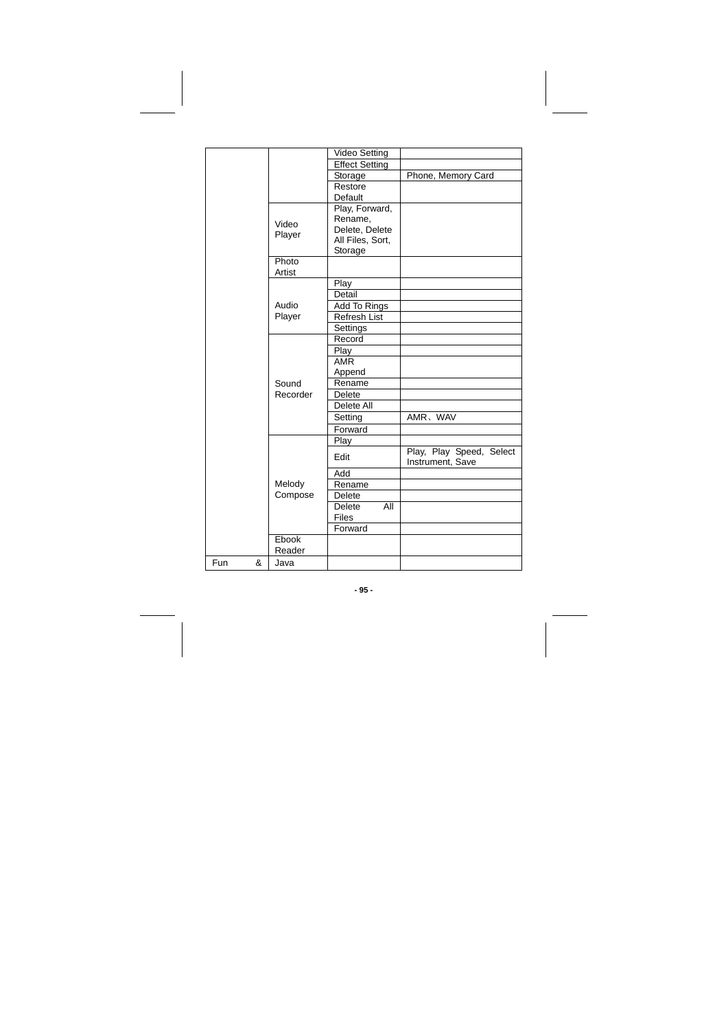| | | | |
|---|---|---|---|
| | | Video Setting | |
| | | Effect Setting | |
| | | Storage | Phone, Memory Card |
| | | Restore Default | |
| | Video Player | Play, Forward, Rename, Delete, Delete All Files, Sort, Storage | |
| | Photo Artist | | |
| | Audio Player | Play | |
| | | Detail | |
| | | Add To Rings | |
| | | Refresh List | |
| | | Settings | |
| | Sound Recorder | Record | |
| | | Play | |
| | | AMR Append | |
| | | Rename | |
| | | Delete | |
| | | Delete All | |
| | | Setting | AMR、WAV |
| | | Forward | |
| | Melody Compose | Play | |
| | | Edit | Play, Play Speed, Select Instrument, Save |
| | | Add | |
| | | Rename | |
| | | Delete | |
| | | Delete All Files | |
| | | Forward | |
| | Ebook Reader | | |
| Fun & | Java | | |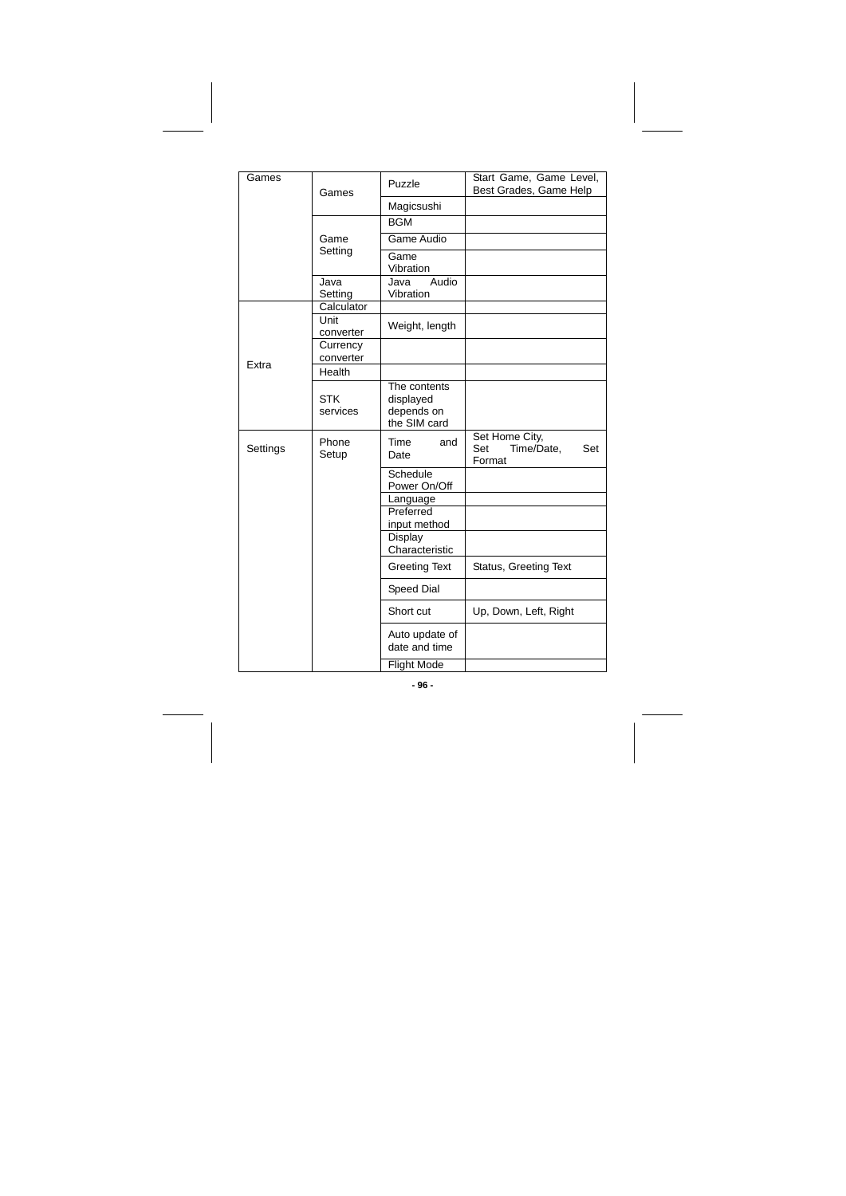| Games | Games | Puzzle | Start Game, Game Level, Best Grades, Game Help |
|---|---|---|---|
| | | Magicsushi | |
| | Game Setting | BGM | |
| | | Game Audio | |
| | | Game Vibration | |
| | Java Setting | Java Audio Vibration | |
| Extra | Calculator | | |
| | Unit converter | Weight, length | |
| | Currency converter | | |
| | Health | | |
| | STK services | The contents displayed depends on the SIM card | |
| Settings | Phone Setup | Time and Date | Set Home City, Set Time/Date, Set Format |
| | | Schedule Power On/Off | |
| | | Language | |
| | | Preferred input method | |
| | | Display Characteristic | |
| | | Greeting Text | Status, Greeting Text |
| | | Speed Dial | |
| | | Short cut | Up, Down, Left, Right |
| | | Auto update of date and time | |
| | | Flight Mode | |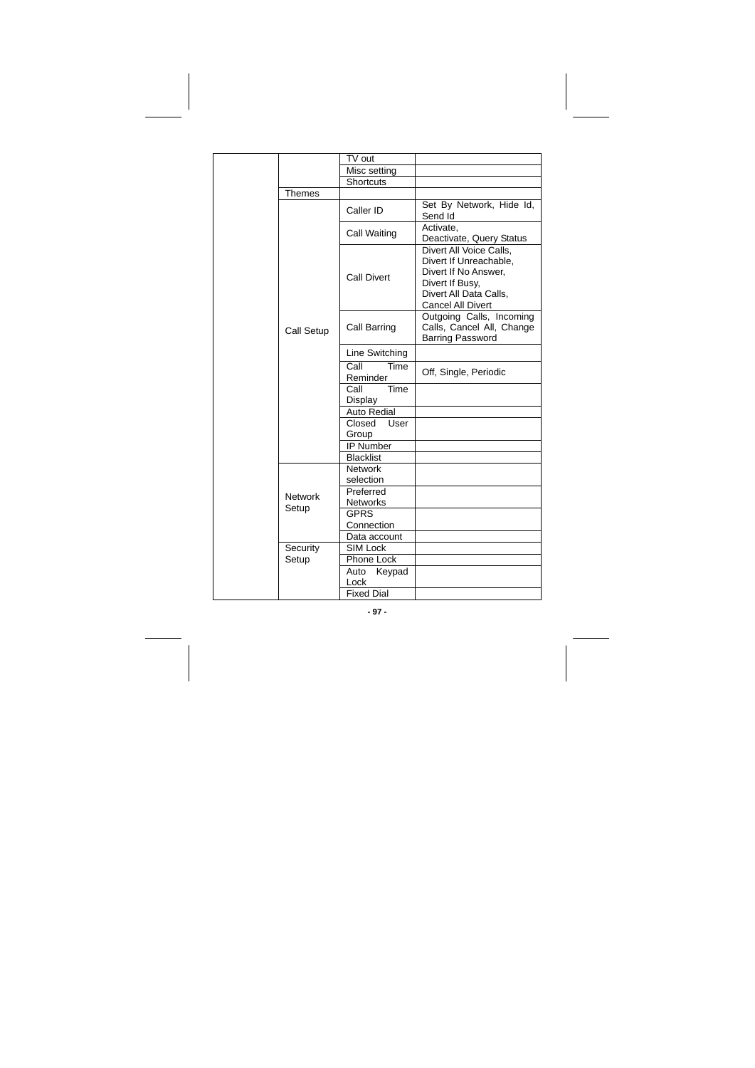| | | | |
|---|---|---|---|
| | | TV out | |
| | | Misc setting | |
| | | Shortcuts | |
| | Themes | | |
| | Call Setup | Caller ID | Set By Network, Hide Id, Send Id |
| | | Call Waiting | Activate, Deactivate, Query Status |
| | | Call Divert | Divert All Voice Calls, Divert If Unreachable, Divert If No Answer, Divert If Busy, Divert All Data Calls, Cancel All Divert |
| | | Call Barring | Outgoing Calls, Incoming Calls, Cancel All, Change Barring Password |
| | | Line Switching | |
| | | Call Time Reminder | Off, Single, Periodic |
| | | Call Time Display | |
| | | Auto Redial | |
| | | Closed User Group | |
| | | IP Number | |
| | | Blacklist | |
| | Network Setup | Network selection | |
| | | Preferred Networks | |
| | | GPRS Connection | |
| | | Data account | |
| | Security Setup | SIM Lock | |
| | | Phone Lock | |
| | | Auto Keypad Lock | |
| | | Fixed Dial | |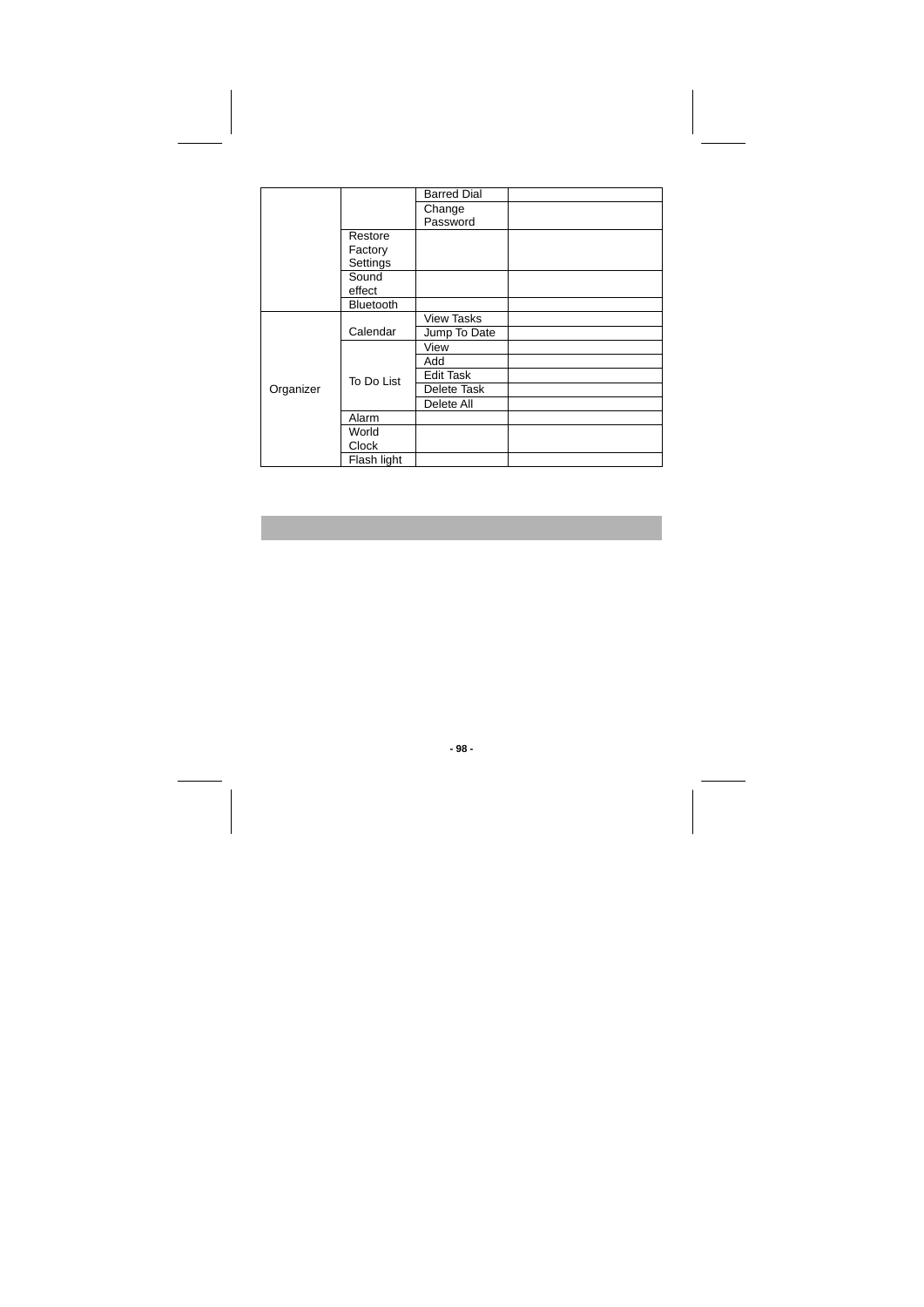| | | | |
|---|---|---|---|
| | | Barred Dial | |
| | | Change Password | |
| | Restore Factory Settings | | |
| | Sound effect | | |
| | Bluetooth | | |
| Organizer | Calendar | View Tasks | |
| | | Jump To Date | |
| | To Do List | View | |
| | | Add | |
| | | Edit Task | |
| | | Delete Task | |
| | | Delete All | |
| | Alarm | | |
| | World Clock | | |
| | Flash light | | |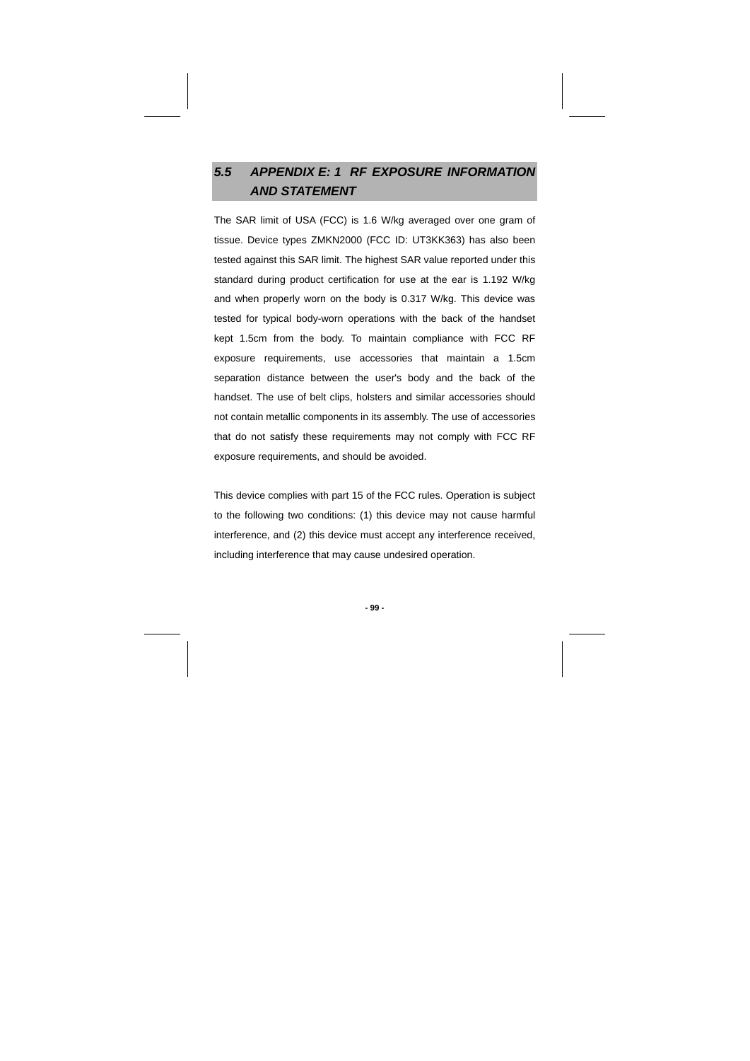## *5.5 APPENDIX E: 1 RF EXPOSURE INFORMATION AND STATEMENT*

The SAR limit of USA (FCC) is 1.6 W/kg averaged over one gram of tissue. Device types ZMKN2000 (FCC ID: UT3KK363) has also been tested against this SAR limit. The highest SAR value reported under this standard during product certification for use at the ear is 1.192 W/kg and when properly worn on the body is 0.317 W/kg. This device was tested for typical body-worn operations with the back of the handset kept 1.5cm from the body. To maintain compliance with FCC RF exposure requirements, use accessories that maintain a 1.5cm separation distance between the user's body and the back of the handset. The use of belt clips, holsters and similar accessories should not contain metallic components in its assembly. The use of accessories that do not satisfy these requirements may not comply with FCC RF exposure requirements, and should be avoided.

This device complies with part 15 of the FCC rules. Operation is subject to the following two conditions: (1) this device may not cause harmful interference, and (2) this device must accept any interference received, including interference that may cause undesired operation.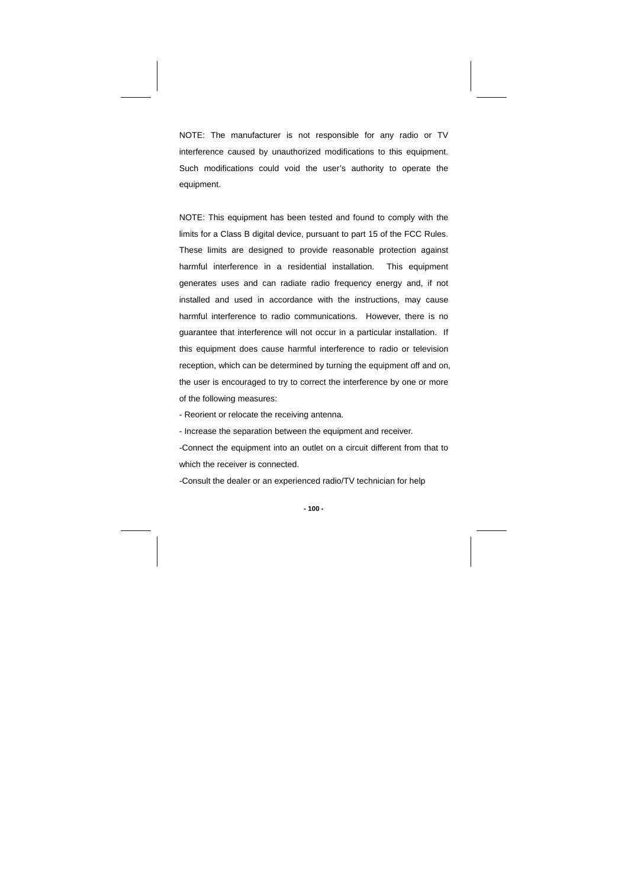NOTE: The manufacturer is not responsible for any radio or TV interference caused by unauthorized modifications to this equipment. Such modifications could void the user's authority to operate the equipment.

NOTE: This equipment has been tested and found to comply with the limits for a Class B digital device, pursuant to part 15 of the FCC Rules. These limits are designed to provide reasonable protection against harmful interference in a residential installation. This equipment generates uses and can radiate radio frequency energy and, if not installed and used in accordance with the instructions, may cause harmful interference to radio communications. However, there is no guarantee that interference will not occur in a particular installation. If this equipment does cause harmful interference to radio or television reception, which can be determined by turning the equipment off and on, the user is encouraged to try to correct the interference by one or more of the following measures:

- Reorient or relocate the receiving antenna.
- Increase the separation between the equipment and receiver.
- Connect the equipment into an outlet on a circuit different from that to which the receiver is connected.
- Consult the dealer or an experienced radio/TV technician for help